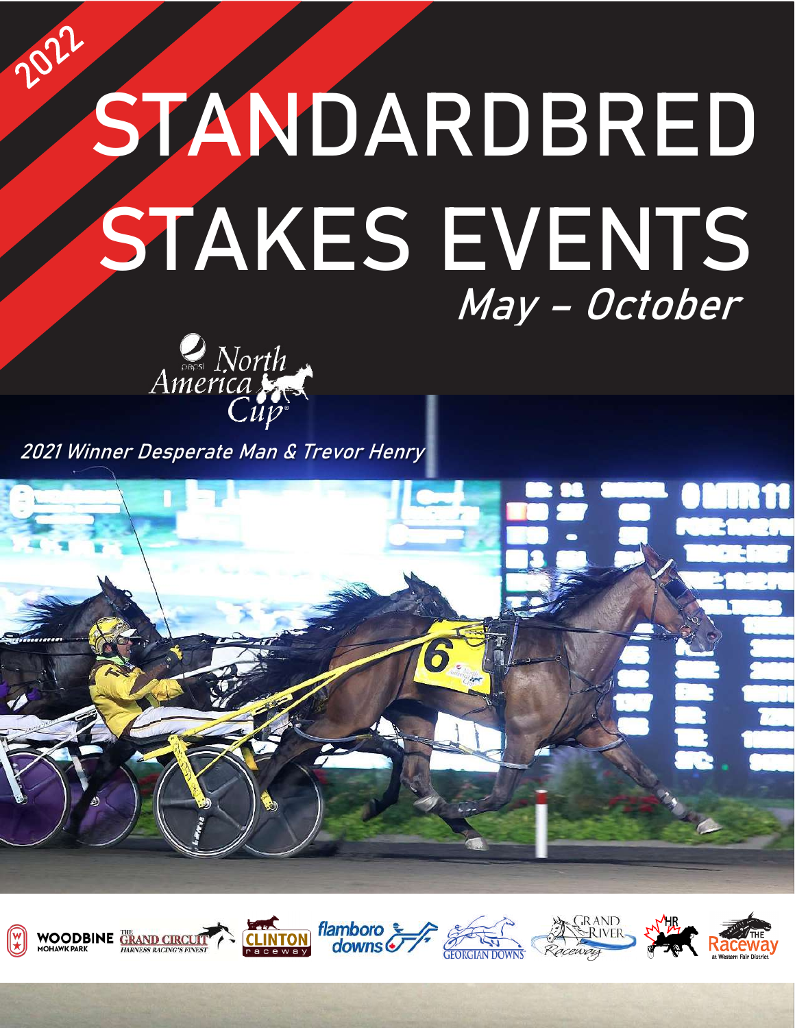2022

# STANDARDBRED STAKES EVENTS

*May – October*

Pepsi North America Cup

*2021 Winner Desperate Man & Trevor Henry*

WOODBINE MOHAWK PARK · THE GRAND CIRCUIT HARNESS RACING'S FINEST · CLINTON RACEWAY · FLAMBORO DOWNS · GEORGIAN DOWNS · GRAND RIVER RACEWAY · HR · THE RACEWAY AT WESTERN FAIR DISTRICT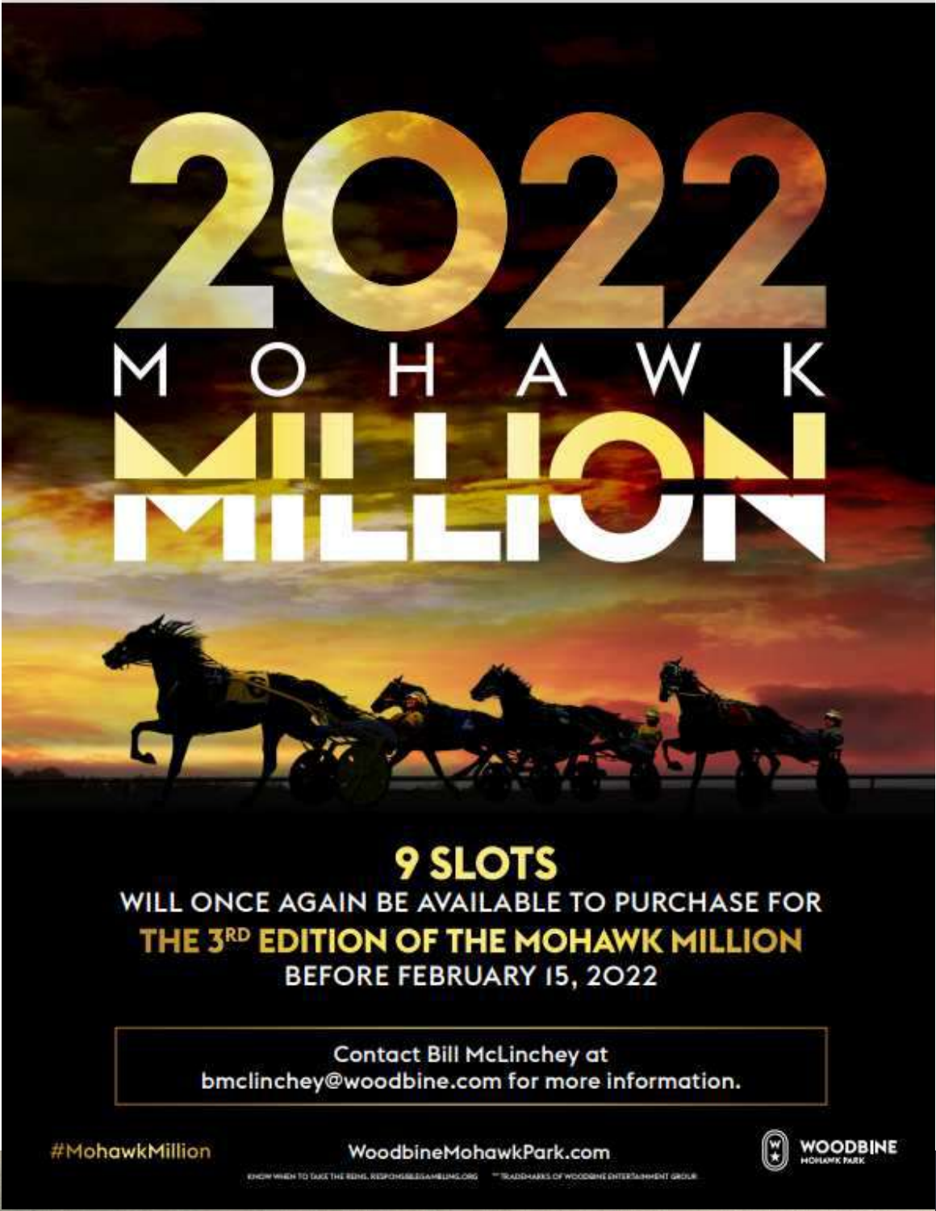# 2022

# MOHAWK MILLION

## 9 SLOTS

WILL ONCE AGAIN BE AVAILABLE TO PURCHASE FOR

**THE 3RD EDITION OF THE MOHAWK MILLION**

BEFORE FEBRUARY 15, 2022

Contact Bill McLinchey at bmclinchey@woodbine.com for more information.

#MohawkMillion

WoodbineMohawkPark.com

WOODBINE MOHAWK PARK

KNOW WHEN TO TAKE THE REINS. RESPONSIBLEGAMBLING.ORG ™TRADEMARKS OF WOODBINE ENTERTAINMENT GROUP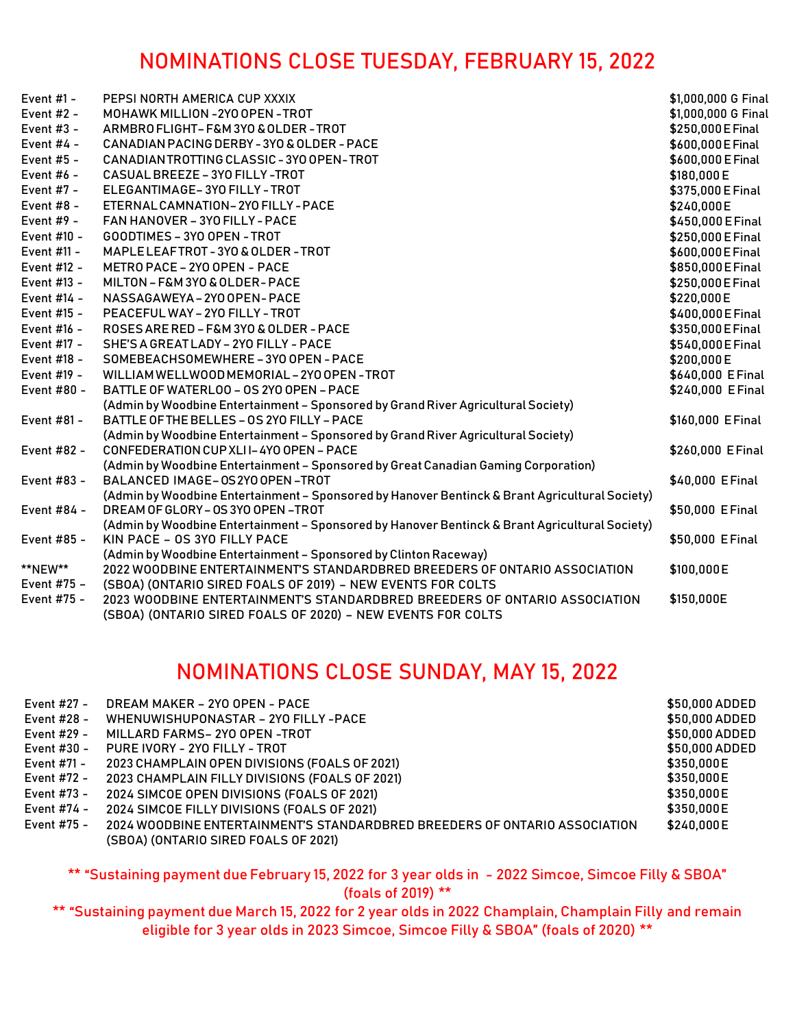## NOMINATIONS CLOSE TUESDAY, FEBRUARY 15, 2022

| Event | Name | Purse |
|---|---|---|
| Event #1 - | PEPSI NORTH AMERICA CUP XXXIX | $1,000,000 G Final |
| Event #2 - | MOHAWK MILLION -2YO OPEN -TROT | $1,000,000 G Final |
| Event #3 - | ARMBRO FLIGHT– F&M 3YO & OLDER - TROT | $250,000 E Final |
| Event #4 - | CANADIAN PACING DERBY - 3YO & OLDER - PACE | $600,000 E Final |
| Event #5 - | CANADIAN TROTTING CLASSIC - 3YO OPEN- TROT | $600,000 E Final |
| Event #6 - | CASUAL BREEZE – 3YO FILLY -TROT | $180,000 E |
| Event #7 - | ELEGANT IMAGE– 3YO FILLY - TROT | $375,000 E Final |
| Event #8 - | ETERNAL CAMNATION– 2YO FILLY - PACE | $240,000 E |
| Event #9 - | FAN HANOVER – 3YO FILLY - PACE | $450,000 E Final |
| Event #10 - | GOODTIMES – 3YO OPEN - TROT | $250,000 E Final |
| Event #11 - | MAPLE LEAF TROT - 3YO & OLDER - TROT | $600,000 E Final |
| Event #12 - | METRO PACE – 2YO OPEN - PACE | $850,000 E Final |
| Event #13 - | MILTON – F&M 3YO & OLDER- PACE | $250,000 E Final |
| Event #14 - | NASSAGAWEYA – 2YO OPEN- PACE | $220,000 E |
| Event #15 - | PEACEFUL WAY – 2YO FILLY - TROT | $400,000 E Final |
| Event #16 - | ROSES ARE RED – F&M 3YO & OLDER - PACE | $350,000 E Final |
| Event #17 - | SHE'S A GREAT LADY – 2YO FILLY - PACE | $540,000 E Final |
| Event #18 - | SOMEBEACHSOMEWHERE – 3YO OPEN - PACE | $200,000 E |
| Event #19 - | WILLIAM WELLWOOD MEMORIAL – 2YO OPEN - TROT | $640,000 E Final |
| Event #80 - | BATTLE OF WATERLOO – OS 2YO OPEN – PACE (Admin by Woodbine Entertainment – Sponsored by Grand River Agricultural Society) | $240,000 E Final |
| Event #81 - | BATTLE OF THE BELLES – OS 2YO FILLY – PACE (Admin by Woodbine Entertainment – Sponsored by Grand River Agricultural Society) | $160,000 E Final |
| Event #82 - | CONFEDERATION CUP XLI I– 4YO OPEN – PACE (Admin by Woodbine Entertainment – Sponsored by Great Canadian Gaming Corporation) | $260,000 E Final |
| Event #83 - | BALANCED IMAGE– OS 2YO OPEN –TROT (Admin by Woodbine Entertainment – Sponsored by Hanover Bentinck & Brant Agricultural Society) | $40,000 E Final |
| Event #84 - | DREAM OF GLORY – OS 3YO OPEN –TROT (Admin by Woodbine Entertainment – Sponsored by Hanover Bentinck & Brant Agricultural Society) | $50,000 E Final |
| Event #85 - | KIN PACE – OS 3YO FILLY PACE (Admin by Woodbine Entertainment – Sponsored by Clinton Raceway) | $50,000 E Final |
| **NEW** Event #75 – | 2022 WOODBINE ENTERTAINMENT'S STANDARDBRED BREEDERS OF ONTARIO ASSOCIATION (SBOA) (ONTARIO SIRED FOALS OF 2019) – NEW EVENTS FOR COLTS | $100,000 E |
| Event #75 - | 2023 WOODBINE ENTERTAINMENT'S STANDARDBRED BREEDERS OF ONTARIO ASSOCIATION (SBOA) (ONTARIO SIRED FOALS OF 2020) – NEW EVENTS FOR COLTS | $150,000E |

## NOMINATIONS CLOSE SUNDAY, MAY 15, 2022

| Event | Name | Purse |
|---|---|---|
| Event #27 - | DREAM MAKER – 2YO OPEN - PACE | $50,000 ADDED |
| Event #28 - | WHENUWISHUPONASTAR – 2YO FILLY -PACE | $50,000 ADDED |
| Event #29 - | MILLARD FARMS– 2YO OPEN -TROT | $50,000 ADDED |
| Event #30 - | PURE IVORY - 2YO FILLY - TROT | $50,000 ADDED |
| Event #71 - | 2023 CHAMPLAIN OPEN DIVISIONS (FOALS OF 2021) | $350,000 E |
| Event #72 - | 2023 CHAMPLAIN FILLY DIVISIONS (FOALS OF 2021) | $350,000 E |
| Event #73 - | 2024 SIMCOE OPEN DIVISIONS (FOALS OF 2021) | $350,000 E |
| Event #74 - | 2024 SIMCOE FILLY DIVISIONS (FOALS OF 2021) | $350,000 E |
| Event #75 - | 2024 WOODBINE ENTERTAINMENT'S STANDARDBRED BREEDERS OF ONTARIO ASSOCIATION (SBOA) (ONTARIO SIRED FOALS OF 2021) | $240,000 E |

** "Sustaining payment due February 15, 2022 for 3 year olds in - 2022 Simcoe, Simcoe Filly & SBOA" (foals of 2019) **

** "Sustaining payment due March 15, 2022 for 2 year olds in 2022 Champlain, Champlain Filly and remain eligible for 3 year olds in 2023 Simcoe, Simcoe Filly & SBOA" (foals of 2020) **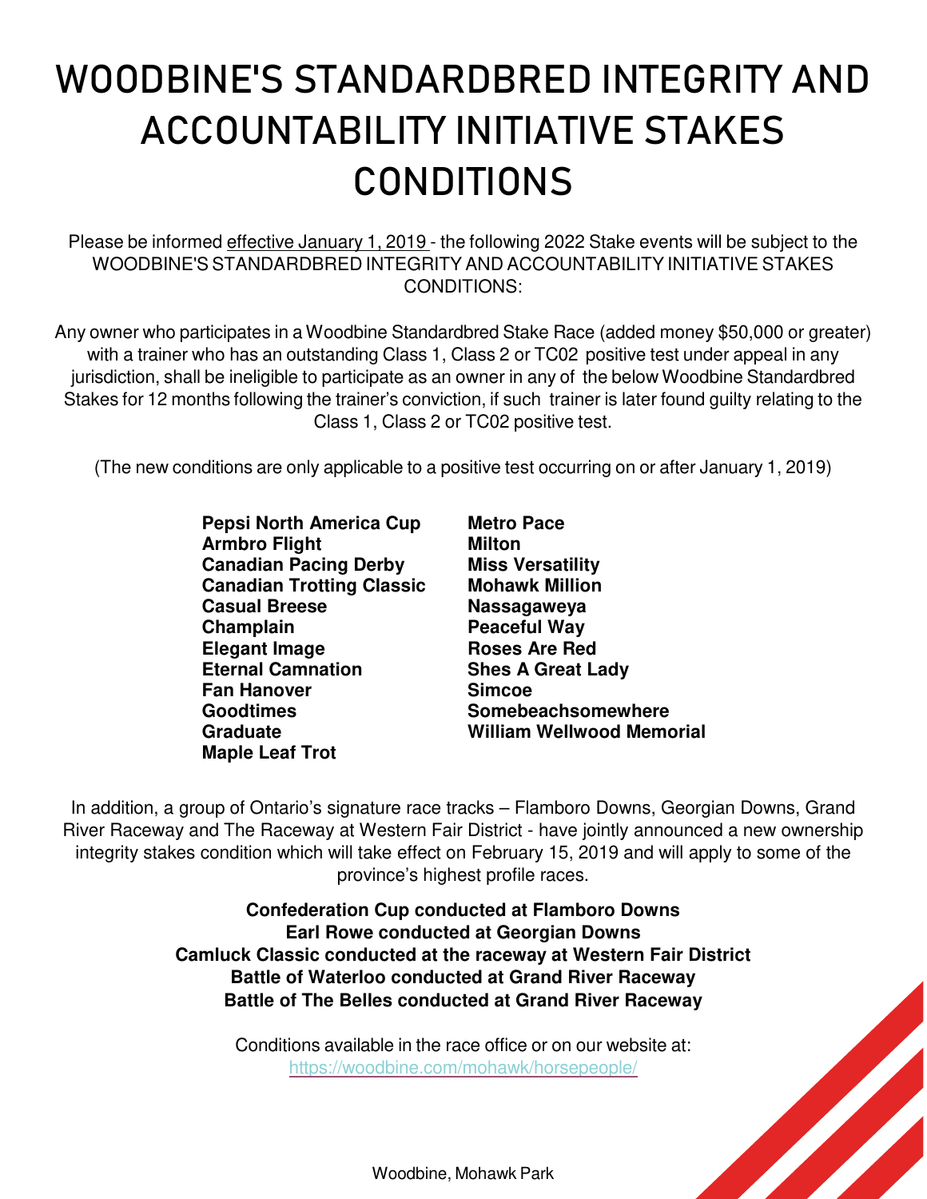# WOODBINE'S STANDARDBRED INTEGRITY AND ACCOUNTABILITY INITIATIVE STAKES CONDITIONS

Please be informed effective January 1, 2019 - the following 2022 Stake events will be subject to the WOODBINE'S STANDARDBRED INTEGRITY AND ACCOUNTABILITY INITIATIVE STAKES CONDITIONS:

Any owner who participates in a Woodbine Standardbred Stake Race (added money $50,000 or greater) with a trainer who has an outstanding Class 1, Class 2 or TC02 positive test under appeal in any jurisdiction, shall be ineligible to participate as an owner in any of the below Woodbine Standardbred Stakes for 12 months following the trainer's conviction, if such trainer is later found guilty relating to the Class 1, Class 2 or TC02 positive test.

(The new conditions are only applicable to a positive test occurring on or after January 1, 2019)

**Pepsi North America Cup**
**Armbro Flight**
**Canadian Pacing Derby**
**Canadian Trotting Classic**
**Casual Breese**
**Champlain**
**Elegant Image**
**Eternal Camnation**
**Fan Hanover**
**Goodtimes**
**Graduate**
**Maple Leaf Trot**
**Metro Pace**
**Milton**
**Miss Versatility**
**Mohawk Million**
**Nassagaweya**
**Peaceful Way**
**Roses Are Red**
**Shes A Great Lady**
**Simcoe**
**Somebeachsomewhere**
**William Wellwood Memorial**

In addition, a group of Ontario's signature race tracks – Flamboro Downs, Georgian Downs, Grand River Raceway and The Raceway at Western Fair District - have jointly announced a new ownership integrity stakes condition which will take effect on February 15, 2019 and will apply to some of the province's highest profile races.

**Confederation Cup conducted at Flamboro Downs**
**Earl Rowe conducted at Georgian Downs**
**Camluck Classic conducted at the raceway at Western Fair District**
**Battle of Waterloo conducted at Grand River Raceway**
**Battle of The Belles conducted at Grand River Raceway**

Conditions available in the race office or on our website at:
https://woodbine.com/mohawk/horsepeople/

Woodbine, Mohawk Park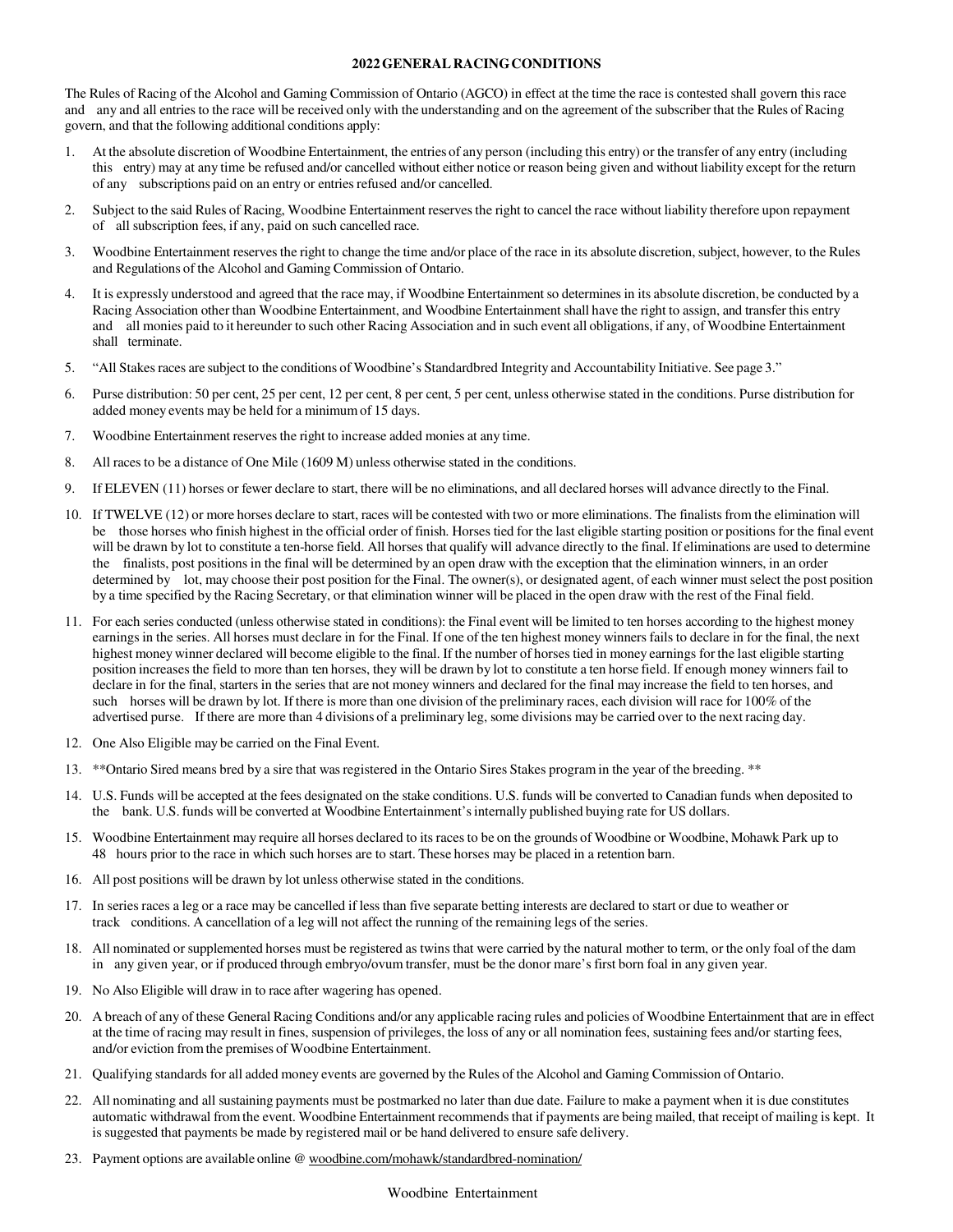# 2022 GENERAL RACING CONDITIONS

The Rules of Racing of the Alcohol and Gaming Commission of Ontario (AGCO) in effect at the time the race is contested shall govern this race and any and all entries to the race will be received only with the understanding and on the agreement of the subscriber that the Rules of Racing govern, and that the following additional conditions apply:

1. At the absolute discretion of Woodbine Entertainment, the entries of any person (including this entry) or the transfer of any entry (including this entry) may at any time be refused and/or cancelled without either notice or reason being given and without liability except for the return of any subscriptions paid on an entry or entries refused and/or cancelled.

2. Subject to the said Rules of Racing, Woodbine Entertainment reserves the right to cancel the race without liability therefore upon repayment of all subscription fees, if any, paid on such cancelled race.

3. Woodbine Entertainment reserves the right to change the time and/or place of the race in its absolute discretion, subject, however, to the Rules and Regulations of the Alcohol and Gaming Commission of Ontario.

4. It is expressly understood and agreed that the race may, if Woodbine Entertainment so determines in its absolute discretion, be conducted by a Racing Association other than Woodbine Entertainment, and Woodbine Entertainment shall have the right to assign, and transfer this entry and all monies paid to it hereunder to such other Racing Association and in such event all obligations, if any, of Woodbine Entertainment shall terminate.

5. "All Stakes races are subject to the conditions of Woodbine's Standardbred Integrity and Accountability Initiative. See page 3."

6. Purse distribution: 50 per cent, 25 per cent, 12 per cent, 8 per cent, 5 per cent, unless otherwise stated in the conditions. Purse distribution for added money events may be held for a minimum of 15 days.

7. Woodbine Entertainment reserves the right to increase added monies at any time.

8. All races to be a distance of One Mile (1609 M) unless otherwise stated in the conditions.

9. If ELEVEN (11) horses or fewer declare to start, there will be no eliminations, and all declared horses will advance directly to the Final.

10. If TWELVE (12) or more horses declare to start, races will be contested with two or more eliminations. The finalists from the elimination will be those horses who finish highest in the official order of finish. Horses tied for the last eligible starting position or positions for the final event will be drawn by lot to constitute a ten-horse field. All horses that qualify will advance directly to the final. If eliminations are used to determine the finalists, post positions in the final will be determined by an open draw with the exception that the elimination winners, in an order determined by lot, may choose their post position for the Final. The owner(s), or designated agent, of each winner must select the post position by a time specified by the Racing Secretary, or that elimination winner will be placed in the open draw with the rest of the Final field.

11. For each series conducted (unless otherwise stated in conditions): the Final event will be limited to ten horses according to the highest money earnings in the series. All horses must declare in for the Final. If one of the ten highest money winners fails to declare in for the final, the next highest money winner declared will become eligible to the final. If the number of horses tied in money earnings for the last eligible starting position increases the field to more than ten horses, they will be drawn by lot to constitute a ten horse field. If enough money winners fail to declare in for the final, starters in the series that are not money winners and declared for the final may increase the field to ten horses, and such horses will be drawn by lot. If there is more than one division of the preliminary races, each division will race for 100% of the advertised purse. If there are more than 4 divisions of a preliminary leg, some divisions may be carried over to the next racing day.

12. One Also Eligible may be carried on the Final Event.

13. **Ontario Sired means bred by a sire that was registered in the Ontario Sires Stakes program in the year of the breeding. **

14. U.S. Funds will be accepted at the fees designated on the stake conditions. U.S. funds will be converted to Canadian funds when deposited to the bank. U.S. funds will be converted at Woodbine Entertainment's internally published buying rate for US dollars.

15. Woodbine Entertainment may require all horses declared to its races to be on the grounds of Woodbine or Woodbine, Mohawk Park up to 48 hours prior to the race in which such horses are to start. These horses may be placed in a retention barn.

16. All post positions will be drawn by lot unless otherwise stated in the conditions.

17. In series races a leg or a race may be cancelled if less than five separate betting interests are declared to start or due to weather or track conditions. A cancellation of a leg will not affect the running of the remaining legs of the series.

18. All nominated or supplemented horses must be registered as twins that were carried by the natural mother to term, or the only foal of the dam in any given year, or if produced through embryo/ovum transfer, must be the donor mare's first born foal in any given year.

19. No Also Eligible will draw in to race after wagering has opened.

20. A breach of any of these General Racing Conditions and/or any applicable racing rules and policies of Woodbine Entertainment that are in effect at the time of racing may result in fines, suspension of privileges, the loss of any or all nomination fees, sustaining fees and/or starting fees, and/or eviction from the premises of Woodbine Entertainment.

21. Qualifying standards for all added money events are governed by the Rules of the Alcohol and Gaming Commission of Ontario.

22. All nominating and all sustaining payments must be postmarked no later than due date. Failure to make a payment when it is due constitutes automatic withdrawal from the event. Woodbine Entertainment recommends that if payments are being mailed, that receipt of mailing is kept. It is suggested that payments be made by registered mail or be hand delivered to ensure safe delivery.

23. Payment options are available online @ woodbine.com/mohawk/standardbred-nomination/

Woodbine Entertainment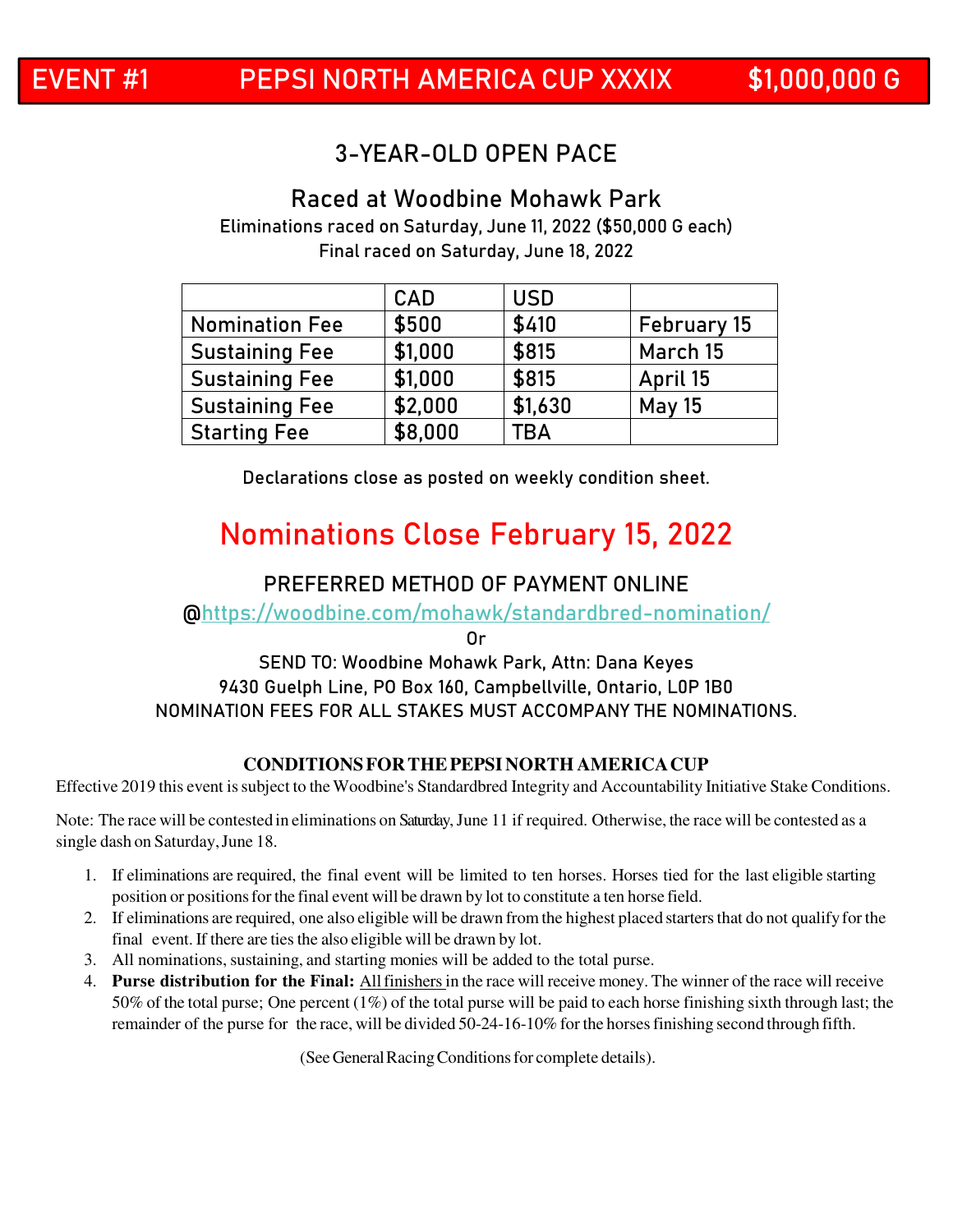# EVENT #1 PEPSI NORTH AMERICA CUP XXXIX $1,000,000 G

## 3-YEAR-OLD OPEN PACE

### Raced at Woodbine Mohawk Park

Eliminations raced on Saturday, June 11, 2022 ($50,000 G each)
Final raced on Saturday, June 18, 2022

| | CAD | USD | |
|---|---|---|---|
| Nomination Fee | $500 | $410 | February 15 |
| Sustaining Fee | $1,000 | $815 | March 15 |
| Sustaining Fee | $1,000 | $815 | April 15 |
| Sustaining Fee | $2,000 | $1,630 | May 15 |
| Starting Fee | $8,000 | TBA | |

Declarations close as posted on weekly condition sheet.

## Nominations Close February 15, 2022

PREFERRED METHOD OF PAYMENT ONLINE
@https://woodbine.com/mohawk/standardbred-nomination/
Or
SEND TO: Woodbine Mohawk Park, Attn: Dana Keyes
9430 Guelph Line, PO Box 160, Campbellville, Ontario, L0P 1B0
NOMINATION FEES FOR ALL STAKES MUST ACCOMPANY THE NOMINATIONS.

**CONDITIONS FOR THE PEPSI NORTH AMERICA CUP**

Effective 2019 this event is subject to the Woodbine's Standardbred Integrity and Accountability Initiative Stake Conditions.

Note: The race will be contested in eliminations on Saturday, June 11 if required. Otherwise, the race will be contested as a single dash on Saturday, June 18.

1. If eliminations are required, the final event will be limited to ten horses. Horses tied for the last eligible starting position or positions for the final event will be drawn by lot to constitute a ten horse field.
2. If eliminations are required, one also eligible will be drawn from the highest placed starters that do not qualify for the final event. If there are ties the also eligible will be drawn by lot.
3. All nominations, sustaining, and starting monies will be added to the total purse.
4. **Purse distribution for the Final:** All finishers in the race will receive money. The winner of the race will receive 50% of the total purse; One percent (1%) of the total purse will be paid to each horse finishing sixth through last; the remainder of the purse for the race, will be divided 50-24-16-10% for the horses finishing second through fifth.

(See General Racing Conditions for complete details).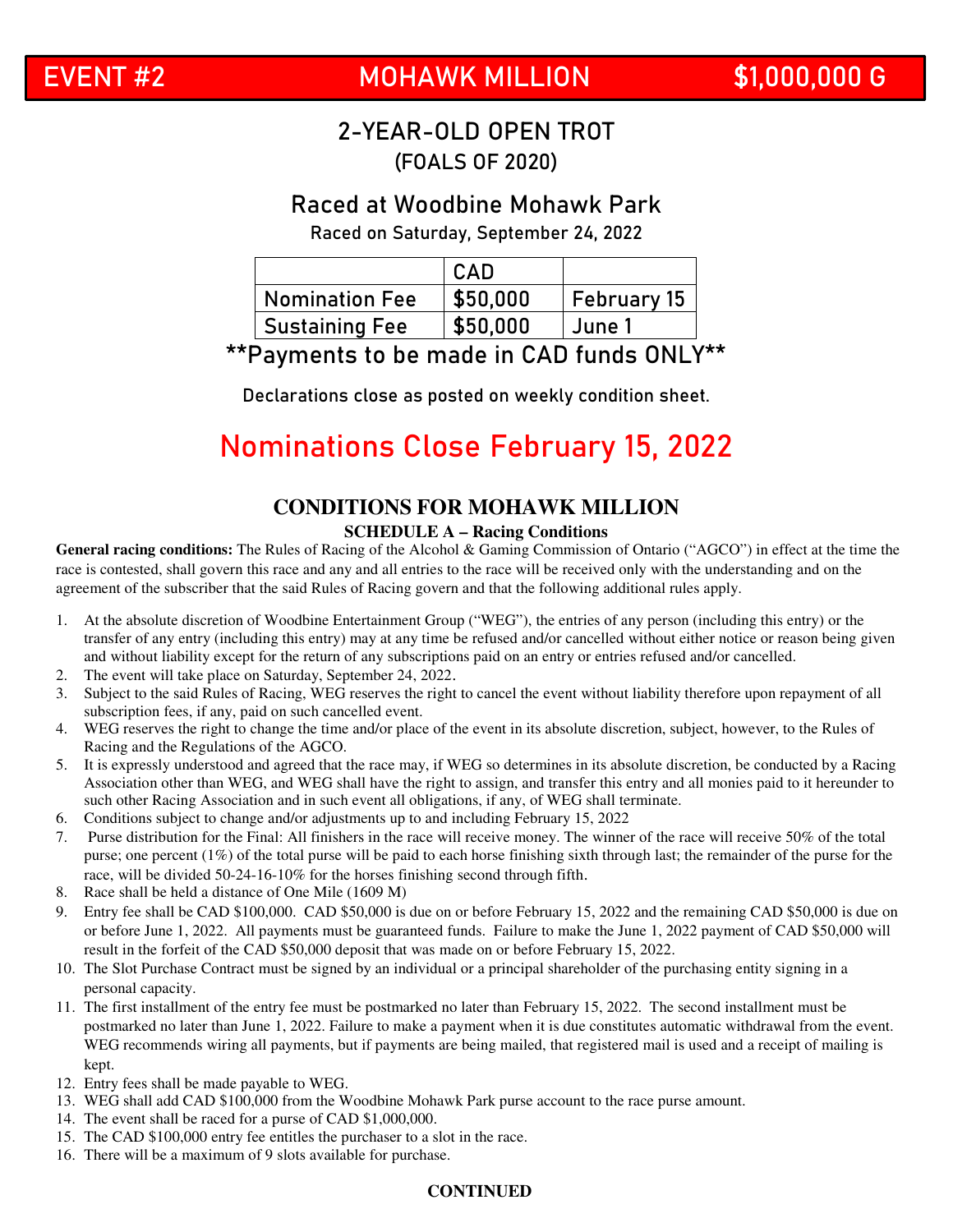# EVENT #2 MOHAWK MILLION $1,000,000 G

## 2-YEAR-OLD OPEN TROT
### (FOALS OF 2020)

## Raced at Woodbine Mohawk Park
### Raced on Saturday, September 24, 2022

| | CAD | |
|---|---|---|
| Nomination Fee | $50,000 | February 15 |
| Sustaining Fee | $50,000 | June 1 |

**Payments to be made in CAD funds ONLY**

Declarations close as posted on weekly condition sheet.

## Nominations Close February 15, 2022

## CONDITIONS FOR MOHAWK MILLION
### SCHEDULE A – Racing Conditions

**General racing conditions:** The Rules of Racing of the Alcohol & Gaming Commission of Ontario ("AGCO") in effect at the time the race is contested, shall govern this race and any and all entries to the race will be received only with the understanding and on the agreement of the subscriber that the said Rules of Racing govern and that the following additional rules apply.

1. At the absolute discretion of Woodbine Entertainment Group ("WEG"), the entries of any person (including this entry) or the transfer of any entry (including this entry) may at any time be refused and/or cancelled without either notice or reason being given and without liability except for the return of any subscriptions paid on an entry or entries refused and/or cancelled.
2. The event will take place on Saturday, September 24, 2022.
3. Subject to the said Rules of Racing, WEG reserves the right to cancel the event without liability therefore upon repayment of all subscription fees, if any, paid on such cancelled event.
4. WEG reserves the right to change the time and/or place of the event in its absolute discretion, subject, however, to the Rules of Racing and the Regulations of the AGCO.
5. It is expressly understood and agreed that the race may, if WEG so determines in its absolute discretion, be conducted by a Racing Association other than WEG, and WEG shall have the right to assign, and transfer this entry and all monies paid to it hereunder to such other Racing Association and in such event all obligations, if any, of WEG shall terminate.
6. Conditions subject to change and/or adjustments up to and including February 15, 2022
7. Purse distribution for the Final: All finishers in the race will receive money. The winner of the race will receive 50% of the total purse; one percent (1%) of the total purse will be paid to each horse finishing sixth through last; the remainder of the purse for the race, will be divided 50-24-16-10% for the horses finishing second through fifth.
8. Race shall be held a distance of One Mile (1609 M)
9. Entry fee shall be CAD $100,000. CAD $50,000 is due on or before February 15, 2022 and the remaining CAD $50,000 is due on or before June 1, 2022. All payments must be guaranteed funds. Failure to make the June 1, 2022 payment of CAD $50,000 will result in the forfeit of the CAD $50,000 deposit that was made on or before February 15, 2022.
10. The Slot Purchase Contract must be signed by an individual or a principal shareholder of the purchasing entity signing in a personal capacity.
11. The first installment of the entry fee must be postmarked no later than February 15, 2022. The second installment must be postmarked no later than June 1, 2022. Failure to make a payment when it is due constitutes automatic withdrawal from the event. WEG recommends wiring all payments, but if payments are being mailed, that registered mail is used and a receipt of mailing is kept.
12. Entry fees shall be made payable to WEG.
13. WEG shall add CAD $100,000 from the Woodbine Mohawk Park purse account to the race purse amount.
14. The event shall be raced for a purse of CAD $1,000,000.
15. The CAD $100,000 entry fee entitles the purchaser to a slot in the race.
16. There will be a maximum of 9 slots available for purchase.

**CONTINUED**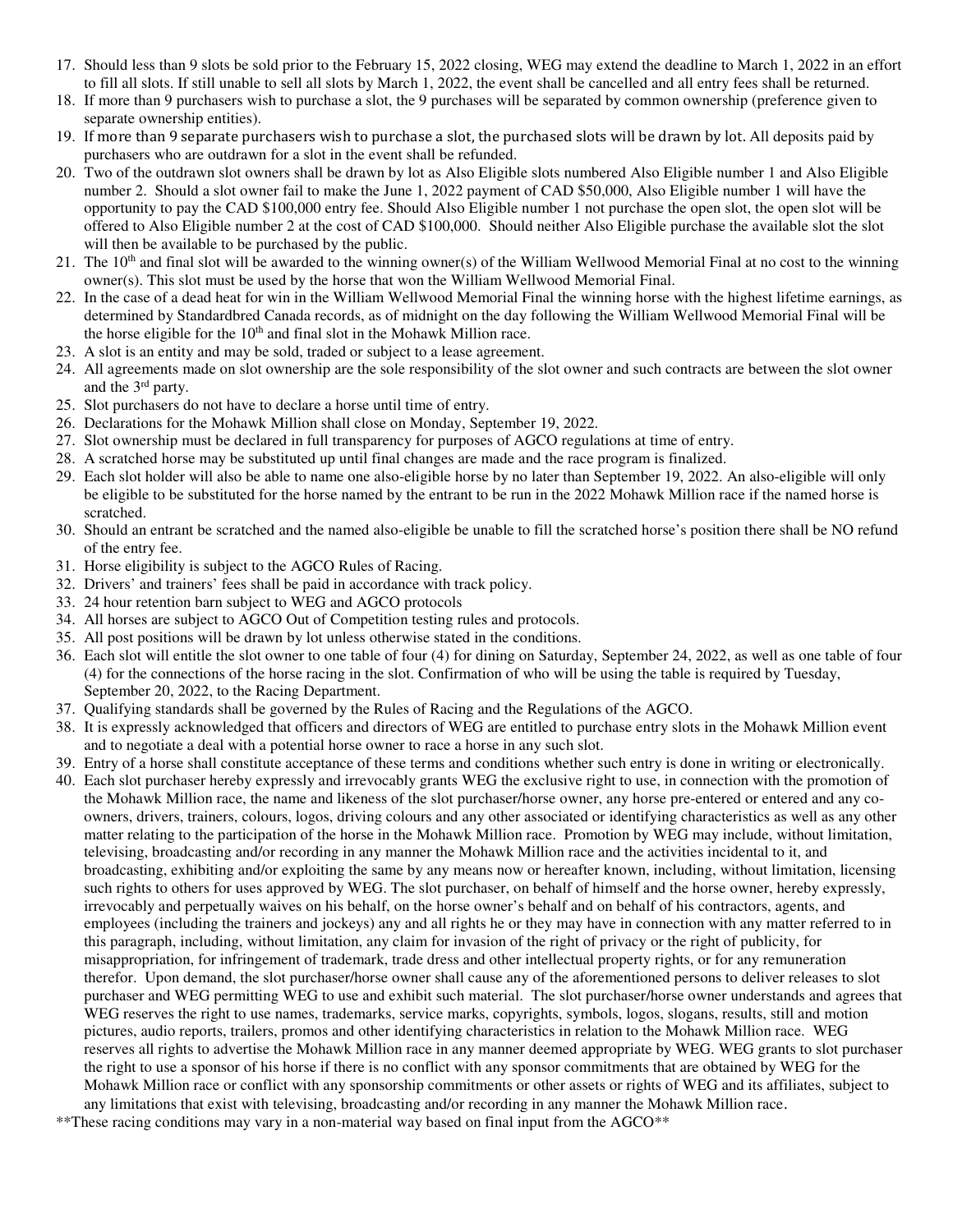17. Should less than 9 slots be sold prior to the February 15, 2022 closing, WEG may extend the deadline to March 1, 2022 in an effort to fill all slots. If still unable to sell all slots by March 1, 2022, the event shall be cancelled and all entry fees shall be returned.
18. If more than 9 purchasers wish to purchase a slot, the 9 purchases will be separated by common ownership (preference given to separate ownership entities).
19. If more than 9 separate purchasers wish to purchase a slot, the purchased slots will be drawn by lot. All deposits paid by purchasers who are outdrawn for a slot in the event shall be refunded.
20. Two of the outdrawn slot owners shall be drawn by lot as Also Eligible slots numbered Also Eligible number 1 and Also Eligible number 2. Should a slot owner fail to make the June 1, 2022 payment of CAD $50,000, Also Eligible number 1 will have the opportunity to pay the CAD $100,000 entry fee. Should Also Eligible number 1 not purchase the open slot, the open slot will be offered to Also Eligible number 2 at the cost of CAD $100,000. Should neither Also Eligible purchase the available slot the slot will then be available to be purchased by the public.
21. The 10th and final slot will be awarded to the winning owner(s) of the William Wellwood Memorial Final at no cost to the winning owner(s). This slot must be used by the horse that won the William Wellwood Memorial Final.
22. In the case of a dead heat for win in the William Wellwood Memorial Final the winning horse with the highest lifetime earnings, as determined by Standardbred Canada records, as of midnight on the day following the William Wellwood Memorial Final will be the horse eligible for the 10th and final slot in the Mohawk Million race.
23. A slot is an entity and may be sold, traded or subject to a lease agreement.
24. All agreements made on slot ownership are the sole responsibility of the slot owner and such contracts are between the slot owner and the 3rd party.
25. Slot purchasers do not have to declare a horse until time of entry.
26. Declarations for the Mohawk Million shall close on Monday, September 19, 2022.
27. Slot ownership must be declared in full transparency for purposes of AGCO regulations at time of entry.
28. A scratched horse may be substituted up until final changes are made and the race program is finalized.
29. Each slot holder will also be able to name one also-eligible horse by no later than September 19, 2022. An also-eligible will only be eligible to be substituted for the horse named by the entrant to be run in the 2022 Mohawk Million race if the named horse is scratched.
30. Should an entrant be scratched and the named also-eligible be unable to fill the scratched horse's position there shall be NO refund of the entry fee.
31. Horse eligibility is subject to the AGCO Rules of Racing.
32. Drivers' and trainers' fees shall be paid in accordance with track policy.
33. 24 hour retention barn subject to WEG and AGCO protocols
34. All horses are subject to AGCO Out of Competition testing rules and protocols.
35. All post positions will be drawn by lot unless otherwise stated in the conditions.
36. Each slot will entitle the slot owner to one table of four (4) for dining on Saturday, September 24, 2022, as well as one table of four (4) for the connections of the horse racing in the slot. Confirmation of who will be using the table is required by Tuesday, September 20, 2022, to the Racing Department.
37. Qualifying standards shall be governed by the Rules of Racing and the Regulations of the AGCO.
38. It is expressly acknowledged that officers and directors of WEG are entitled to purchase entry slots in the Mohawk Million event and to negotiate a deal with a potential horse owner to race a horse in any such slot.
39. Entry of a horse shall constitute acceptance of these terms and conditions whether such entry is done in writing or electronically.
40. Each slot purchaser hereby expressly and irrevocably grants WEG the exclusive right to use, in connection with the promotion of the Mohawk Million race, the name and likeness of the slot purchaser/horse owner, any horse pre-entered or entered and any co-owners, drivers, trainers, colours, logos, driving colours and any other associated or identifying characteristics as well as any other matter relating to the participation of the horse in the Mohawk Million race. Promotion by WEG may include, without limitation, televising, broadcasting and/or recording in any manner the Mohawk Million race and the activities incidental to it, and broadcasting, exhibiting and/or exploiting the same by any means now or hereafter known, including, without limitation, licensing such rights to others for uses approved by WEG. The slot purchaser, on behalf of himself and the horse owner, hereby expressly, irrevocably and perpetually waives on his behalf, on the horse owner's behalf and on behalf of his contractors, agents, and employees (including the trainers and jockeys) any and all rights he or they may have in connection with any matter referred to in this paragraph, including, without limitation, any claim for invasion of the right of privacy or the right of publicity, for misappropriation, for infringement of trademark, trade dress and other intellectual property rights, or for any remuneration therefor. Upon demand, the slot purchaser/horse owner shall cause any of the aforementioned persons to deliver releases to slot purchaser and WEG permitting WEG to use and exhibit such material. The slot purchaser/horse owner understands and agrees that WEG reserves the right to use names, trademarks, service marks, copyrights, symbols, logos, slogans, results, still and motion pictures, audio reports, trailers, promos and other identifying characteristics in relation to the Mohawk Million race. WEG reserves all rights to advertise the Mohawk Million race in any manner deemed appropriate by WEG. WEG grants to slot purchaser the right to use a sponsor of his horse if there is no conflict with any sponsor commitments that are obtained by WEG for the Mohawk Million race or conflict with any sponsorship commitments or other assets or rights of WEG and its affiliates, subject to any limitations that exist with televising, broadcasting and/or recording in any manner the Mohawk Million race.

**These racing conditions may vary in a non-material way based on final input from the AGCO**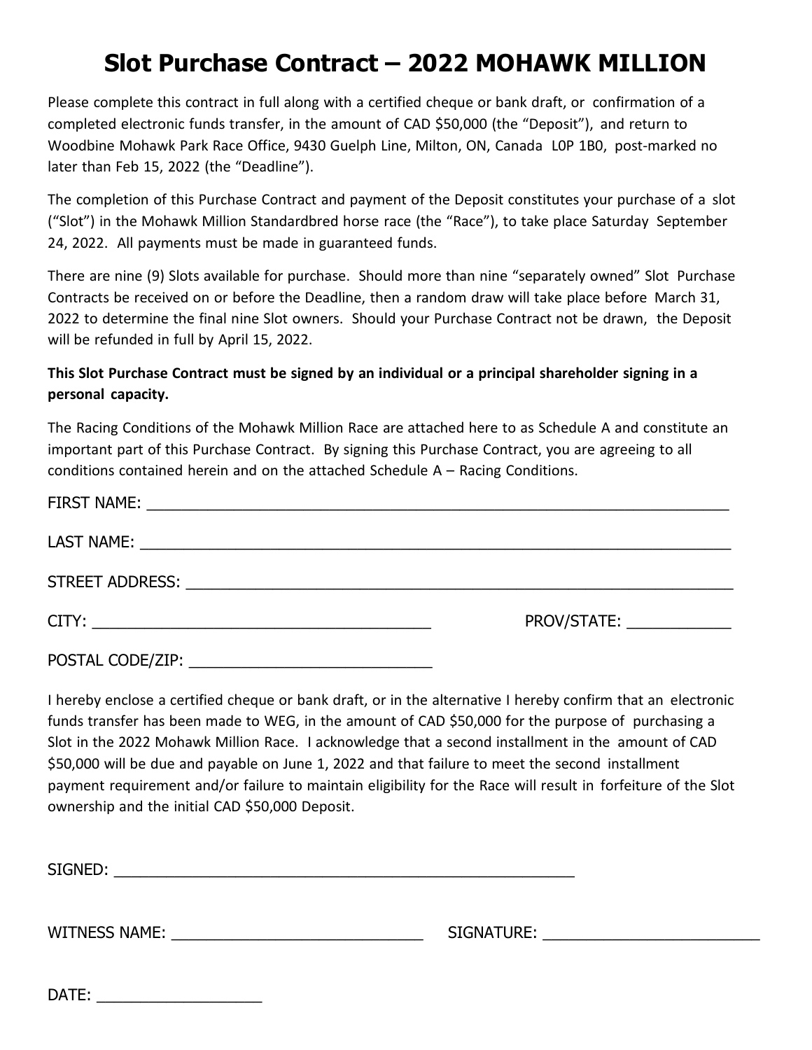# Slot Purchase Contract – 2022 MOHAWK MILLION

Please complete this contract in full along with a certified cheque or bank draft, or confirmation of a completed electronic funds transfer, in the amount of CAD $50,000 (the "Deposit"), and return to Woodbine Mohawk Park Race Office, 9430 Guelph Line, Milton, ON, Canada L0P 1B0, post-marked no later than Feb 15, 2022 (the "Deadline").

The completion of this Purchase Contract and payment of the Deposit constitutes your purchase of a slot ("Slot") in the Mohawk Million Standardbred horse race (the "Race"), to take place Saturday September 24, 2022. All payments must be made in guaranteed funds.

There are nine (9) Slots available for purchase. Should more than nine "separately owned" Slot Purchase Contracts be received on or before the Deadline, then a random draw will take place before March 31, 2022 to determine the final nine Slot owners. Should your Purchase Contract not be drawn, the Deposit will be refunded in full by April 15, 2022.

**This Slot Purchase Contract must be signed by an individual or a principal shareholder signing in a personal capacity.**

The Racing Conditions of the Mohawk Million Race are attached here to as Schedule A and constitute an important part of this Purchase Contract. By signing this Purchase Contract, you are agreeing to all conditions contained herein and on the attached Schedule A – Racing Conditions.

FIRST NAME: ______________________________________________

LAST NAME: ______________________________________________

STREET ADDRESS: __________________________________________

CITY: ____________________________ PROV/STATE: ____________

POSTAL CODE/ZIP: ____________________________

I hereby enclose a certified cheque or bank draft, or in the alternative I hereby confirm that an electronic funds transfer has been made to WEG, in the amount of CAD $50,000 for the purpose of purchasing a Slot in the 2022 Mohawk Million Race. I acknowledge that a second installment in the amount of CAD $50,000 will be due and payable on June 1, 2022 and that failure to meet the second installment payment requirement and/or failure to maintain eligibility for the Race will result in forfeiture of the Slot ownership and the initial CAD $50,000 Deposit.

SIGNED: ______________________________________________

WITNESS NAME: ____________________________ SIGNATURE: ________________________

DATE: ___________________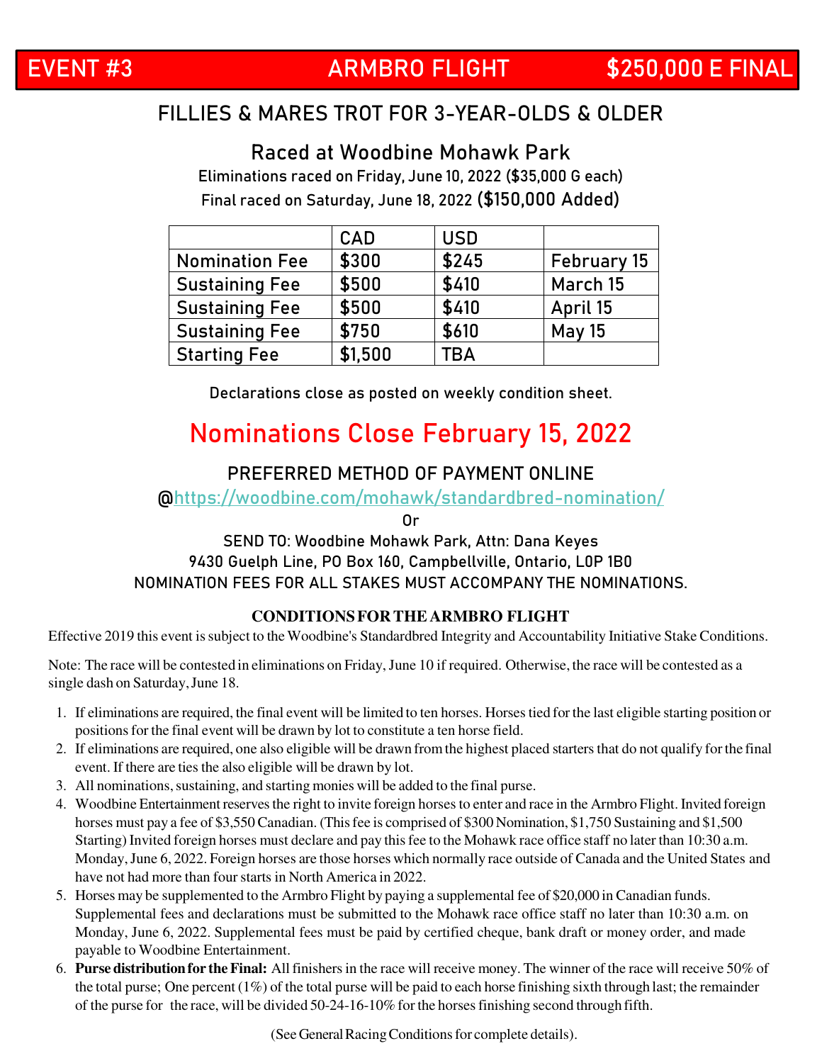# EVENT #3 ARMBRO FLIGHT $250,000 E FINAL

## FILLIES & MARES TROT FOR 3-YEAR-OLDS & OLDER

### Raced at Woodbine Mohawk Park

Eliminations raced on Friday, June 10, 2022 ($35,000 G each)
Final raced on Saturday, June 18, 2022 **($150,000 Added)**

| | CAD | USD | |
|---|---|---|---|
| Nomination Fee | $300 | $245 | February 15 |
| Sustaining Fee | $500 | $410 | March 15 |
| Sustaining Fee | $500 | $410 | April 15 |
| Sustaining Fee | $750 | $610 | May 15 |
| Starting Fee | $1,500 | TBA | |

Declarations close as posted on weekly condition sheet.

## Nominations Close February 15, 2022

PREFERRED METHOD OF PAYMENT ONLINE
@https://woodbine.com/mohawk/standardbred-nomination/
Or
SEND TO: Woodbine Mohawk Park, Attn: Dana Keyes
9430 Guelph Line, PO Box 160, Campbellville, Ontario, L0P 1B0
NOMINATION FEES FOR ALL STAKES MUST ACCOMPANY THE NOMINATIONS.

### CONDITIONS FOR THE ARMBRO FLIGHT

Effective 2019 this event is subject to the Woodbine's Standardbred Integrity and Accountability Initiative Stake Conditions.

Note: The race will be contested in eliminations on Friday, June 10 if required. Otherwise, the race will be contested as a single dash on Saturday, June 18.

1. If eliminations are required, the final event will be limited to ten horses. Horses tied for the last eligible starting position or positions for the final event will be drawn by lot to constitute a ten horse field.
2. If eliminations are required, one also eligible will be drawn from the highest placed starters that do not qualify for the final event. If there are ties the also eligible will be drawn by lot.
3. All nominations, sustaining, and starting monies will be added to the final purse.
4. Woodbine Entertainment reserves the right to invite foreign horses to enter and race in the Armbro Flight. Invited foreign horses must pay a fee of $3,550 Canadian. (This fee is comprised of $300 Nomination, $1,750 Sustaining and $1,500 Starting) Invited foreign horses must declare and pay this fee to the Mohawk race office staff no later than 10:30 a.m. Monday, June 6, 2022. Foreign horses are those horses which normally race outside of Canada and the United States and have not had more than four starts in North America in 2022.
5. Horses may be supplemented to the Armbro Flight by paying a supplemental fee of $20,000 in Canadian funds. Supplemental fees and declarations must be submitted to the Mohawk race office staff no later than 10:30 a.m. on Monday, June 6, 2022. Supplemental fees must be paid by certified cheque, bank draft or money order, and made payable to Woodbine Entertainment.
6. **Purse distribution for the Final:** All finishers in the race will receive money. The winner of the race will receive 50% of the total purse; One percent (1%) of the total purse will be paid to each horse finishing sixth through last; the remainder of the purse for the race, will be divided 50-24-16-10% for the horses finishing second through fifth.

(See General Racing Conditions for complete details).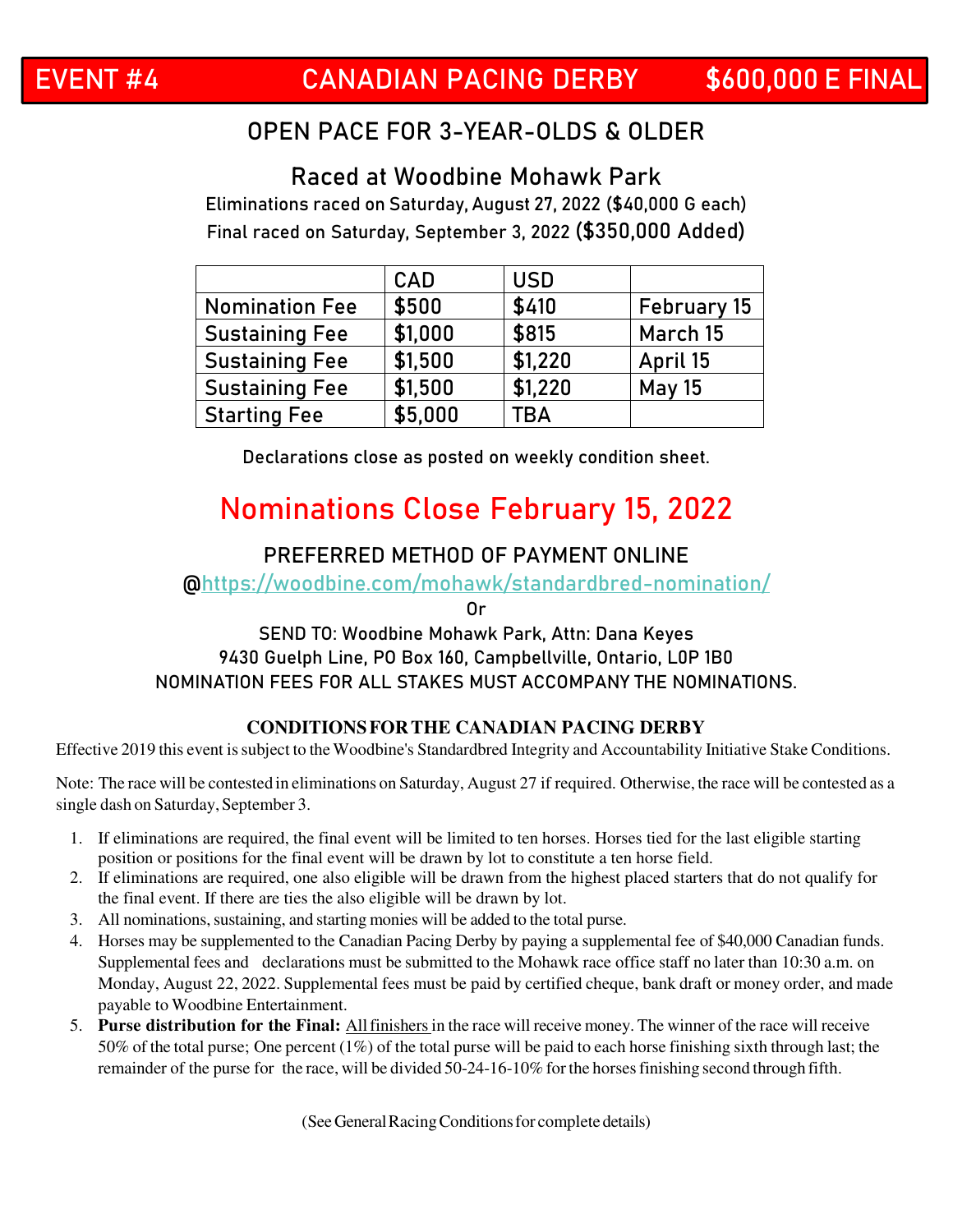# EVENT #4 CANADIAN PACING DERBY $600,000 E FINAL

## OPEN PACE FOR 3-YEAR-OLDS & OLDER

### Raced at Woodbine Mohawk Park

Eliminations raced on Saturday, August 27, 2022 ($40,000 G each)

Final raced on Saturday, September 3, 2022 **($350,000 Added)**

| | CAD | USD | |
|---|---|---|---|
| Nomination Fee | $500 | $410 | February 15 |
| Sustaining Fee | $1,000 | $815 | March 15 |
| Sustaining Fee | $1,500 | $1,220 | April 15 |
| Sustaining Fee | $1,500 | $1,220 | May 15 |
| Starting Fee | $5,000 | TBA | |

Declarations close as posted on weekly condition sheet.

## Nominations Close February 15, 2022

PREFERRED METHOD OF PAYMENT ONLINE

@https://woodbine.com/mohawk/standardbred-nomination/

Or

SEND TO: Woodbine Mohawk Park, Attn: Dana Keyes
9430 Guelph Line, PO Box 160, Campbellville, Ontario, L0P 1B0
NOMINATION FEES FOR ALL STAKES MUST ACCOMPANY THE NOMINATIONS.

### CONDITIONS FOR THE CANADIAN PACING DERBY

Effective 2019 this event is subject to the Woodbine's Standardbred Integrity and Accountability Initiative Stake Conditions.

Note: The race will be contested in eliminations on Saturday, August 27 if required. Otherwise, the race will be contested as a single dash on Saturday, September 3.

1. If eliminations are required, the final event will be limited to ten horses. Horses tied for the last eligible starting position or positions for the final event will be drawn by lot to constitute a ten horse field.
2. If eliminations are required, one also eligible will be drawn from the highest placed starters that do not qualify for the final event. If there are ties the also eligible will be drawn by lot.
3. All nominations, sustaining, and starting monies will be added to the total purse.
4. Horses may be supplemented to the Canadian Pacing Derby by paying a supplemental fee of $40,000 Canadian funds. Supplemental fees and declarations must be submitted to the Mohawk race office staff no later than 10:30 a.m. on Monday, August 22, 2022. Supplemental fees must be paid by certified cheque, bank draft or money order, and made payable to Woodbine Entertainment.
5. **Purse distribution for the Final:** All finishers in the race will receive money. The winner of the race will receive 50% of the total purse; One percent (1%) of the total purse will be paid to each horse finishing sixth through last; the remainder of the purse for the race, will be divided 50-24-16-10% for the horses finishing second through fifth.

(See General Racing Conditions for complete details)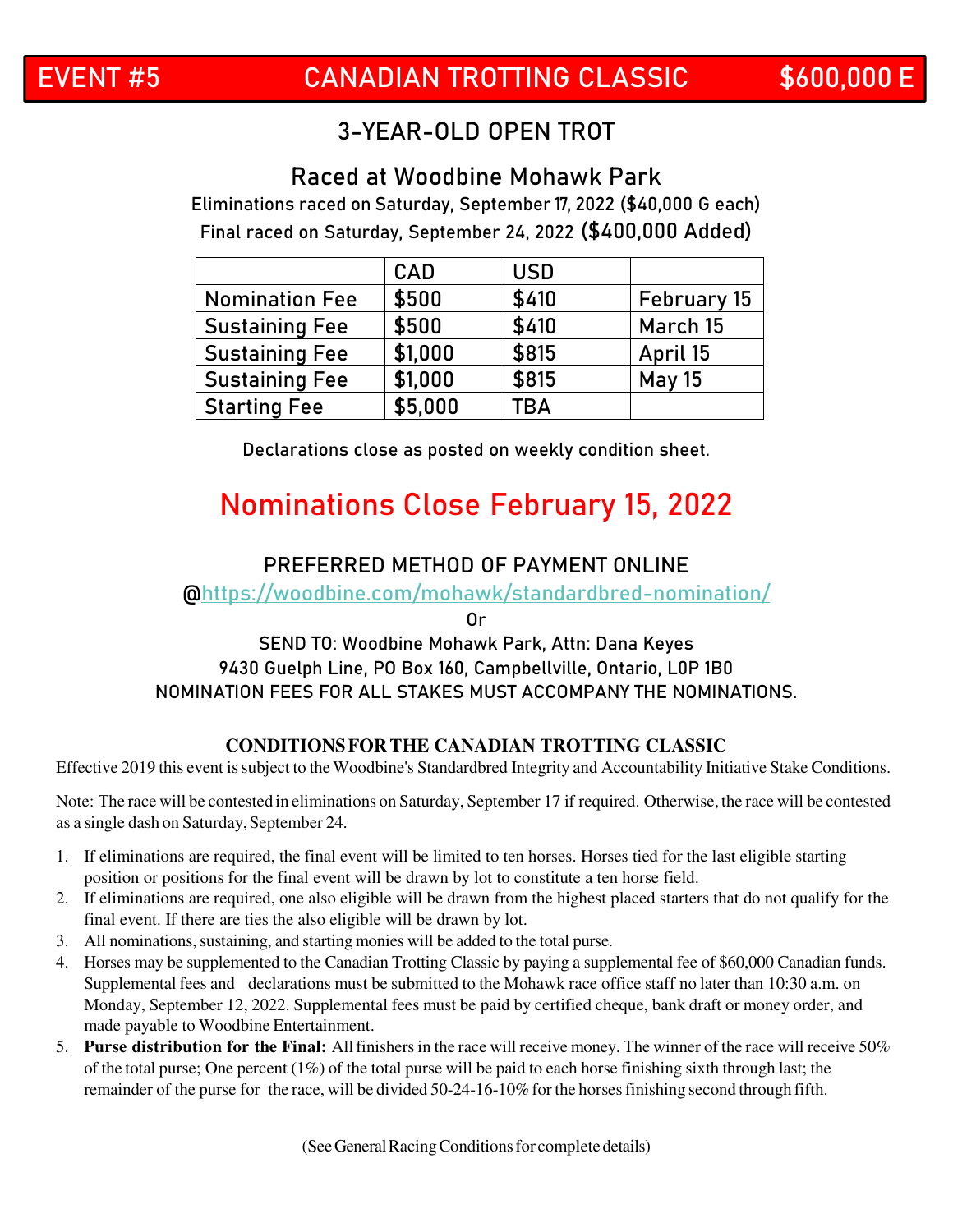# EVENT #5 CANADIAN TROTTING CLASSIC $600,000 E

## 3-YEAR-OLD OPEN TROT

### Raced at Woodbine Mohawk Park

Eliminations raced on Saturday, September 17, 2022 ($40,000 G each)

Final raced on Saturday, September 24, 2022 **($400,000 Added)**

| | CAD | USD | |
|---|---|---|---|
| Nomination Fee | $500 | $410 | February 15 |
| Sustaining Fee | $500 | $410 | March 15 |
| Sustaining Fee | $1,000 | $815 | April 15 |
| Sustaining Fee | $1,000 | $815 | May 15 |
| Starting Fee | $5,000 | TBA | |

Declarations close as posted on weekly condition sheet.

## Nominations Close February 15, 2022

PREFERRED METHOD OF PAYMENT ONLINE

@https://woodbine.com/mohawk/standardbred-nomination/

Or

SEND TO: Woodbine Mohawk Park, Attn: Dana Keyes

9430 Guelph Line, PO Box 160, Campbellville, Ontario, L0P 1B0

NOMINATION FEES FOR ALL STAKES MUST ACCOMPANY THE NOMINATIONS.

### CONDITIONS FOR THE CANADIAN TROTTING CLASSIC

Effective 2019 this event is subject to the Woodbine's Standardbred Integrity and Accountability Initiative Stake Conditions.

Note: The race will be contested in eliminations on Saturday, September 17 if required. Otherwise, the race will be contested as a single dash on Saturday, September 24.

1. If eliminations are required, the final event will be limited to ten horses. Horses tied for the last eligible starting position or positions for the final event will be drawn by lot to constitute a ten horse field.
2. If eliminations are required, one also eligible will be drawn from the highest placed starters that do not qualify for the final event. If there are ties the also eligible will be drawn by lot.
3. All nominations, sustaining, and starting monies will be added to the total purse.
4. Horses may be supplemented to the Canadian Trotting Classic by paying a supplemental fee of $60,000 Canadian funds. Supplemental fees and declarations must be submitted to the Mohawk race office staff no later than 10:30 a.m. on Monday, September 12, 2022. Supplemental fees must be paid by certified cheque, bank draft or money order, and made payable to Woodbine Entertainment.
5. **Purse distribution for the Final:** All finishers in the race will receive money. The winner of the race will receive 50% of the total purse; One percent (1%) of the total purse will be paid to each horse finishing sixth through last; the remainder of the purse for the race, will be divided 50-24-16-10% for the horses finishing second through fifth.

(See General Racing Conditions for complete details)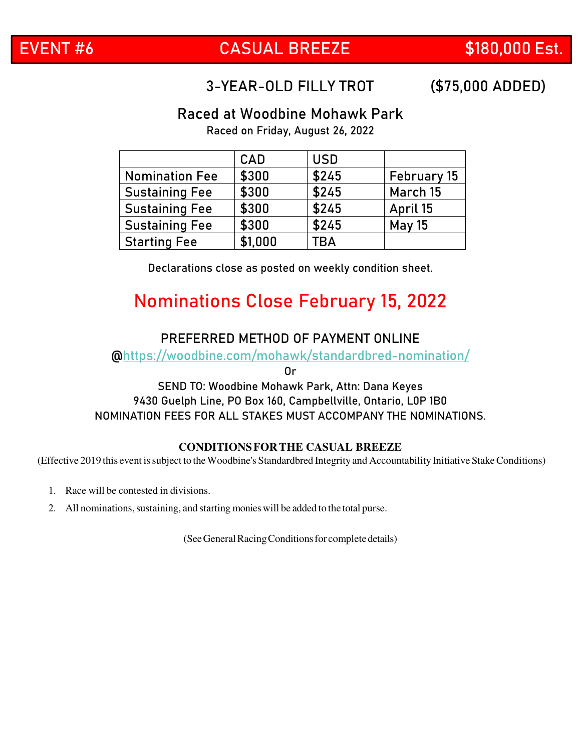# EVENT #6 CASUAL BREEZE $180,000 Est.

## 3-YEAR-OLD FILLY TROT ($75,000 ADDED)

### Raced at Woodbine Mohawk Park

Raced on Friday, August 26, 2022

| | CAD | USD | |
|---|---|---|---|
| Nomination Fee | $300 | $245 | February 15 |
| Sustaining Fee | $300 | $245 | March 15 |
| Sustaining Fee | $300 | $245 | April 15 |
| Sustaining Fee | $300 | $245 | May 15 |
| Starting Fee | $1,000 | TBA | |

Declarations close as posted on weekly condition sheet.

## Nominations Close February 15, 2022

PREFERRED METHOD OF PAYMENT ONLINE

@https://woodbine.com/mohawk/standardbred-nomination/

Or

SEND TO: Woodbine Mohawk Park, Attn: Dana Keyes
9430 Guelph Line, PO Box 160, Campbellville, Ontario, L0P 1B0
NOMINATION FEES FOR ALL STAKES MUST ACCOMPANY THE NOMINATIONS.

**CONDITIONS FOR THE CASUAL BREEZE**

(Effective 2019 this event is subject to the Woodbine's Standardbred Integrity and Accountability Initiative Stake Conditions)

1. Race will be contested in divisions.
2. All nominations, sustaining, and starting monies will be added to the total purse.

(See General Racing Conditions for complete details)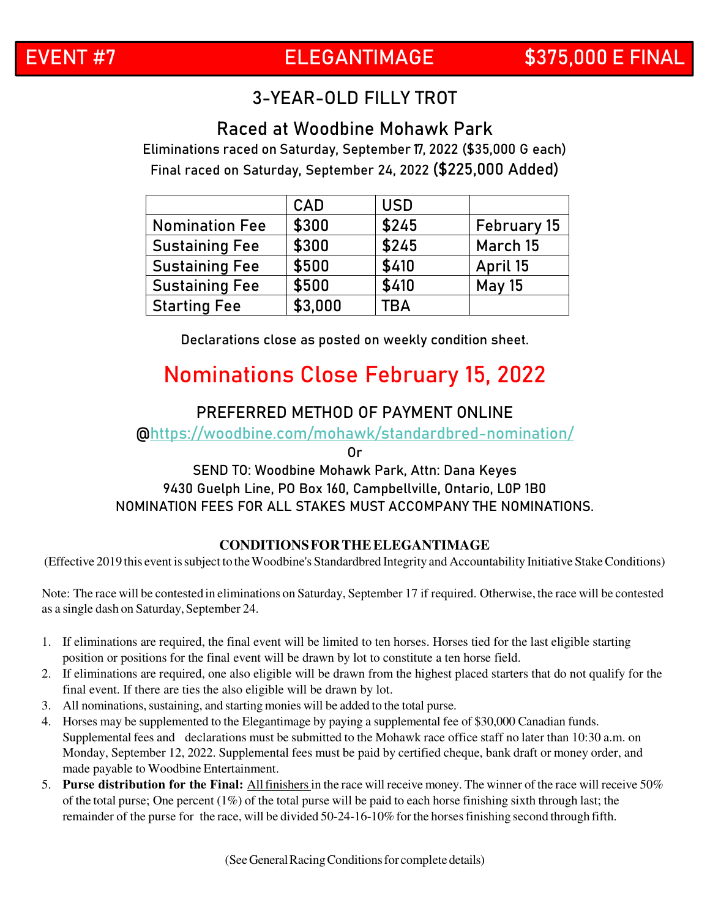# EVENT #7 ELEGANTIMAGE $375,000 E FINAL

## 3-YEAR-OLD FILLY TROT

### Raced at Woodbine Mohawk Park

Eliminations raced on Saturday, September 17, 2022 ($35,000 G each)

Final raced on Saturday, September 24, 2022 **($225,000 Added)**

| | CAD | USD | |
|---|---|---|---|
| Nomination Fee | $300 | $245 | February 15 |
| Sustaining Fee | $300 | $245 | March 15 |
| Sustaining Fee | $500 | $410 | April 15 |
| Sustaining Fee | $500 | $410 | May 15 |
| Starting Fee | $3,000 | TBA | |

Declarations close as posted on weekly condition sheet.

## Nominations Close February 15, 2022

PREFERRED METHOD OF PAYMENT ONLINE

@https://woodbine.com/mohawk/standardbred-nomination/

Or

SEND TO: Woodbine Mohawk Park, Attn: Dana Keyes
9430 Guelph Line, PO Box 160, Campbellville, Ontario, L0P 1B0
NOMINATION FEES FOR ALL STAKES MUST ACCOMPANY THE NOMINATIONS.

**CONDITIONS FOR THE ELEGANTIMAGE**

(Effective 2019 this event is subject to the Woodbine's Standardbred Integrity and Accountability Initiative Stake Conditions)

Note: The race will be contested in eliminations on Saturday, September 17 if required. Otherwise, the race will be contested as a single dash on Saturday, September 24.

1. If eliminations are required, the final event will be limited to ten horses. Horses tied for the last eligible starting position or positions for the final event will be drawn by lot to constitute a ten horse field.
2. If eliminations are required, one also eligible will be drawn from the highest placed starters that do not qualify for the final event. If there are ties the also eligible will be drawn by lot.
3. All nominations, sustaining, and starting monies will be added to the total purse.
4. Horses may be supplemented to the Elegantimage by paying a supplemental fee of $30,000 Canadian funds. Supplemental fees and declarations must be submitted to the Mohawk race office staff no later than 10:30 a.m. on Monday, September 12, 2022. Supplemental fees must be paid by certified cheque, bank draft or money order, and made payable to Woodbine Entertainment.
5. **Purse distribution for the Final:** All finishers in the race will receive money. The winner of the race will receive 50% of the total purse; One percent (1%) of the total purse will be paid to each horse finishing sixth through last; the remainder of the purse for the race, will be divided 50-24-16-10% for the horses finishing second through fifth.

(See General Racing Conditions for complete details)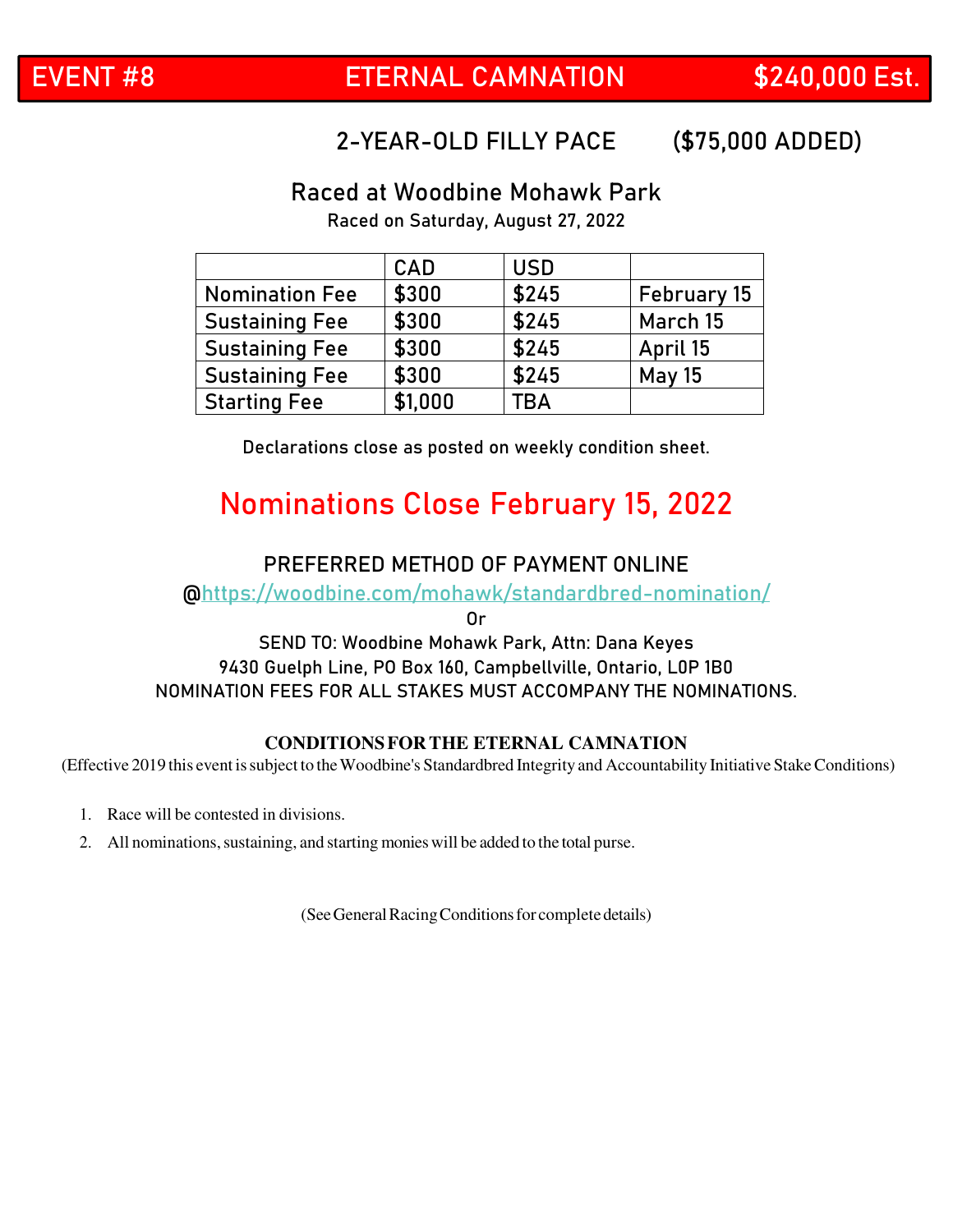# EVENT #8 ETERNAL CAMNATION $240,000 Est.

## 2-YEAR-OLD FILLY PACE ($75,000 ADDED)

### Raced at Woodbine Mohawk Park

Raced on Saturday, August 27, 2022

| | CAD | USD | |
|---|---|---|---|
| Nomination Fee | $300 | $245 | February 15 |
| Sustaining Fee | $300 | $245 | March 15 |
| Sustaining Fee | $300 | $245 | April 15 |
| Sustaining Fee | $300 | $245 | May 15 |
| Starting Fee | $1,000 | TBA | |

Declarations close as posted on weekly condition sheet.

## Nominations Close February 15, 2022

PREFERRED METHOD OF PAYMENT ONLINE

@https://woodbine.com/mohawk/standardbred-nomination/

Or

SEND TO: Woodbine Mohawk Park, Attn: Dana Keyes
9430 Guelph Line, PO Box 160, Campbellville, Ontario, L0P 1B0
NOMINATION FEES FOR ALL STAKES MUST ACCOMPANY THE NOMINATIONS.

**CONDITIONS FOR THE ETERNAL CAMNATION**

(Effective 2019 this event is subject to the Woodbine's Standardbred Integrity and Accountability Initiative Stake Conditions)

1. Race will be contested in divisions.
2. All nominations, sustaining, and starting monies will be added to the total purse.

(See General Racing Conditions for complete details)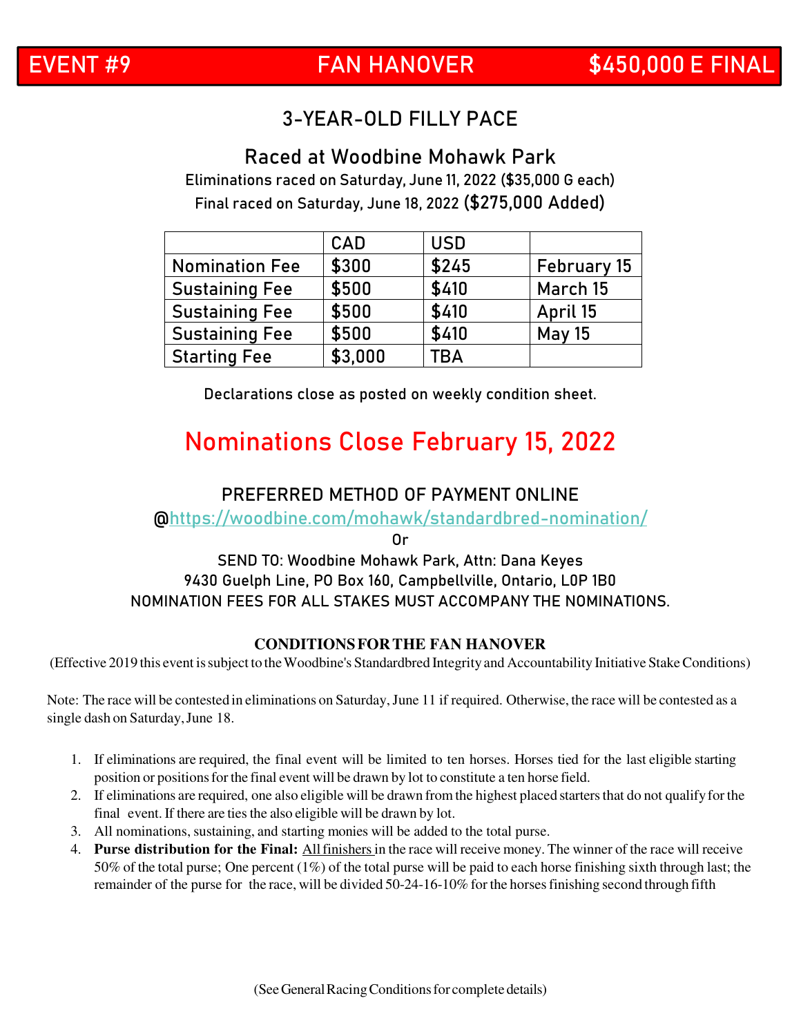# EVENT #9 FAN HANOVER $450,000 E FINAL

## 3-YEAR-OLD FILLY PACE

### Raced at Woodbine Mohawk Park

Eliminations raced on Saturday, June 11, 2022 ($35,000 G each)

Final raced on Saturday, June 18, 2022 **($275,000 Added)**

| | CAD | USD | |
|---|---|---|---|
| Nomination Fee | $300 | $245 | February 15 |
| Sustaining Fee | $500 | $410 | March 15 |
| Sustaining Fee | $500 | $410 | April 15 |
| Sustaining Fee | $500 | $410 | May 15 |
| Starting Fee | $3,000 | TBA | |

Declarations close as posted on weekly condition sheet.

## Nominations Close February 15, 2022

PREFERRED METHOD OF PAYMENT ONLINE

@https://woodbine.com/mohawk/standardbred-nomination/

Or

SEND TO: Woodbine Mohawk Park, Attn: Dana Keyes

9430 Guelph Line, PO Box 160, Campbellville, Ontario, L0P 1B0

NOMINATION FEES FOR ALL STAKES MUST ACCOMPANY THE NOMINATIONS.

**CONDITIONS FOR THE FAN HANOVER**

(Effective 2019 this event is subject to the Woodbine's Standardbred Integrity and Accountability Initiative Stake Conditions)

Note: The race will be contested in eliminations on Saturday, June 11 if required. Otherwise, the race will be contested as a single dash on Saturday, June 18.

1. If eliminations are required, the final event will be limited to ten horses. Horses tied for the last eligible starting position or positions for the final event will be drawn by lot to constitute a ten horse field.
2. If eliminations are required, one also eligible will be drawn from the highest placed starters that do not qualify for the final event. If there are ties the also eligible will be drawn by lot.
3. All nominations, sustaining, and starting monies will be added to the total purse.
4. **Purse distribution for the Final:** All finishers in the race will receive money. The winner of the race will receive 50% of the total purse; One percent (1%) of the total purse will be paid to each horse finishing sixth through last; the remainder of the purse for the race, will be divided 50-24-16-10% for the horses finishing second through fifth

(See General Racing Conditions for complete details)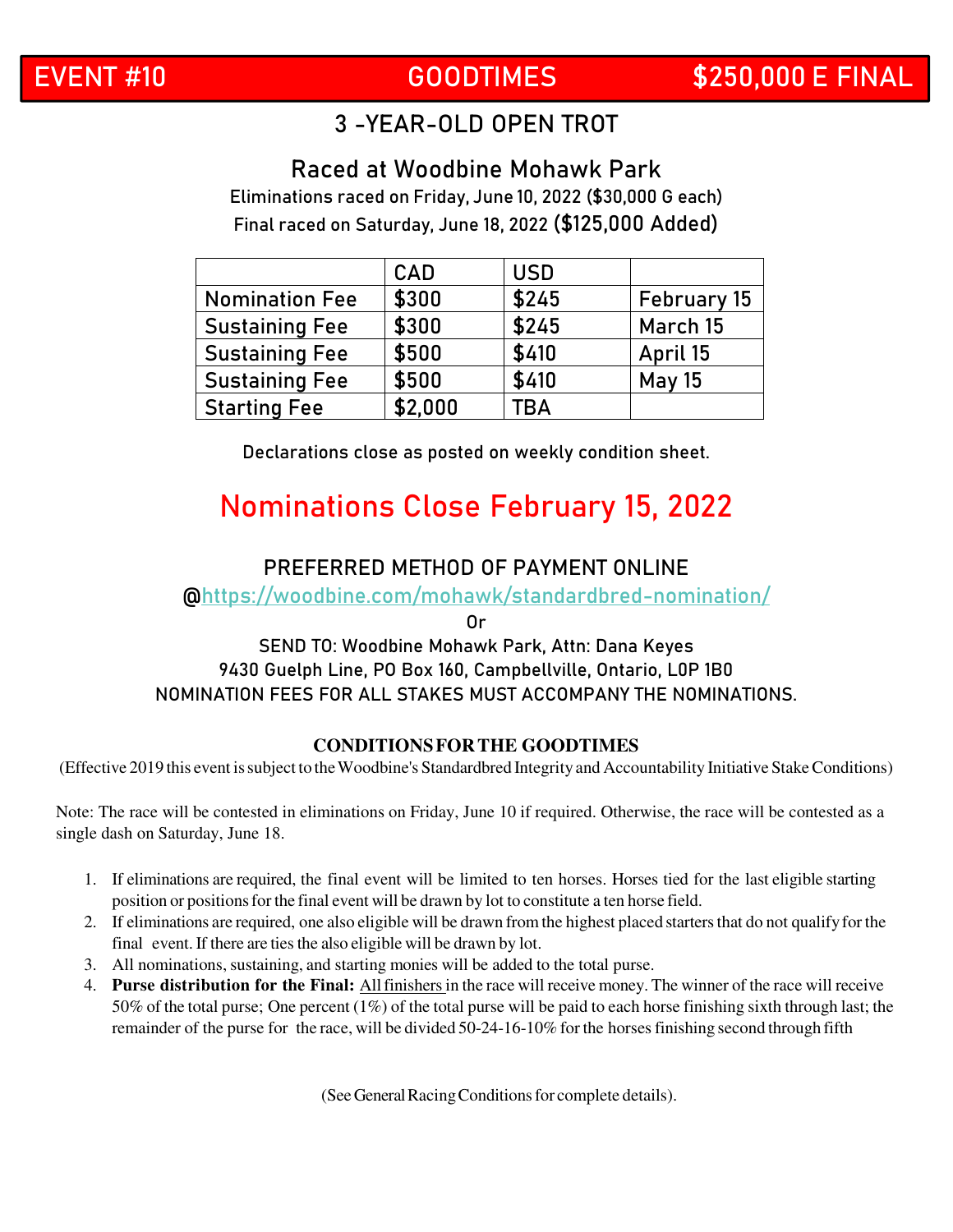# EVENT #10 GOODTIMES $250,000 E FINAL

## 3 -YEAR-OLD OPEN TROT

### Raced at Woodbine Mohawk Park

Eliminations raced on Friday, June 10, 2022 ($30,000 G each)

Final raced on Saturday, June 18, 2022 **($125,000 Added)**

| | CAD | USD | |
|---|---|---|---|
| Nomination Fee | $300 | $245 | February 15 |
| Sustaining Fee | $300 | $245 | March 15 |
| Sustaining Fee | $500 | $410 | April 15 |
| Sustaining Fee | $500 | $410 | May 15 |
| Starting Fee | $2,000 | TBA | |

Declarations close as posted on weekly condition sheet.

## Nominations Close February 15, 2022

PREFERRED METHOD OF PAYMENT ONLINE

@https://woodbine.com/mohawk/standardbred-nomination/

Or

SEND TO: Woodbine Mohawk Park, Attn: Dana Keyes
9430 Guelph Line, PO Box 160, Campbellville, Ontario, L0P 1B0
NOMINATION FEES FOR ALL STAKES MUST ACCOMPANY THE NOMINATIONS.

**CONDITIONS FOR THE GOODTIMES**

(Effective 2019 this event is subject to the Woodbine's Standardbred Integrity and Accountability Initiative Stake Conditions)

Note: The race will be contested in eliminations on Friday, June 10 if required. Otherwise, the race will be contested as a single dash on Saturday, June 18.

1. If eliminations are required, the final event will be limited to ten horses. Horses tied for the last eligible starting position or positions for the final event will be drawn by lot to constitute a ten horse field.
2. If eliminations are required, one also eligible will be drawn from the highest placed starters that do not qualify for the final event. If there are ties the also eligible will be drawn by lot.
3. All nominations, sustaining, and starting monies will be added to the total purse.
4. **Purse distribution for the Final:** All finishers in the race will receive money. The winner of the race will receive 50% of the total purse; One percent (1%) of the total purse will be paid to each horse finishing sixth through last; the remainder of the purse for the race, will be divided 50-24-16-10% for the horses finishing second through fifth

(See General Racing Conditions for complete details).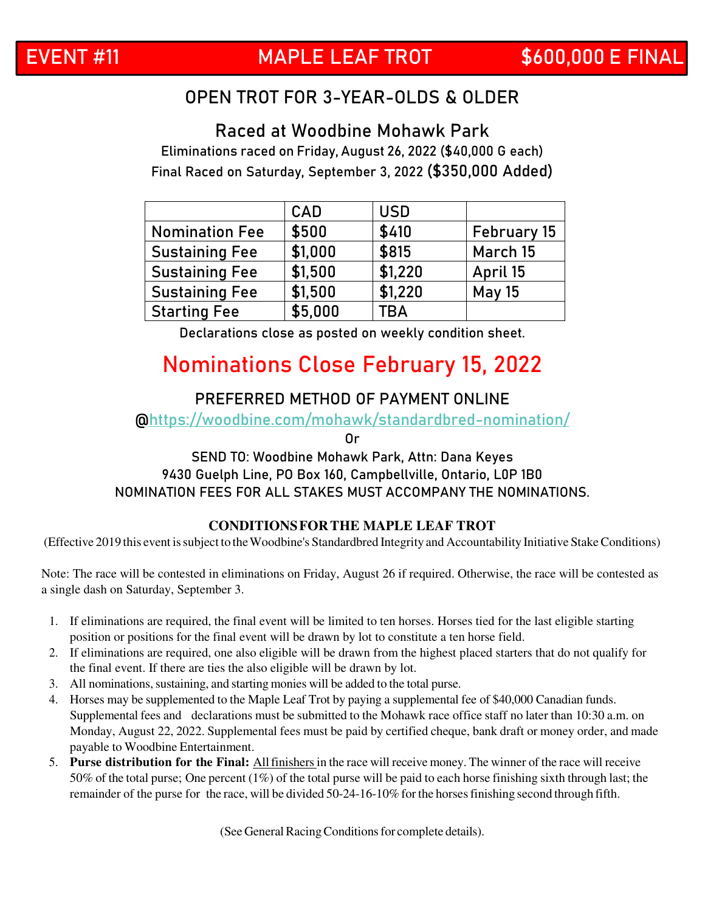# EVENT #11 MAPLE LEAF TROT $600,000 E FINAL

## OPEN TROT FOR 3-YEAR-OLDS & OLDER

### Raced at Woodbine Mohawk Park

Eliminations raced on Friday, August 26, 2022 ($40,000 G each)

Final Raced on Saturday, September 3, 2022 **($350,000 Added)**

| | CAD | USD | |
|---|---|---|---|
| Nomination Fee | $500 | $410 | February 15 |
| Sustaining Fee | $1,000 | $815 | March 15 |
| Sustaining Fee | $1,500 | $1,220 | April 15 |
| Sustaining Fee | $1,500 | $1,220 | May 15 |
| Starting Fee | $5,000 | TBA | |

Declarations close as posted on weekly condition sheet.

## Nominations Close February 15, 2022

PREFERRED METHOD OF PAYMENT ONLINE

@https://woodbine.com/mohawk/standardbred-nomination/

Or

SEND TO: Woodbine Mohawk Park, Attn: Dana Keyes

9430 Guelph Line, PO Box 160, Campbellville, Ontario, L0P 1B0

NOMINATION FEES FOR ALL STAKES MUST ACCOMPANY THE NOMINATIONS.

**CONDITIONS FOR THE MAPLE LEAF TROT**

(Effective 2019 this event is subject to the Woodbine's Standardbred Integrity and Accountability Initiative Stake Conditions)

Note: The race will be contested in eliminations on Friday, August 26 if required. Otherwise, the race will be contested as a single dash on Saturday, September 3.

1. If eliminations are required, the final event will be limited to ten horses. Horses tied for the last eligible starting position or positions for the final event will be drawn by lot to constitute a ten horse field.
2. If eliminations are required, one also eligible will be drawn from the highest placed starters that do not qualify for the final event. If there are ties the also eligible will be drawn by lot.
3. All nominations, sustaining, and starting monies will be added to the total purse.
4. Horses may be supplemented to the Maple Leaf Trot by paying a supplemental fee of $40,000 Canadian funds. Supplemental fees and declarations must be submitted to the Mohawk race office staff no later than 10:30 a.m. on Monday, August 22, 2022. Supplemental fees must be paid by certified cheque, bank draft or money order, and made payable to Woodbine Entertainment.
5. **Purse distribution for the Final:** All finishers in the race will receive money. The winner of the race will receive 50% of the total purse; One percent (1%) of the total purse will be paid to each horse finishing sixth through last; the remainder of the purse for the race, will be divided 50-24-16-10% for the horses finishing second through fifth.

(See General Racing Conditions for complete details).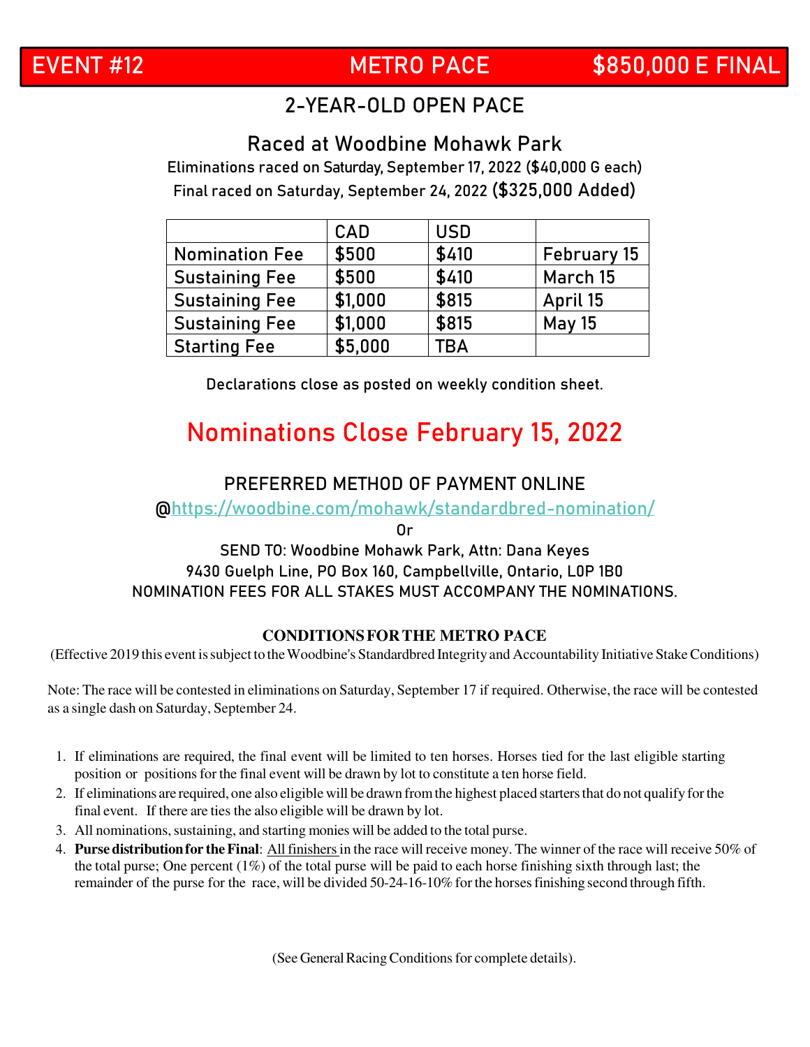# EVENT #12 METRO PACE $850,000 E FINAL

## 2-YEAR-OLD OPEN PACE

### Raced at Woodbine Mohawk Park

Eliminations raced on Saturday, September 17, 2022 ($40,000 G each)
Final raced on Saturday, September 24, 2022 **($325,000 Added)**

| | CAD | USD | |
|---|---|---|---|
| Nomination Fee | $500 | $410 | February 15 |
| Sustaining Fee | $500 | $410 | March 15 |
| Sustaining Fee | $1,000 | $815 | April 15 |
| Sustaining Fee | $1,000 | $815 | May 15 |
| Starting Fee | $5,000 | TBA | |

Declarations close as posted on weekly condition sheet.

## Nominations Close February 15, 2022

PREFERRED METHOD OF PAYMENT ONLINE
@https://woodbine.com/mohawk/standardbred-nomination/
Or
SEND TO: Woodbine Mohawk Park, Attn: Dana Keyes
9430 Guelph Line, PO Box 160, Campbellville, Ontario, L0P 1B0
NOMINATION FEES FOR ALL STAKES MUST ACCOMPANY THE NOMINATIONS.

**CONDITIONS FOR THE METRO PACE**

(Effective 2019 this event is subject to the Woodbine's Standardbred Integrity and Accountability Initiative Stake Conditions)

Note: The race will be contested in eliminations on Saturday, September 17 if required. Otherwise, the race will be contested as a single dash on Saturday, September 24.

1. If eliminations are required, the final event will be limited to ten horses. Horses tied for the last eligible starting position or positions for the final event will be drawn by lot to constitute a ten horse field.
2. If eliminations are required, one also eligible will be drawn from the highest placed starters that do not qualify for the final event. If there are ties the also eligible will be drawn by lot.
3. All nominations, sustaining, and starting monies will be added to the total purse.
4. **Purse distribution for the Final**: All finishers in the race will receive money. The winner of the race will receive 50% of the total purse; One percent (1%) of the total purse will be paid to each horse finishing sixth through last; the remainder of the purse for the race, will be divided 50-24-16-10% for the horses finishing second through fifth.

(See General Racing Conditions for complete details).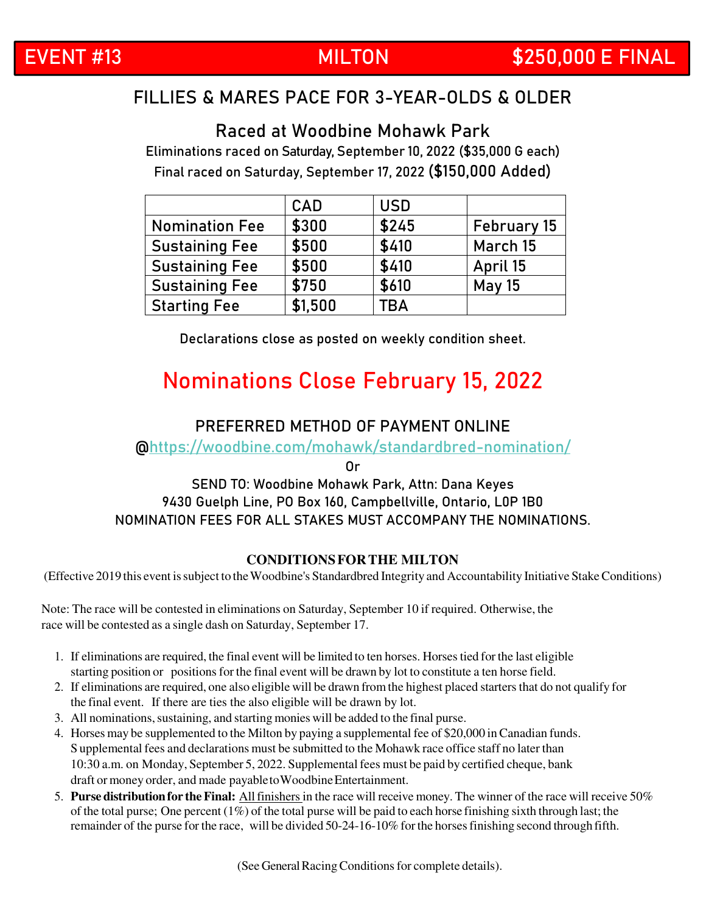# EVENT #13 MILTON $250,000 E FINAL

## FILLIES & MARES PACE FOR 3-YEAR-OLDS & OLDER

### Raced at Woodbine Mohawk Park

Eliminations raced on Saturday, September 10, 2022 ($35,000 G each)

Final raced on Saturday, September 17, 2022 **($150,000 Added)**

| | CAD | USD | |
|---|---|---|---|
| Nomination Fee | $300 | $245 | February 15 |
| Sustaining Fee | $500 | $410 | March 15 |
| Sustaining Fee | $500 | $410 | April 15 |
| Sustaining Fee | $750 | $610 | May 15 |
| Starting Fee | $1,500 | TBA | |

Declarations close as posted on weekly condition sheet.

## Nominations Close February 15, 2022

PREFERRED METHOD OF PAYMENT ONLINE

@https://woodbine.com/mohawk/standardbred-nomination/

Or

SEND TO: Woodbine Mohawk Park, Attn: Dana Keyes

9430 Guelph Line, PO Box 160, Campbellville, Ontario, L0P 1B0

NOMINATION FEES FOR ALL STAKES MUST ACCOMPANY THE NOMINATIONS.

### CONDITIONS FOR THE MILTON

(Effective 2019 this event is subject to the Woodbine's Standardbred Integrity and Accountability Initiative Stake Conditions)

Note: The race will be contested in eliminations on Saturday, September 10 if required. Otherwise, the race will be contested as a single dash on Saturday, September 17.

1. If eliminations are required, the final event will be limited to ten horses. Horses tied for the last eligible starting position or positions for the final event will be drawn by lot to constitute a ten horse field.
2. If eliminations are required, one also eligible will be drawn from the highest placed starters that do not qualify for the final event. If there are ties the also eligible will be drawn by lot.
3. All nominations, sustaining, and starting monies will be added to the final purse.
4. Horses may be supplemented to the Milton by paying a supplemental fee of $20,000 in Canadian funds. Supplemental fees and declarations must be submitted to the Mohawk race office staff no later than 10:30 a.m. on Monday, September 5, 2022. Supplemental fees must be paid by certified cheque, bank draft or money order, and made payable to Woodbine Entertainment.
5. **Purse distribution for the Final:** All finishers in the race will receive money. The winner of the race will receive 50% of the total purse; One percent (1%) of the total purse will be paid to each horse finishing sixth through last; the remainder of the purse for the race, will be divided 50-24-16-10% for the horses finishing second through fifth.

(See General Racing Conditions for complete details).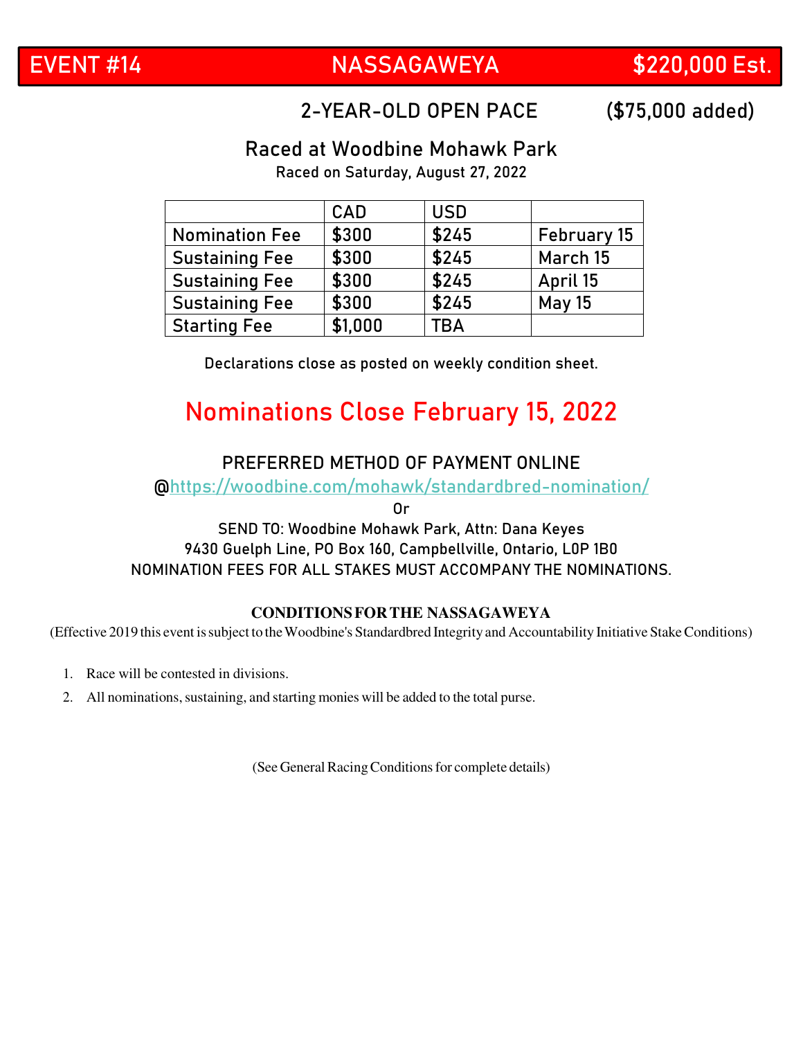# EVENT #14 NASSAGAWEYA $220,000 Est.

## 2-YEAR-OLD OPEN PACE ($75,000 added)

### Raced at Woodbine Mohawk Park

Raced on Saturday, August 27, 2022

| | CAD | USD | |
|---|---|---|---|
| Nomination Fee | $300 | $245 | February 15 |
| Sustaining Fee | $300 | $245 | March 15 |
| Sustaining Fee | $300 | $245 | April 15 |
| Sustaining Fee | $300 | $245 | May 15 |
| Starting Fee | $1,000 | TBA | |

Declarations close as posted on weekly condition sheet.

## Nominations Close February 15, 2022

PREFERRED METHOD OF PAYMENT ONLINE

@https://woodbine.com/mohawk/standardbred-nomination/

Or

SEND TO: Woodbine Mohawk Park, Attn: Dana Keyes
9430 Guelph Line, PO Box 160, Campbellville, Ontario, L0P 1B0
NOMINATION FEES FOR ALL STAKES MUST ACCOMPANY THE NOMINATIONS.

**CONDITIONS FOR THE NASSAGAWEYA**

(Effective 2019 this event is subject to the Woodbine's Standardbred Integrity and Accountability Initiative Stake Conditions)

1. Race will be contested in divisions.
2. All nominations, sustaining, and starting monies will be added to the total purse.

(See General Racing Conditions for complete details)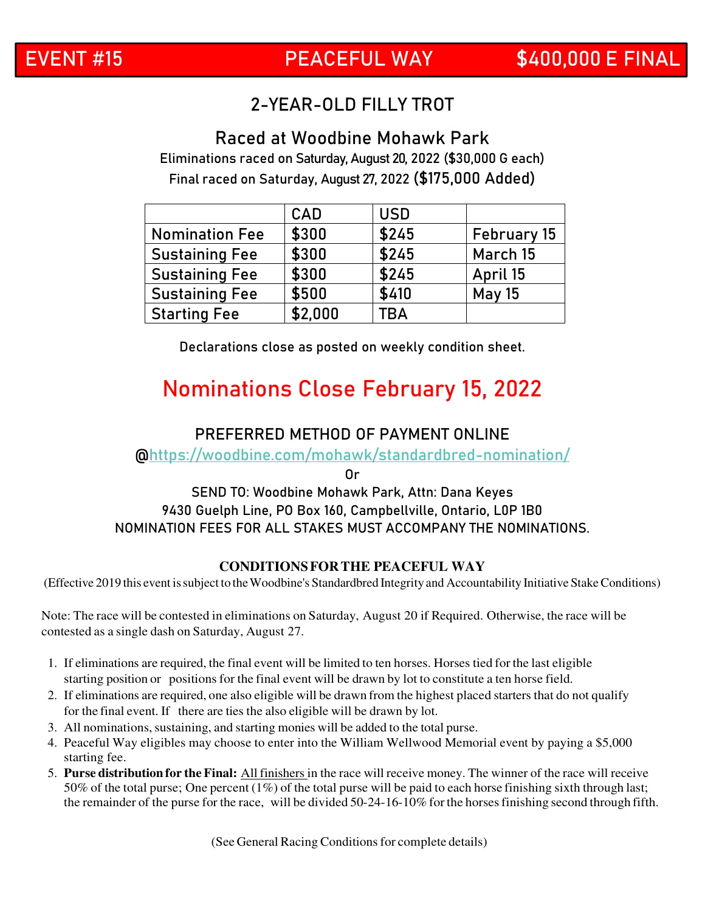# EVENT #15 PEACEFUL WAY $400,000 E FINAL

## 2-YEAR-OLD FILLY TROT

### Raced at Woodbine Mohawk Park

Eliminations raced on Saturday, August 20, 2022 ($30,000 G each)

Final raced on Saturday, August 27, 2022 ($175,000 Added)

| | CAD | USD | |
|---|---|---|---|
| Nomination Fee | $300 | $245 | February 15 |
| Sustaining Fee | $300 | $245 | March 15 |
| Sustaining Fee | $300 | $245 | April 15 |
| Sustaining Fee | $500 | $410 | May 15 |
| Starting Fee | $2,000 | TBA | |

Declarations close as posted on weekly condition sheet.

## Nominations Close February 15, 2022

PREFERRED METHOD OF PAYMENT ONLINE

@https://woodbine.com/mohawk/standardbred-nomination/

Or

SEND TO: Woodbine Mohawk Park, Attn: Dana Keyes

9430 Guelph Line, PO Box 160, Campbellville, Ontario, L0P 1B0

NOMINATION FEES FOR ALL STAKES MUST ACCOMPANY THE NOMINATIONS.

**CONDITIONS FOR THE PEACEFUL WAY**

(Effective 2019 this event is subject to the Woodbine's Standardbred Integrity and Accountability Initiative Stake Conditions)

Note: The race will be contested in eliminations on Saturday, August 20 if Required. Otherwise, the race will be contested as a single dash on Saturday, August 27.

1. If eliminations are required, the final event will be limited to ten horses. Horses tied for the last eligible starting position or positions for the final event will be drawn by lot to constitute a ten horse field.
2. If eliminations are required, one also eligible will be drawn from the highest placed starters that do not qualify for the final event. If there are ties the also eligible will be drawn by lot.
3. All nominations, sustaining, and starting monies will be added to the total purse.
4. Peaceful Way eligibles may choose to enter into the William Wellwood Memorial event by paying a $5,000 starting fee.
5. **Purse distribution for the Final:** All finishers in the race will receive money. The winner of the race will receive 50% of the total purse; One percent (1%) of the total purse will be paid to each horse finishing sixth through last; the remainder of the purse for the race, will be divided 50-24-16-10% for the horses finishing second through fifth.

(See General Racing Conditions for complete details)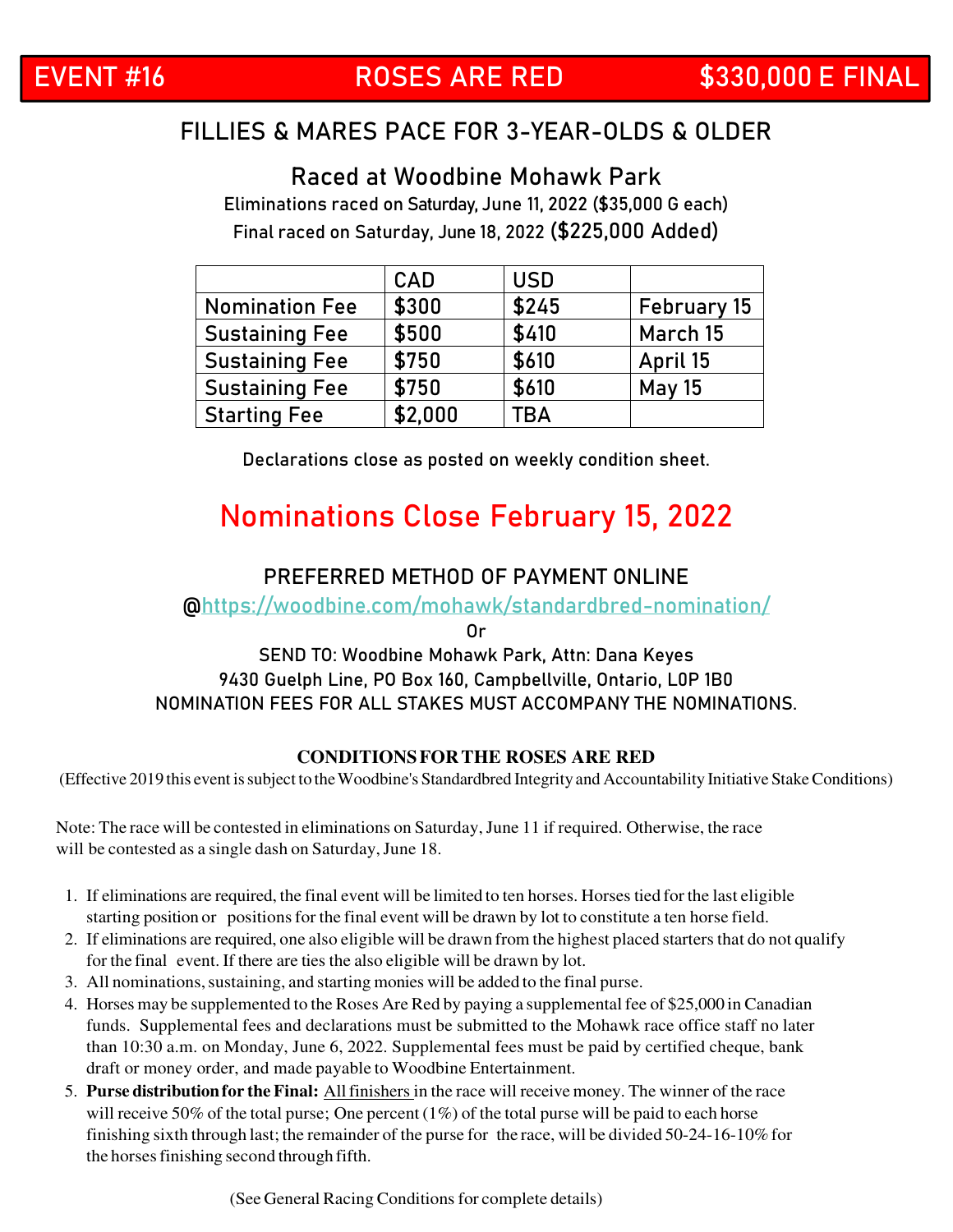# EVENT #16 ROSES ARE RED $330,000 E FINAL

## FILLIES & MARES PACE FOR 3-YEAR-OLDS & OLDER

### Raced at Woodbine Mohawk Park

Eliminations raced on Saturday, June 11, 2022 ($35,000 G each)

Final raced on Saturday, June 18, 2022 **($225,000 Added)**

| | CAD | USD | |
|---|---|---|---|
| Nomination Fee | $300 | $245 | February 15 |
| Sustaining Fee | $500 | $410 | March 15 |
| Sustaining Fee | $750 | $610 | April 15 |
| Sustaining Fee | $750 | $610 | May 15 |
| Starting Fee | $2,000 | TBA | |

Declarations close as posted on weekly condition sheet.

## Nominations Close February 15, 2022

PREFERRED METHOD OF PAYMENT ONLINE

@https://woodbine.com/mohawk/standardbred-nomination/

Or

SEND TO: Woodbine Mohawk Park, Attn: Dana Keyes

9430 Guelph Line, PO Box 160, Campbellville, Ontario, L0P 1B0

NOMINATION FEES FOR ALL STAKES MUST ACCOMPANY THE NOMINATIONS.

**CONDITIONS FOR THE ROSES ARE RED**

(Effective 2019 this event is subject to the Woodbine's Standardbred Integrity and Accountability Initiative Stake Conditions)

Note: The race will be contested in eliminations on Saturday, June 11 if required. Otherwise, the race will be contested as a single dash on Saturday, June 18.

1. If eliminations are required, the final event will be limited to ten horses. Horses tied for the last eligible starting position or positions for the final event will be drawn by lot to constitute a ten horse field.
2. If eliminations are required, one also eligible will be drawn from the highest placed starters that do not qualify for the final event. If there are ties the also eligible will be drawn by lot.
3. All nominations, sustaining, and starting monies will be added to the final purse.
4. Horses may be supplemented to the Roses Are Red by paying a supplemental fee of $25,000 in Canadian funds. Supplemental fees and declarations must be submitted to the Mohawk race office staff no later than 10:30 a.m. on Monday, June 6, 2022. Supplemental fees must be paid by certified cheque, bank draft or money order, and made payable to Woodbine Entertainment.
5. **Purse distribution for the Final:** All finishers in the race will receive money. The winner of the race will receive 50% of the total purse; One percent (1%) of the total purse will be paid to each horse finishing sixth through last; the remainder of the purse for the race, will be divided 50-24-16-10% for the horses finishing second through fifth.

(See General Racing Conditions for complete details)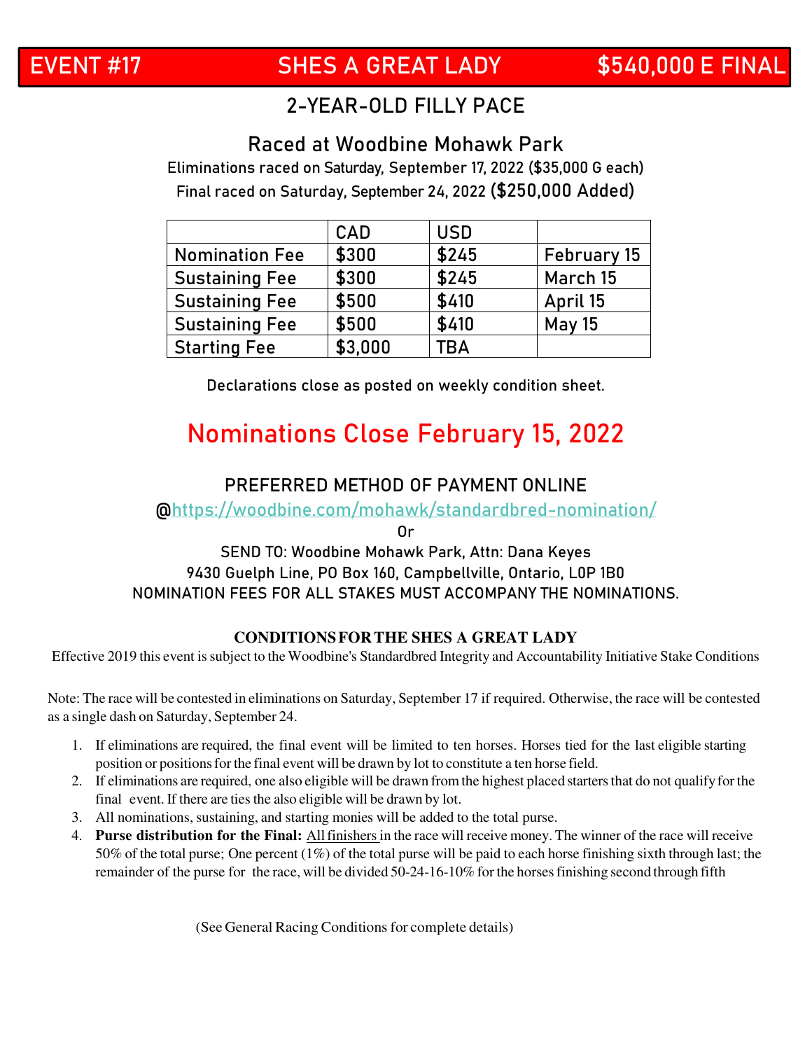# EVENT #17 SHES A GREAT LADY $540,000 E FINAL

## 2-YEAR-OLD FILLY PACE

### Raced at Woodbine Mohawk Park

Eliminations raced on Saturday, September 17, 2022 ($35,000 G each)

Final raced on Saturday, September 24, 2022 ($250,000 Added)

| | CAD | USD | |
|---|---|---|---|
| Nomination Fee | $300 | $245 | February 15 |
| Sustaining Fee | $300 | $245 | March 15 |
| Sustaining Fee | $500 | $410 | April 15 |
| Sustaining Fee | $500 | $410 | May 15 |
| Starting Fee | $3,000 | TBA | |

Declarations close as posted on weekly condition sheet.

## Nominations Close February 15, 2022

PREFERRED METHOD OF PAYMENT ONLINE

@https://woodbine.com/mohawk/standardbred-nomination/

Or

SEND TO: Woodbine Mohawk Park, Attn: Dana Keyes

9430 Guelph Line, PO Box 160, Campbellville, Ontario, L0P 1B0

NOMINATION FEES FOR ALL STAKES MUST ACCOMPANY THE NOMINATIONS.

### CONDITIONS FOR THE SHES A GREAT LADY

Effective 2019 this event is subject to the Woodbine's Standardbred Integrity and Accountability Initiative Stake Conditions

Note: The race will be contested in eliminations on Saturday, September 17 if required. Otherwise, the race will be contested as a single dash on Saturday, September 24.

1. If eliminations are required, the final event will be limited to ten horses. Horses tied for the last eligible starting position or positions for the final event will be drawn by lot to constitute a ten horse field.
2. If eliminations are required, one also eligible will be drawn from the highest placed starters that do not qualify for the final event. If there are ties the also eligible will be drawn by lot.
3. All nominations, sustaining, and starting monies will be added to the total purse.
4. **Purse distribution for the Final:** All finishers in the race will receive money. The winner of the race will receive 50% of the total purse; One percent (1%) of the total purse will be paid to each horse finishing sixth through last; the remainder of the purse for the race, will be divided 50-24-16-10% for the horses finishing second through fifth

(See General Racing Conditions for complete details)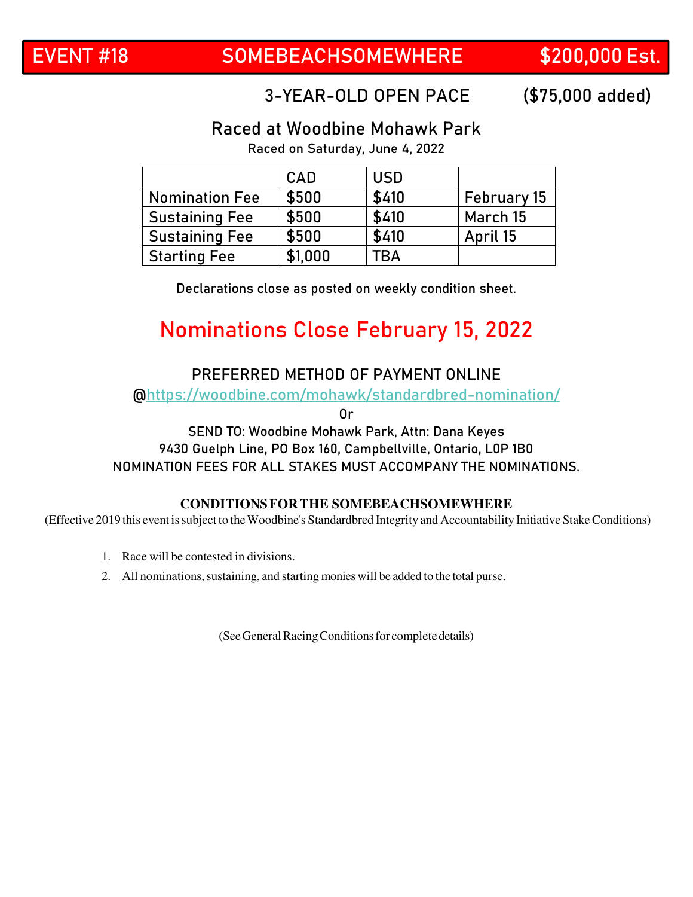# EVENT #18 SOMEBEACHSOMEWHERE $200,000 Est.

## 3-YEAR-OLD OPEN PACE ($75,000 added)

### Raced at Woodbine Mohawk Park

Raced on Saturday, June 4, 2022

| | CAD | USD | |
|---|---|---|---|
| Nomination Fee | $500 | $410 | February 15 |
| Sustaining Fee | $500 | $410 | March 15 |
| Sustaining Fee | $500 | $410 | April 15 |
| Starting Fee | $1,000 | TBA | |

Declarations close as posted on weekly condition sheet.

## Nominations Close February 15, 2022

PREFERRED METHOD OF PAYMENT ONLINE

@https://woodbine.com/mohawk/standardbred-nomination/

Or

SEND TO: Woodbine Mohawk Park, Attn: Dana Keyes
9430 Guelph Line, PO Box 160, Campbellville, Ontario, L0P 1B0
NOMINATION FEES FOR ALL STAKES MUST ACCOMPANY THE NOMINATIONS.

**CONDITIONS FOR THE SOMEBEACHSOMEWHERE**

(Effective 2019 this event is subject to the Woodbine's Standardbred Integrity and Accountability Initiative Stake Conditions)

1. Race will be contested in divisions.
2. All nominations, sustaining, and starting monies will be added to the total purse.

(See General Racing Conditions for complete details)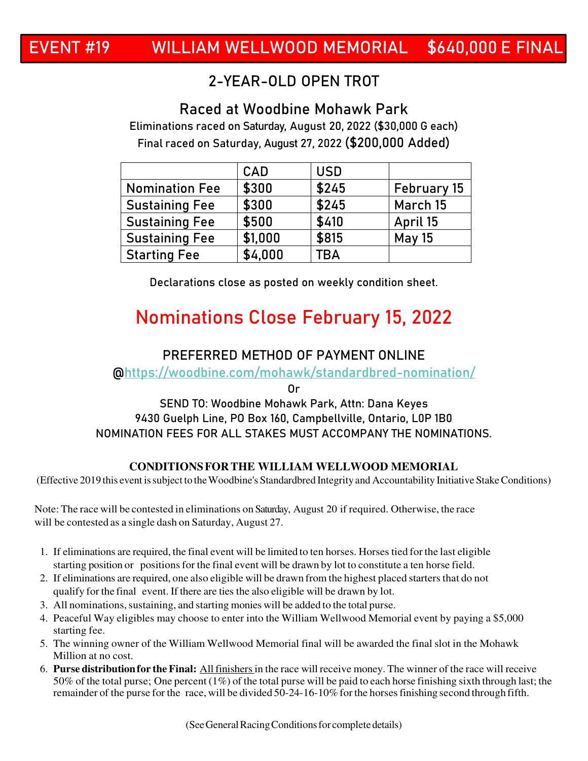# EVENT #19 WILLIAM WELLWOOD MEMORIAL $640,000 E FINAL

## 2-YEAR-OLD OPEN TROT

### Raced at Woodbine Mohawk Park

Eliminations raced on Saturday, August 20, 2022 ($30,000 G each)

Final raced on Saturday, August 27, 2022 **($200,000 Added)**

| | CAD | USD | |
|---|---|---|---|
| Nomination Fee | $300 | $245 | February 15 |
| Sustaining Fee | $300 | $245 | March 15 |
| Sustaining Fee | $500 | $410 | April 15 |
| Sustaining Fee | $1,000 | $815 | May 15 |
| Starting Fee | $4,000 | TBA | |

Declarations close as posted on weekly condition sheet.

## Nominations Close February 15, 2022

PREFERRED METHOD OF PAYMENT ONLINE

@https://woodbine.com/mohawk/standardbred-nomination/

Or

SEND TO: Woodbine Mohawk Park, Attn: Dana Keyes

9430 Guelph Line, PO Box 160, Campbellville, Ontario, L0P 1B0

NOMINATION FEES FOR ALL STAKES MUST ACCOMPANY THE NOMINATIONS.

**CONDITIONS FOR THE WILLIAM WELLWOOD MEMORIAL**

(Effective 2019 this event is subject to the Woodbine's Standardbred Integrity and Accountability Initiative Stake Conditions)

Note: The race will be contested in eliminations on Saturday, August 20 if required. Otherwise, the race will be contested as a single dash on Saturday, August 27.

1. If eliminations are required, the final event will be limited to ten horses. Horses tied for the last eligible starting position or positions for the final event will be drawn by lot to constitute a ten horse field.
2. If eliminations are required, one also eligible will be drawn from the highest placed starters that do not qualify for the final event. If there are ties the also eligible will be drawn by lot.
3. All nominations, sustaining, and starting monies will be added to the total purse.
4. Peaceful Way eligibles may choose to enter into the William Wellwood Memorial event by paying a $5,000 starting fee.
5. The winning owner of the William Wellwood Memorial final will be awarded the final slot in the Mohawk Million at no cost.
6. **Purse distribution for the Final:** All finishers in the race will receive money. The winner of the race will receive 50% of the total purse; One percent (1%) of the total purse will be paid to each horse finishing sixth through last; the remainder of the purse for the race, will be divided 50-24-16-10% for the horses finishing second through fifth.

(See General Racing Conditions for complete details)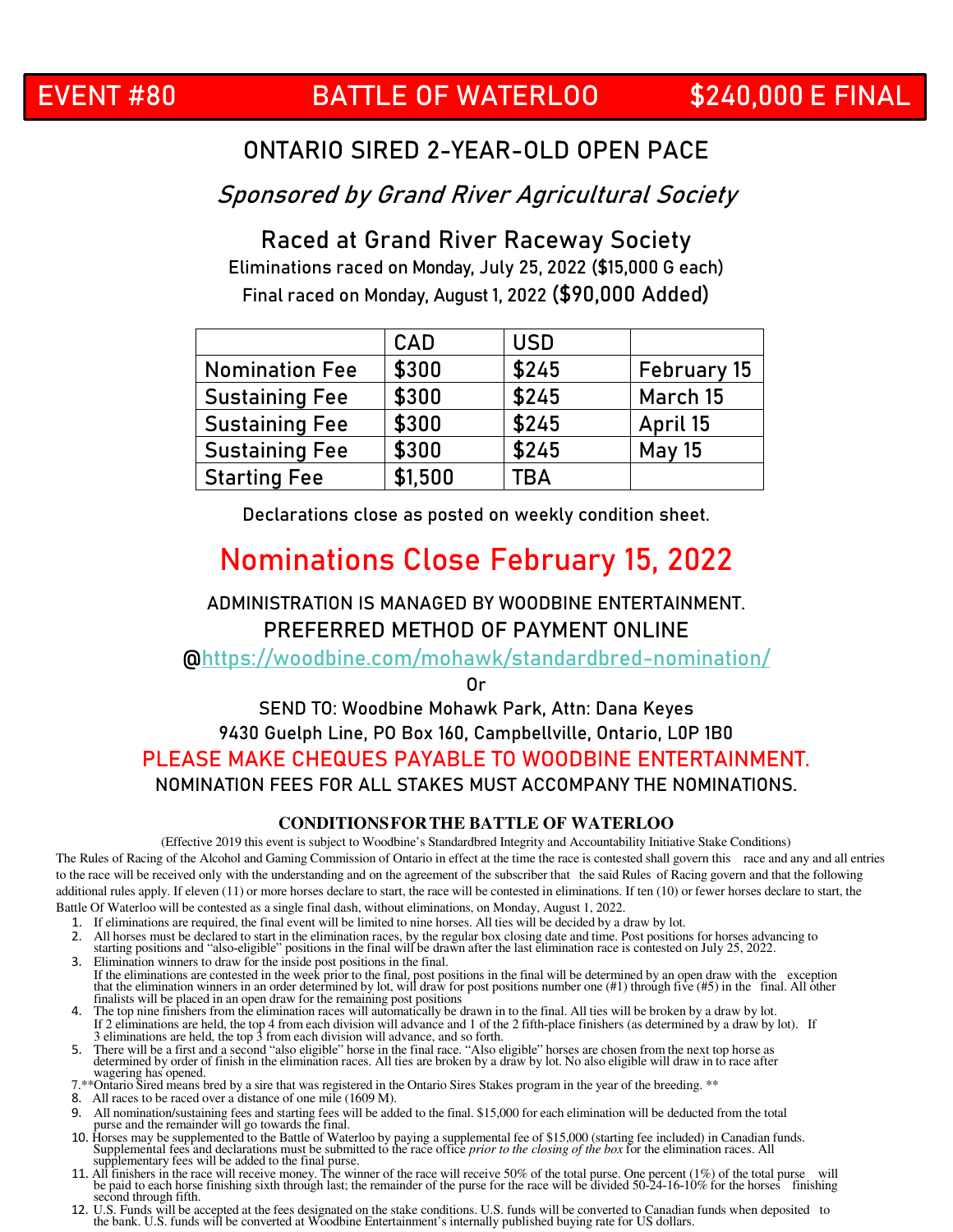# EVENT #80 BATTLE OF WATERLOO $240,000 E FINAL

## ONTARIO SIRED 2-YEAR-OLD OPEN PACE

*Sponsored by Grand River Agricultural Society*

### Raced at Grand River Raceway Society

Eliminations raced on Monday, July 25, 2022 ($15,000 G each)

Final raced on Monday, August 1, 2022 **($90,000 Added)**

| | CAD | USD | |
|---|---|---|---|
| Nomination Fee | $300 | $245 | February 15 |
| Sustaining Fee | $300 | $245 | March 15 |
| Sustaining Fee | $300 | $245 | April 15 |
| Sustaining Fee | $300 | $245 | May 15 |
| Starting Fee | $1,500 | TBA | |

Declarations close as posted on weekly condition sheet.

## Nominations Close February 15, 2022

ADMINISTRATION IS MANAGED BY WOODBINE ENTERTAINMENT.

PREFERRED METHOD OF PAYMENT ONLINE

@https://woodbine.com/mohawk/standardbred-nomination/

Or

SEND TO: Woodbine Mohawk Park, Attn: Dana Keyes

9430 Guelph Line, PO Box 160, Campbellville, Ontario, L0P 1B0

PLEASE MAKE CHEQUES PAYABLE TO WOODBINE ENTERTAINMENT.

NOMINATION FEES FOR ALL STAKES MUST ACCOMPANY THE NOMINATIONS.

### CONDITIONS FOR THE BATTLE OF WATERLOO

(Effective 2019 this event is subject to Woodbine's Standardbred Integrity and Accountability Initiative Stake Conditions)

The Rules of Racing of the Alcohol and Gaming Commission of Ontario in effect at the time the race is contested shall govern this race and any and all entries to the race will be received only with the understanding and on the agreement of the subscriber that the said Rules of Racing govern and that the following additional rules apply. If eleven (11) or more horses declare to start, the race will be contested in eliminations. If ten (10) or fewer horses declare to start, the Battle Of Waterloo will be contested as a single final dash, without eliminations, on Monday, August 1, 2022.

1. If eliminations are required, the final event will be limited to nine horses. All ties will be decided by a draw by lot.
2. All horses must be declared to start in the elimination races, by the regular box closing date and time. Post positions for horses advancing to starting positions and "also-eligible" positions in the final will be drawn after the last elimination race is contested on July 25, 2022.
3. Elimination winners to draw for the inside post positions in the final.
   If the eliminations are contested in the week prior to the final, post positions in the final will be determined by an open draw with the exception that the elimination winners in an order determined by lot, will draw for post positions number one (#1) through five (#5) in the final. All other finalists will be placed in an open draw for the remaining post positions
4. The top nine finishers from the elimination races will automatically be drawn in to the final. All ties will be broken by a draw by lot.
   If 2 eliminations are held, the top 4 from each division will advance and 1 of the 2 fifth-place finishers (as determined by a draw by lot). If 3 eliminations are held, the top 3 from each division will advance, and so forth.
5. There will be a first and a second "also eligible" horse in the final race. "Also eligible" horses are chosen from the next top horse as determined by order of finish in the elimination races. All ties are broken by a draw by lot. No also eligible will draw in to race after wagering has opened.

7. **Ontario Sired means bred by a sire that was registered in the Ontario Sires Stakes program in the year of the breeding. **
8. All races to be raced over a distance of one mile (1609 M).
9. All nomination/sustaining fees and starting fees will be added to the final. $15,000 for each elimination will be deducted from the total purse and the remainder will go towards the final.
10. Horses may be supplemented to the Battle of Waterloo by paying a supplemental fee of $15,000 (starting fee included) in Canadian funds. Supplemental fees and declarations must be submitted to the race office *prior to the closing of the box* for the elimination races. All supplementary fees will be added to the final purse.
11. All finishers in the race will receive money. The winner of the race will receive 50% of the total purse. One percent (1%) of the total purse will be paid to each horse finishing sixth through last; the remainder of the purse for the race will be divided 50-24-16-10% for the horses finishing second through fifth.
12. U.S. Funds will be accepted at the fees designated on the stake conditions. U.S. funds will be converted to Canadian funds when deposited to the bank. U.S. funds will be converted at Woodbine Entertainment's internally published buying rate for US dollars.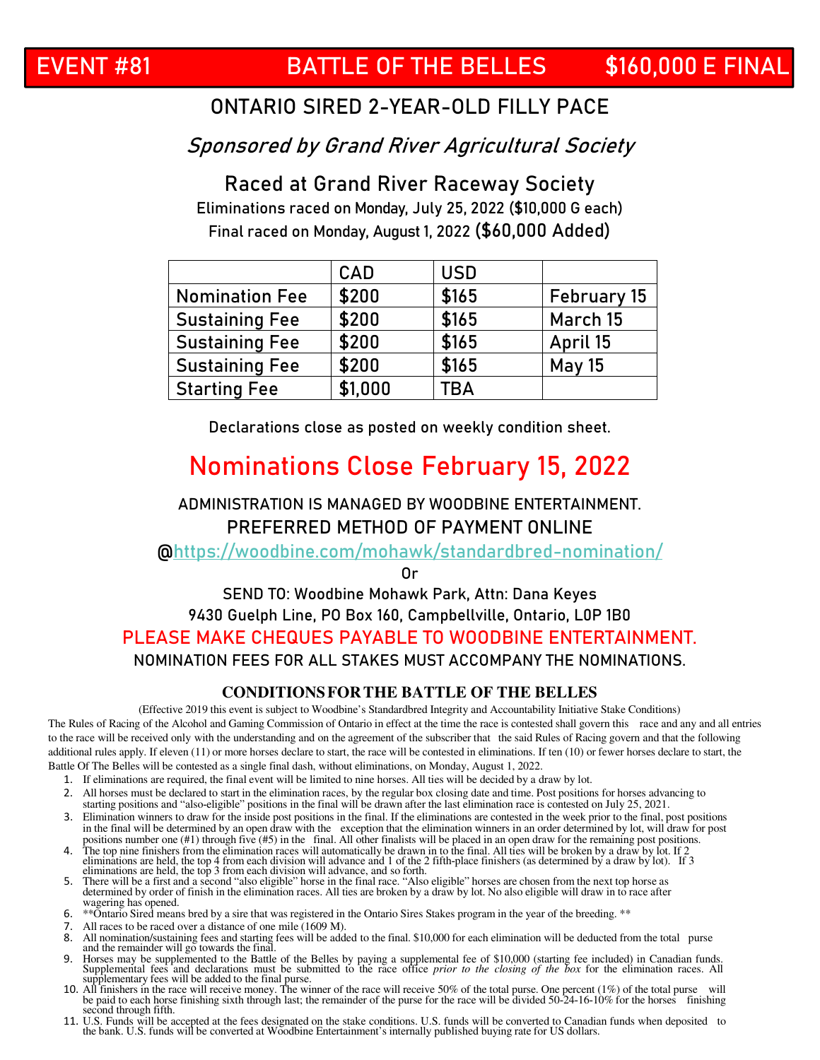# EVENT #81 BATTLE OF THE BELLES $160,000 E FINAL

## ONTARIO SIRED 2-YEAR-OLD FILLY PACE

### *Sponsored by Grand River Agricultural Society*

### Raced at Grand River Raceway Society

Eliminations raced on Monday, July 25, 2022 ($10,000 G each)

Final raced on Monday, August 1, 2022 **($60,000 Added)**

| | CAD | USD | |
|---|---|---|---|
| Nomination Fee | $200 | $165 | February 15 |
| Sustaining Fee | $200 | $165 | March 15 |
| Sustaining Fee | $200 | $165 | April 15 |
| Sustaining Fee | $200 | $165 | May 15 |
| Starting Fee | $1,000 | TBA | |

Declarations close as posted on weekly condition sheet.

## Nominations Close February 15, 2022

ADMINISTRATION IS MANAGED BY WOODBINE ENTERTAINMENT.

PREFERRED METHOD OF PAYMENT ONLINE

@https://woodbine.com/mohawk/standardbred-nomination/

Or

SEND TO: Woodbine Mohawk Park, Attn: Dana Keyes

9430 Guelph Line, PO Box 160, Campbellville, Ontario, L0P 1B0

PLEASE MAKE CHEQUES PAYABLE TO WOODBINE ENTERTAINMENT.

NOMINATION FEES FOR ALL STAKES MUST ACCOMPANY THE NOMINATIONS.

### CONDITIONS FOR THE BATTLE OF THE BELLES

(Effective 2019 this event is subject to Woodbine's Standardbred Integrity and Accountability Initiative Stake Conditions)

The Rules of Racing of the Alcohol and Gaming Commission of Ontario in effect at the time the race is contested shall govern this race and any and all entries to the race will be received only with the understanding and on the agreement of the subscriber that the said Rules of Racing govern and that the following additional rules apply. If eleven (11) or more horses declare to start, the race will be contested in eliminations. If ten (10) or fewer horses declare to start, the Battle Of The Belles will be contested as a single final dash, without eliminations, on Monday, August 1, 2022.

1. If eliminations are required, the final event will be limited to nine horses. All ties will be decided by a draw by lot.
2. All horses must be declared to start in the elimination races, by the regular box closing date and time. Post positions for horses advancing to starting positions and "also-eligible" positions in the final will be drawn after the last elimination race is contested on July 25, 2021.
3. Elimination winners to draw for the inside post positions in the final. If the eliminations are contested in the week prior to the final, post positions in the final will be determined by an open draw with the exception that the elimination winners in an order determined by lot, will draw for post positions number one (#1) through five (#5) in the final. All other finalists will be placed in an open draw for the remaining post positions.
4. The top nine finishers from the elimination races will automatically be drawn in to the final. All ties will be broken by a draw by lot. If 2 eliminations are held, the top 4 from each division will advance and 1 of the 2 fifth-place finishers (as determined by a draw by lot). If 3 eliminations are held, the top 3 from each division will advance, and so forth.
5. There will be a first and a second "also eligible" horse in the final race. "Also eligible" horses are chosen from the next top horse as determined by order of finish in the elimination races. All ties are broken by a draw by lot. No also eligible will draw in to race after wagering has opened.
6. **Ontario Sired means bred by a sire that was registered in the Ontario Sires Stakes program in the year of the breeding. **
7. All races to be raced over a distance of one mile (1609 M).
8. All nomination/sustaining fees and starting fees will be added to the final. $10,000 for each elimination will be deducted from the total purse and the remainder will go towards the final.
9. Horses may be supplemented to the Battle of the Belles by paying a supplemental fee of $10,000 (starting fee included) in Canadian funds. Supplemental fees and declarations must be submitted to the race office *prior to the closing of the box* for the elimination races. All supplementary fees will be added to the final purse.
10. All finishers in the race will receive money. The winner of the race will receive 50% of the total purse. One percent (1%) of the total purse will be paid to each horse finishing sixth through last; the remainder of the purse for the race will be divided 50-24-16-10% for the horses finishing second through fifth.
11. U.S. Funds will be accepted at the fees designated on the stake conditions. U.S. funds will be converted to Canadian funds when deposited to the bank. U.S. funds will be converted at Woodbine Entertainment's internally published buying rate for US dollars.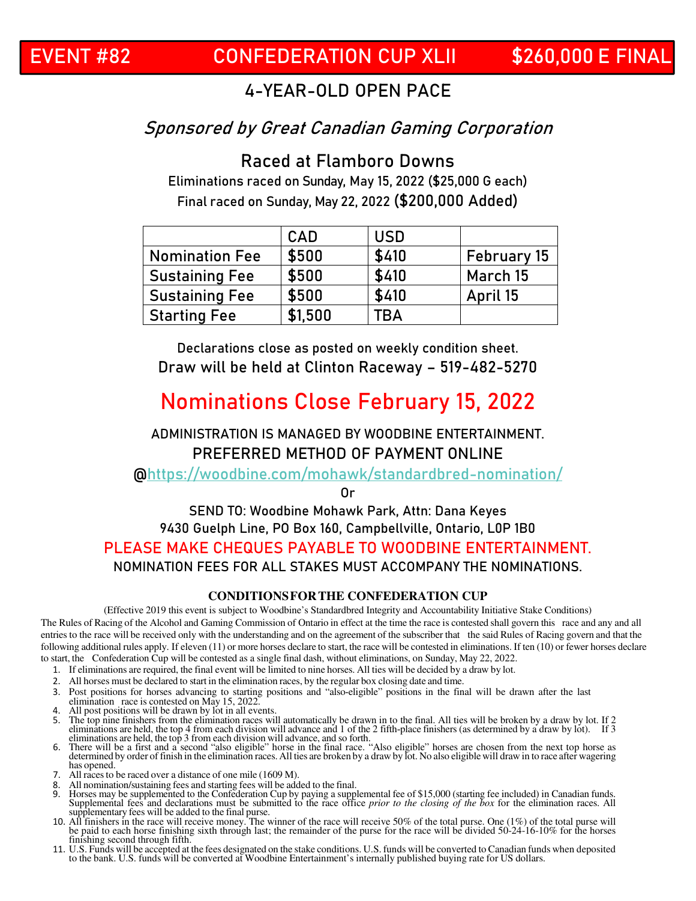# EVENT #82 CONFEDERATION CUP XLII $260,000 E FINAL

## 4-YEAR-OLD OPEN PACE

*Sponsored by Great Canadian Gaming Corporation*

### Raced at Flamboro Downs

Eliminations raced on Sunday, May 15, 2022 ($25,000 G each)

Final raced on Sunday, May 22, 2022 **($200,000 Added)**

| | CAD | USD | |
|---|---|---|---|
| Nomination Fee | $500 | $410 | February 15 |
| Sustaining Fee | $500 | $410 | March 15 |
| Sustaining Fee | $500 | $410 | April 15 |
| Starting Fee | $1,500 | TBA | |

Declarations close as posted on weekly condition sheet.

Draw will be held at Clinton Raceway – 519-482-5270

## Nominations Close February 15, 2022

ADMINISTRATION IS MANAGED BY WOODBINE ENTERTAINMENT.

PREFERRED METHOD OF PAYMENT ONLINE

@https://woodbine.com/mohawk/standardbred-nomination/

Or

SEND TO: Woodbine Mohawk Park, Attn: Dana Keyes

9430 Guelph Line, PO Box 160, Campbellville, Ontario, L0P 1B0

PLEASE MAKE CHEQUES PAYABLE TO WOODBINE ENTERTAINMENT.

NOMINATION FEES FOR ALL STAKES MUST ACCOMPANY THE NOMINATIONS.

### CONDITIONS FOR THE CONFEDERATION CUP

(Effective 2019 this event is subject to Woodbine's Standardbred Integrity and Accountability Initiative Stake Conditions)

The Rules of Racing of the Alcohol and Gaming Commission of Ontario in effect at the time the race is contested shall govern this race and any and all entries to the race will be received only with the understanding and on the agreement of the subscriber that the said Rules of Racing govern and that the following additional rules apply. If eleven (11) or more horses declare to start, the race will be contested in eliminations. If ten (10) or fewer horses declare to start, the Confederation Cup will be contested as a single final dash, without eliminations, on Sunday, May 22, 2022.

1. If eliminations are required, the final event will be limited to nine horses. All ties will be decided by a draw by lot.
2. All horses must be declared to start in the elimination races, by the regular box closing date and time.
3. Post positions for horses advancing to starting positions and "also-eligible" positions in the final will be drawn after the last elimination race is contested on May 15, 2022.
4. All post positions will be drawn by lot in all events.
5. The top nine finishers from the elimination races will automatically be drawn in to the final. All ties will be broken by a draw by lot. If 2 eliminations are held, the top 4 from each division will advance and 1 of the 2 fifth-place finishers (as determined by a draw by lot). If 3 eliminations are held, the top 3 from each division will advance, and so forth.
6. There will be a first and a second "also eligible" horse in the final race. "Also eligible" horses are chosen from the next top horse as determined by order of finish in the elimination races. All ties are broken by a draw by lot. No also eligible will draw in to race after wagering has opened.
7. All races to be raced over a distance of one mile (1609 M).
8. All nomination/sustaining fees and starting fees will be added to the final.
9. Horses may be supplemented to the Confederation Cup by paying a supplemental fee of $15,000 (starting fee included) in Canadian funds. Supplemental fees and declarations must be submitted to the race office *prior to the closing of the box* for the elimination races. All supplementary fees will be added to the final purse.
10. All finishers in the race will receive money. The winner of the race will receive 50% of the total purse. One (1%) of the total purse will be paid to each horse finishing sixth through last; the remainder of the purse for the race will be divided 50-24-16-10% for the horses finishing second through fifth.
11. U.S. Funds will be accepted at the fees designated on the stake conditions. U.S. funds will be converted to Canadian funds when deposited to the bank. U.S. funds will be converted at Woodbine Entertainment's internally published buying rate for US dollars.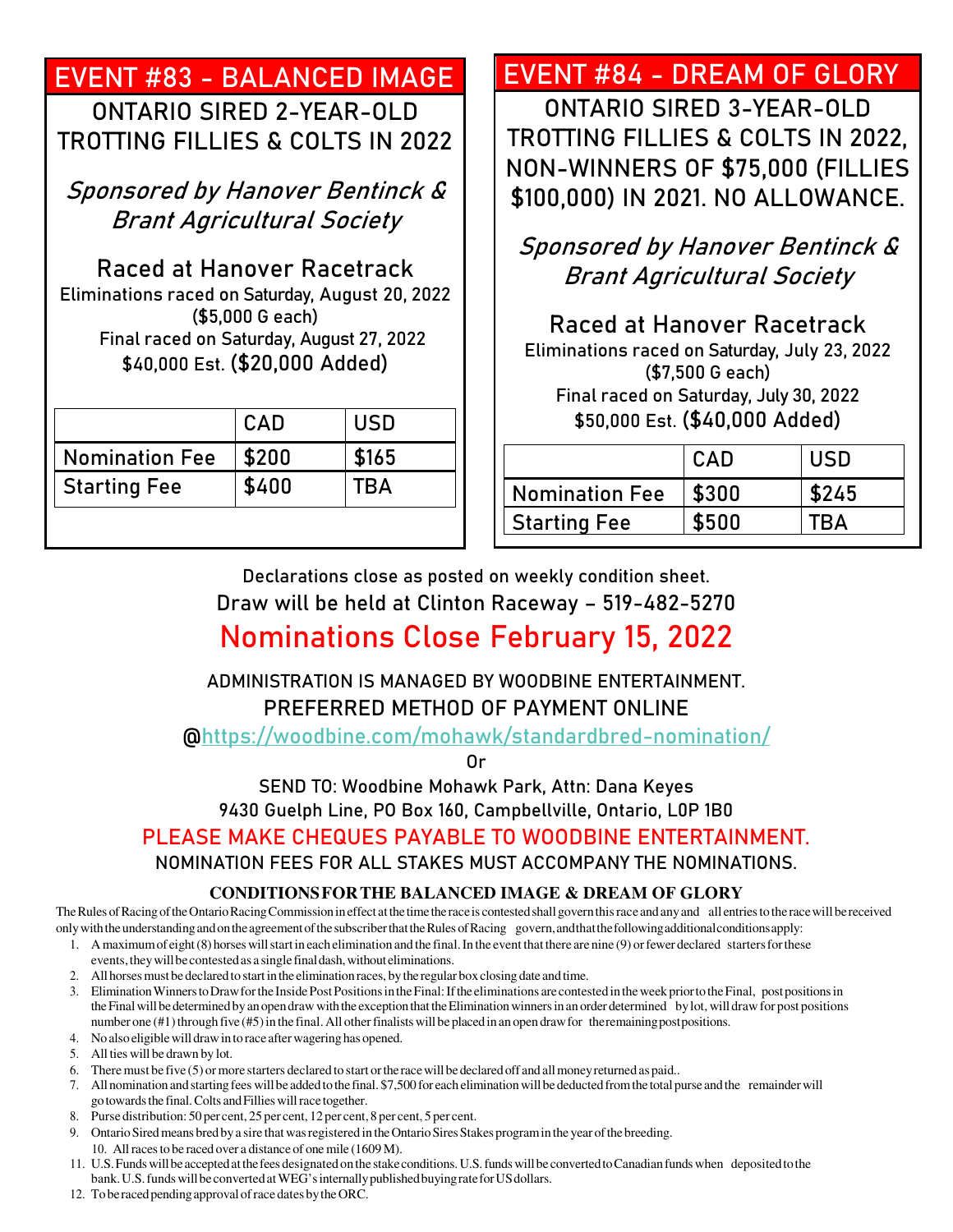## EVENT #83 - BALANCED IMAGE

ONTARIO SIRED 2-YEAR-OLD TROTTING FILLIES & COLTS IN 2022

*Sponsored by Hanover Bentinck & Brant Agricultural Society*

Raced at Hanover Racetrack

Eliminations raced on Saturday, August 20, 2022 ($5,000 G each)

Final raced on Saturday, August 27, 2022

$40,000 Est. ($20,000 Added)

| | CAD | USD |
|---|---|---|
| Nomination Fee | $200 | $165 |
| Starting Fee | $400 | TBA |

## EVENT #84 - DREAM OF GLORY

ONTARIO SIRED 3-YEAR-OLD TROTTING FILLIES & COLTS IN 2022, NON-WINNERS OF $75,000 (FILLIES $100,000) IN 2021. NO ALLOWANCE.

*Sponsored by Hanover Bentinck & Brant Agricultural Society*

Raced at Hanover Racetrack

Eliminations raced on Saturday, July 23, 2022 ($7,500 G each)

Final raced on Saturday, July 30, 2022

$50,000 Est. ($40,000 Added)

| | CAD | USD |
|---|---|---|
| Nomination Fee | $300 | $245 |
| Starting Fee | $500 | TBA |

Declarations close as posted on weekly condition sheet.

Draw will be held at Clinton Raceway – 519-482-5270

## Nominations Close February 15, 2022

ADMINISTRATION IS MANAGED BY WOODBINE ENTERTAINMENT.

PREFERRED METHOD OF PAYMENT ONLINE

@https://woodbine.com/mohawk/standardbred-nomination/

Or

SEND TO: Woodbine Mohawk Park, Attn: Dana Keyes

9430 Guelph Line, PO Box 160, Campbellville, Ontario, L0P 1B0

PLEASE MAKE CHEQUES PAYABLE TO WOODBINE ENTERTAINMENT.

NOMINATION FEES FOR ALL STAKES MUST ACCOMPANY THE NOMINATIONS.

### CONDITIONS FOR THE BALANCED IMAGE & DREAM OF GLORY

The Rules of Racing of the Ontario Racing Commission in effect at the time the race is contested shall govern this race and any and all entries to the race will be received only with the understanding and on the agreement of the subscriber that the Rules of Racing govern, and that the following additional conditions apply:

1. A maximum of eight (8) horses will start in each elimination and the final. In the event that there are nine (9) or fewer declared starters for these events, they will be contested as a single final dash, without eliminations.
2. All horses must be declared to start in the elimination races, by the regular box closing date and time.
3. Elimination Winners to Draw for the Inside Post Positions in the Final: If the eliminations are contested in the week prior to the Final, post positions in the Final will be determined by an open draw with the exception that the Elimination winners in an order determined by lot, will draw for post positions number one (#1) through five (#5) in the final. All other finalists will be placed in an open draw for the remaining post positions.
4. No also eligible will draw in to race after wagering has opened.
5. All ties will be drawn by lot.
6. There must be five (5) or more starters declared to start or the race will be declared off and all money returned as paid..
7. All nomination and starting fees will be added to the final. $7,500 for each elimination will be deducted from the total purse and the remainder will go towards the final. Colts and Fillies will race together.
8. Purse distribution: 50 per cent, 25 per cent, 12 per cent, 8 per cent, 5 per cent.
9. Ontario Sired means bred by a sire that was registered in the Ontario Sires Stakes program in the year of the breeding.
10. All races to be raced over a distance of one mile (1609 M).
11. U.S. Funds will be accepted at the fees designated on the stake conditions. U.S. funds will be converted to Canadian funds when deposited to the bank. U.S. funds will be converted at WEG's internally published buying rate for US dollars.
12. To be raced pending approval of race dates by the ORC.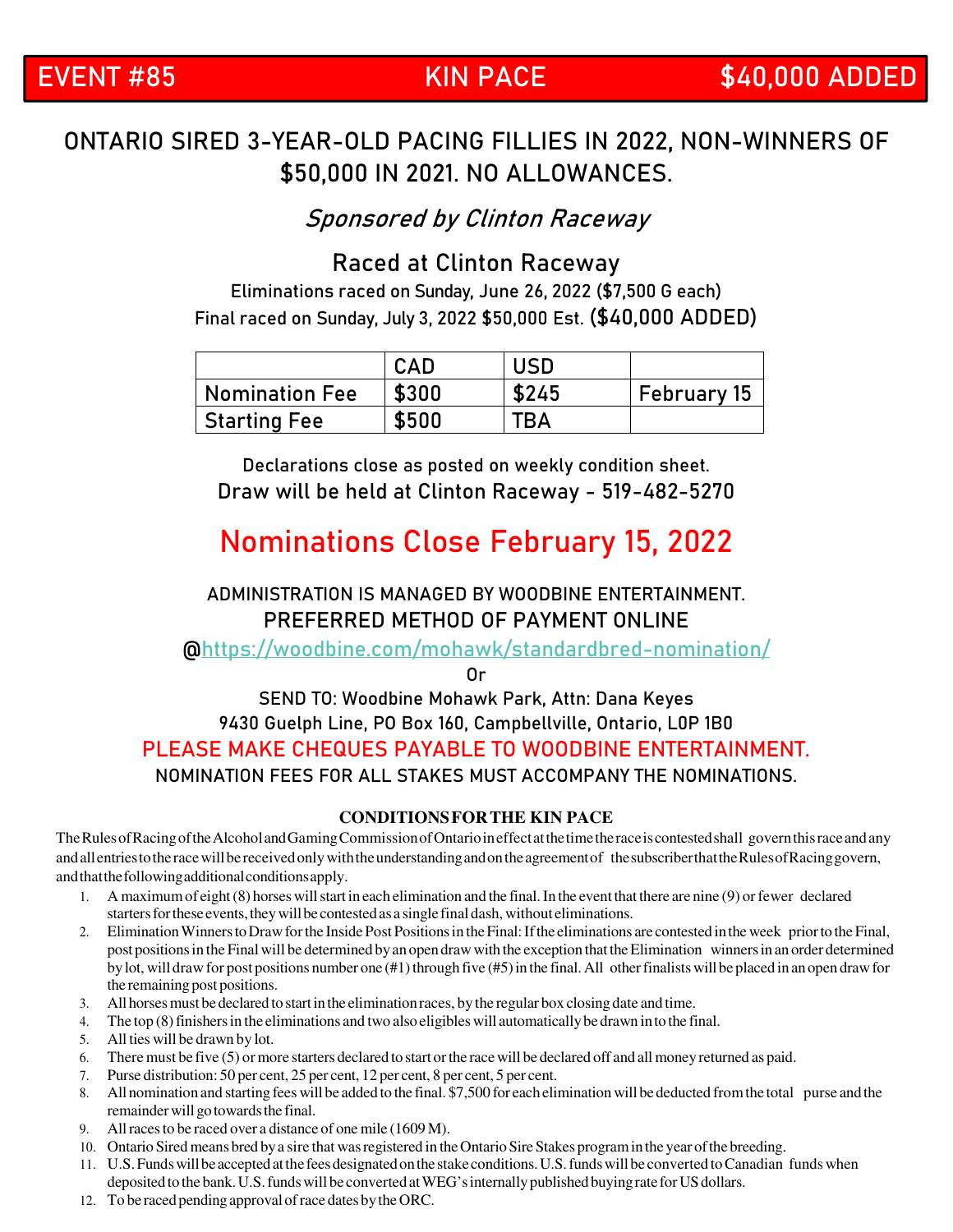# EVENT #85 KIN PACE $40,000 ADDED

## ONTARIO SIRED 3-YEAR-OLD PACING FILLIES IN 2022, NON-WINNERS OF $50,000 IN 2021. NO ALLOWANCES.

*Sponsored by Clinton Raceway*

### Raced at Clinton Raceway

Eliminations raced on Sunday, June 26, 2022 ($7,500 G each)

Final raced on Sunday, July 3, 2022 $50,000 Est. **($40,000 ADDED)**

| | CAD | USD | |
|---|---|---|---|
| Nomination Fee | $300 | $245 | February 15 |
| Starting Fee | $500 | TBA | |

Declarations close as posted on weekly condition sheet.

Draw will be held at Clinton Raceway - 519-482-5270

## Nominations Close February 15, 2022

ADMINISTRATION IS MANAGED BY WOODBINE ENTERTAINMENT.

PREFERRED METHOD OF PAYMENT ONLINE

@https://woodbine.com/mohawk/standardbred-nomination/

Or

SEND TO: Woodbine Mohawk Park, Attn: Dana Keyes

9430 Guelph Line, PO Box 160, Campbellville, Ontario, L0P 1B0

PLEASE MAKE CHEQUES PAYABLE TO WOODBINE ENTERTAINMENT.

NOMINATION FEES FOR ALL STAKES MUST ACCOMPANY THE NOMINATIONS.

### CONDITIONS FOR THE KIN PACE

The Rules of Racing of the Alcohol and Gaming Commission of Ontario in effect at the time the race is contested shall govern this race and any and all entries to the race will be received only with the understanding and on the agreement of the subscriber that the Rules of Racing govern, and that the following additional conditions apply.

1. A maximum of eight (8) horses will start in each elimination and the final. In the event that there are nine (9) or fewer declared starters for these events, they will be contested as a single final dash, without eliminations.
2. Elimination Winners to Draw for the Inside Post Positions in the Final: If the eliminations are contested in the week prior to the Final, post positions in the Final will be determined by an open draw with the exception that the Elimination winners in an order determined by lot, will draw for post positions number one (#1) through five (#5) in the final. All other finalists will be placed in an open draw for the remaining post positions.
3. All horses must be declared to start in the elimination races, by the regular box closing date and time.
4. The top (8) finishers in the eliminations and two also eligibles will automatically be drawn in to the final.
5. All ties will be drawn by lot.
6. There must be five (5) or more starters declared to start or the race will be declared off and all money returned as paid.
7. Purse distribution: 50 per cent, 25 per cent, 12 per cent, 8 per cent, 5 per cent.
8. All nomination and starting fees will be added to the final. $7,500 for each elimination will be deducted from the total purse and the remainder will go towards the final.
9. All races to be raced over a distance of one mile (1609 M).
10. Ontario Sired means bred by a sire that was registered in the Ontario Sire Stakes program in the year of the breeding.
11. U.S. Funds will be accepted at the fees designated on the stake conditions. U.S. funds will be converted to Canadian funds when deposited to the bank. U.S. funds will be converted at WEG's internally published buying rate for US dollars.
12. To be raced pending approval of race dates by the ORC.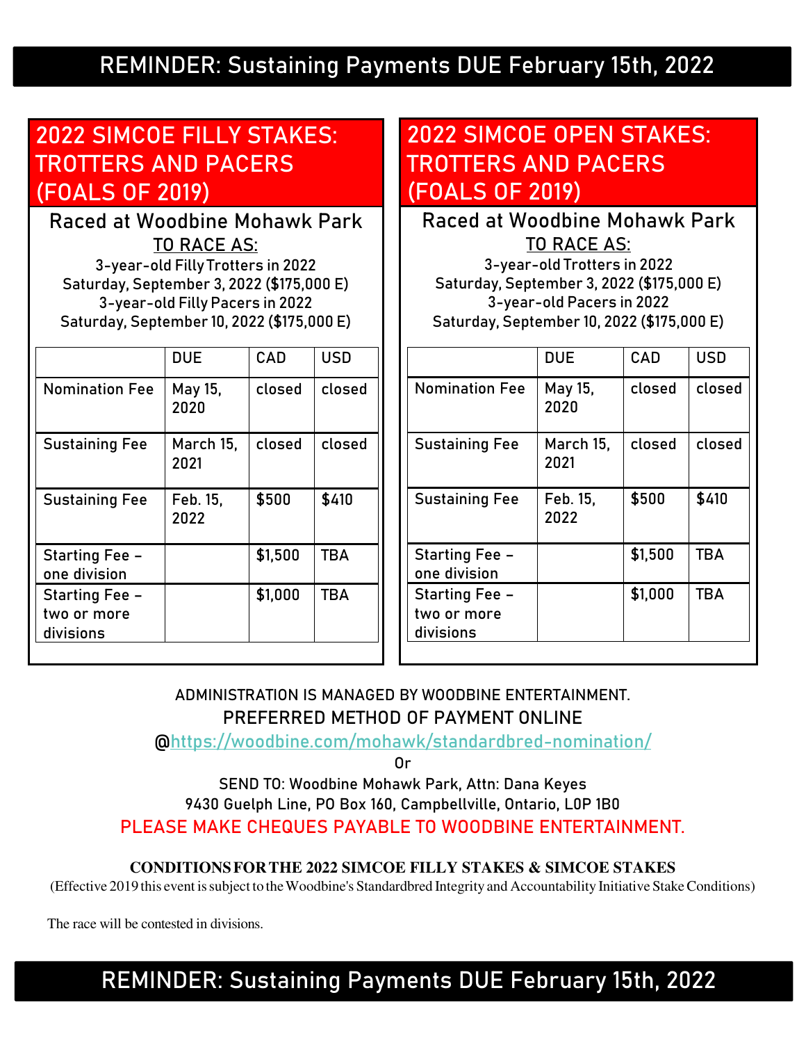## REMINDER: Sustaining Payments DUE February 15th, 2022

## 2022 SIMCOE FILLY STAKES: TROTTERS AND PACERS (FOALS OF 2019)

### Raced at Woodbine Mohawk Park

TO RACE AS:

3-year-old Filly Trotters in 2022
Saturday, September 3, 2022 ($175,000 E)
3-year-old Filly Pacers in 2022
Saturday, September 10, 2022 ($175,000 E)

| | DUE | CAD | USD |
|---|---|---|---|
| Nomination Fee | May 15, 2020 | closed | closed |
| Sustaining Fee | March 15, 2021 | closed | closed |
| Sustaining Fee | Feb. 15, 2022 | $500 | $410 |
| Starting Fee – one division | | $1,500 | TBA |
| Starting Fee – two or more divisions | | $1,000 | TBA |

## 2022 SIMCOE OPEN STAKES: TROTTERS AND PACERS (FOALS OF 2019)

### Raced at Woodbine Mohawk Park

TO RACE AS:

3-year-old Trotters in 2022
Saturday, September 3, 2022 ($175,000 E)
3-year-old Pacers in 2022
Saturday, September 10, 2022 ($175,000 E)

| | DUE | CAD | USD |
|---|---|---|---|
| Nomination Fee | May 15, 2020 | closed | closed |
| Sustaining Fee | March 15, 2021 | closed | closed |
| Sustaining Fee | Feb. 15, 2022 | $500 | $410 |
| Starting Fee – one division | | $1,500 | TBA |
| Starting Fee – two or more divisions | | $1,000 | TBA |

ADMINISTRATION IS MANAGED BY WOODBINE ENTERTAINMENT.
PREFERRED METHOD OF PAYMENT ONLINE
@https://woodbine.com/mohawk/standardbred-nomination/
Or
SEND TO: Woodbine Mohawk Park, Attn: Dana Keyes
9430 Guelph Line, PO Box 160, Campbellville, Ontario, L0P 1B0
PLEASE MAKE CHEQUES PAYABLE TO WOODBINE ENTERTAINMENT.

**CONDITIONS FOR THE 2022 SIMCOE FILLY STAKES & SIMCOE STAKES**
(Effective 2019 this event is subject to the Woodbine's Standardbred Integrity and Accountability Initiative Stake Conditions)

The race will be contested in divisions.

## REMINDER: Sustaining Payments DUE February 15th, 2022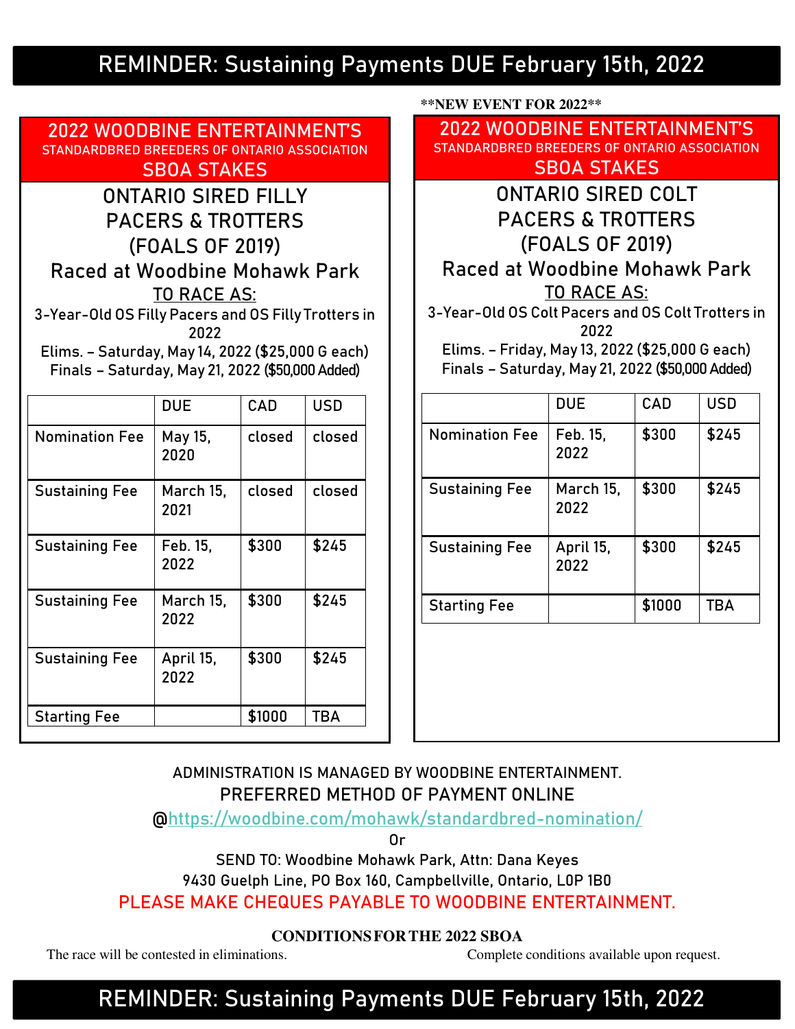# REMINDER: Sustaining Payments DUE February 15th, 2022

## 2022 WOODBINE ENTERTAINMENT'S
STANDARDBRED BREEDERS OF ONTARIO ASSOCIATION
**SBOA STAKES**

### ONTARIO SIRED FILLY PACERS & TROTTERS (FOALS OF 2019)

### Raced at Woodbine Mohawk Park

TO RACE AS:

3-Year-Old OS Filly Pacers and OS Filly Trotters in 2022

Elims. – Saturday, May 14, 2022 ($25,000 G each)

Finals – Saturday, May 21, 2022 ($50,000 Added)

| | DUE | CAD | USD |
|---|---|---|---|
| Nomination Fee | May 15, 2020 | closed | closed |
| Sustaining Fee | March 15, 2021 | closed | closed |
| Sustaining Fee | Feb. 15, 2022 | $300 | $245 |
| Sustaining Fee | March 15, 2022 | $300 | $245 |
| Sustaining Fee | April 15, 2022 | $300 | $245 |
| Starting Fee | | $1000 | TBA |

**NEW EVENT FOR 2022**

## 2022 WOODBINE ENTERTAINMENT'S
STANDARDBRED BREEDERS OF ONTARIO ASSOCIATION
**SBOA STAKES**

### ONTARIO SIRED COLT PACERS & TROTTERS (FOALS OF 2019)

### Raced at Woodbine Mohawk Park

TO RACE AS:

3-Year-Old OS Colt Pacers and OS Colt Trotters in 2022

Elims. – Friday, May 13, 2022 ($25,000 G each)

Finals – Saturday, May 21, 2022 ($50,000 Added)

| | DUE | CAD | USD |
|---|---|---|---|
| Nomination Fee | Feb. 15, 2022 | $300 | $245 |
| Sustaining Fee | March 15, 2022 | $300 | $245 |
| Sustaining Fee | April 15, 2022 | $300 | $245 |
| Starting Fee | | $1000 | TBA |

ADMINISTRATION IS MANAGED BY WOODBINE ENTERTAINMENT.

PREFERRED METHOD OF PAYMENT ONLINE

@https://woodbine.com/mohawk/standardbred-nomination/

Or

SEND TO: Woodbine Mohawk Park, Attn: Dana Keyes

9430 Guelph Line, PO Box 160, Campbellville, Ontario, L0P 1B0

PLEASE MAKE CHEQUES PAYABLE TO WOODBINE ENTERTAINMENT.

**CONDITIONS FOR THE 2022 SBOA**

The race will be contested in eliminations. Complete conditions available upon request.

# REMINDER: Sustaining Payments DUE February 15th, 2022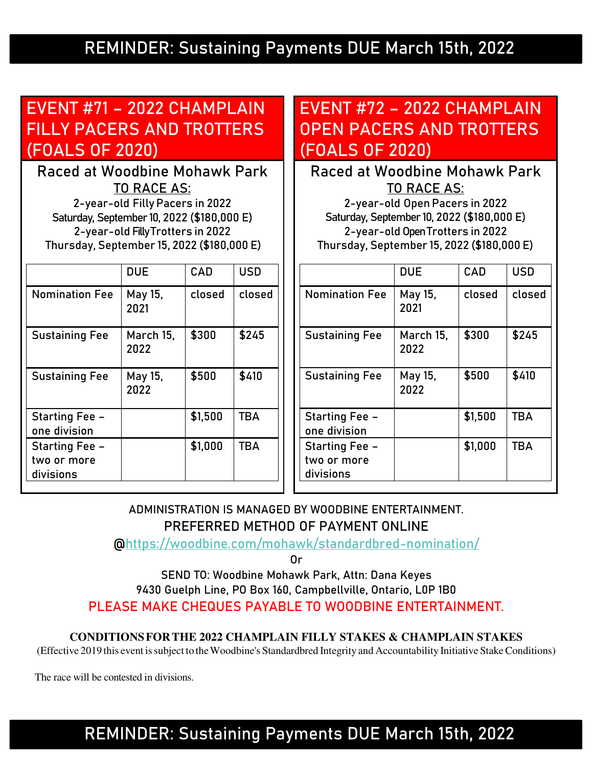# REMINDER: Sustaining Payments DUE March 15th, 2022

## EVENT #71 – 2022 CHAMPLAIN FILLY PACERS AND TROTTERS (FOALS OF 2020)

Raced at Woodbine Mohawk Park

TO RACE AS:

2-year-old Filly Pacers in 2022
Saturday, September 10, 2022 ($180,000 E)
2-year-old Filly Trotters in 2022
Thursday, September 15, 2022 ($180,000 E)

| | DUE | CAD | USD |
|---|---|---|---|
| Nomination Fee | May 15, 2021 | closed | closed |
| Sustaining Fee | March 15, 2022 | $300 | $245 |
| Sustaining Fee | May 15, 2022 | $500 | $410 |
| Starting Fee – one division | | $1,500 | TBA |
| Starting Fee – two or more divisions | | $1,000 | TBA |

## EVENT #72 – 2022 CHAMPLAIN OPEN PACERS AND TROTTERS (FOALS OF 2020)

Raced at Woodbine Mohawk Park

TO RACE AS:

2-year-old Open Pacers in 2022
Saturday, September 10, 2022 ($180,000 E)
2-year-old Open Trotters in 2022
Thursday, September 15, 2022 ($180,000 E)

| | DUE | CAD | USD |
|---|---|---|---|
| Nomination Fee | May 15, 2021 | closed | closed |
| Sustaining Fee | March 15, 2022 | $300 | $245 |
| Sustaining Fee | May 15, 2022 | $500 | $410 |
| Starting Fee – one division | | $1,500 | TBA |
| Starting Fee – two or more divisions | | $1,000 | TBA |

ADMINISTRATION IS MANAGED BY WOODBINE ENTERTAINMENT.

PREFERRED METHOD OF PAYMENT ONLINE

@https://woodbine.com/mohawk/standardbred-nomination/

Or

SEND TO: Woodbine Mohawk Park, Attn: Dana Keyes
9430 Guelph Line, PO Box 160, Campbellville, Ontario, L0P 1B0

PLEASE MAKE CHEQUES PAYABLE TO WOODBINE ENTERTAINMENT.

**CONDITIONS FOR THE 2022 CHAMPLAIN FILLY STAKES & CHAMPLAIN STAKES**

(Effective 2019 this event is subject to the Woodbine's Standardbred Integrity and Accountability Initiative Stake Conditions)

The race will be contested in divisions.

# REMINDER: Sustaining Payments DUE March 15th, 2022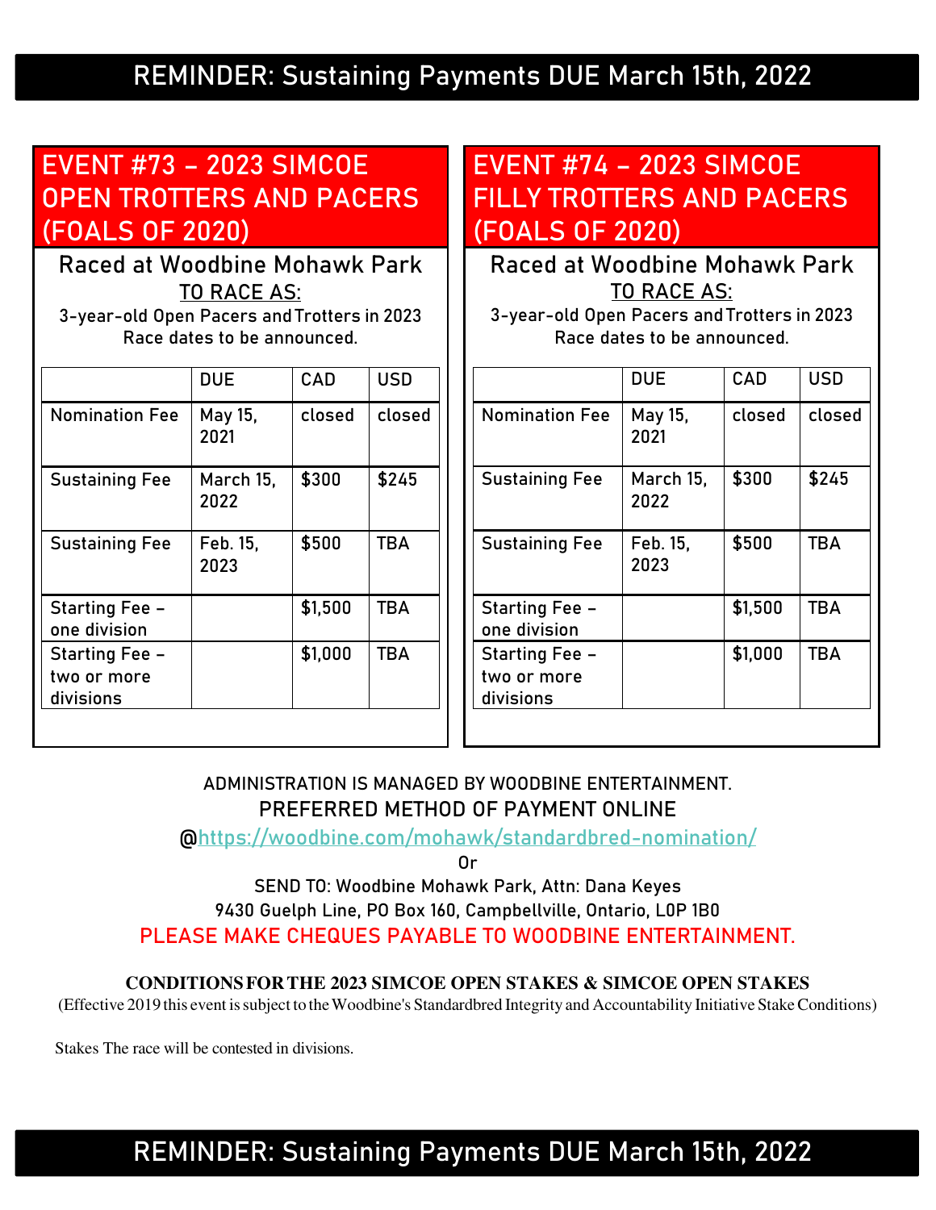**REMINDER: Sustaining Payments DUE March 15th, 2022**

## EVENT #73 – 2023 SIMCOE OPEN TROTTERS AND PACERS (FOALS OF 2020)

Raced at Woodbine Mohawk Park

TO RACE AS:

3-year-old Open Pacers and Trotters in 2023
Race dates to be announced.

| | DUE | CAD | USD |
|---|---|---|---|
| Nomination Fee | May 15, 2021 | closed | closed |
| Sustaining Fee | March 15, 2022 | $300 | $245 |
| Sustaining Fee | Feb. 15, 2023 | $500 | TBA |
| Starting Fee – one division | | $1,500 | TBA |
| Starting Fee – two or more divisions | | $1,000 | TBA |

## EVENT #74 – 2023 SIMCOE FILLY TROTTERS AND PACERS (FOALS OF 2020)

Raced at Woodbine Mohawk Park

TO RACE AS:

3-year-old Open Pacers and Trotters in 2023
Race dates to be announced.

| | DUE | CAD | USD |
|---|---|---|---|
| Nomination Fee | May 15, 2021 | closed | closed |
| Sustaining Fee | March 15, 2022 | $300 | $245 |
| Sustaining Fee | Feb. 15, 2023 | $500 | TBA |
| Starting Fee – one division | | $1,500 | TBA |
| Starting Fee – two or more divisions | | $1,000 | TBA |

ADMINISTRATION IS MANAGED BY WOODBINE ENTERTAINMENT.

PREFERRED METHOD OF PAYMENT ONLINE

@https://woodbine.com/mohawk/standardbred-nomination/

Or

SEND TO: Woodbine Mohawk Park, Attn: Dana Keyes
9430 Guelph Line, PO Box 160, Campbellville, Ontario, L0P 1B0

PLEASE MAKE CHEQUES PAYABLE TO WOODBINE ENTERTAINMENT.

**CONDITIONS FOR THE 2023 SIMCOE OPEN STAKES & SIMCOE OPEN STAKES**

(Effective 2019 this event is subject to the Woodbine's Standardbred Integrity and Accountability Initiative Stake Conditions)

Stakes The race will be contested in divisions.

**REMINDER: Sustaining Payments DUE March 15th, 2022**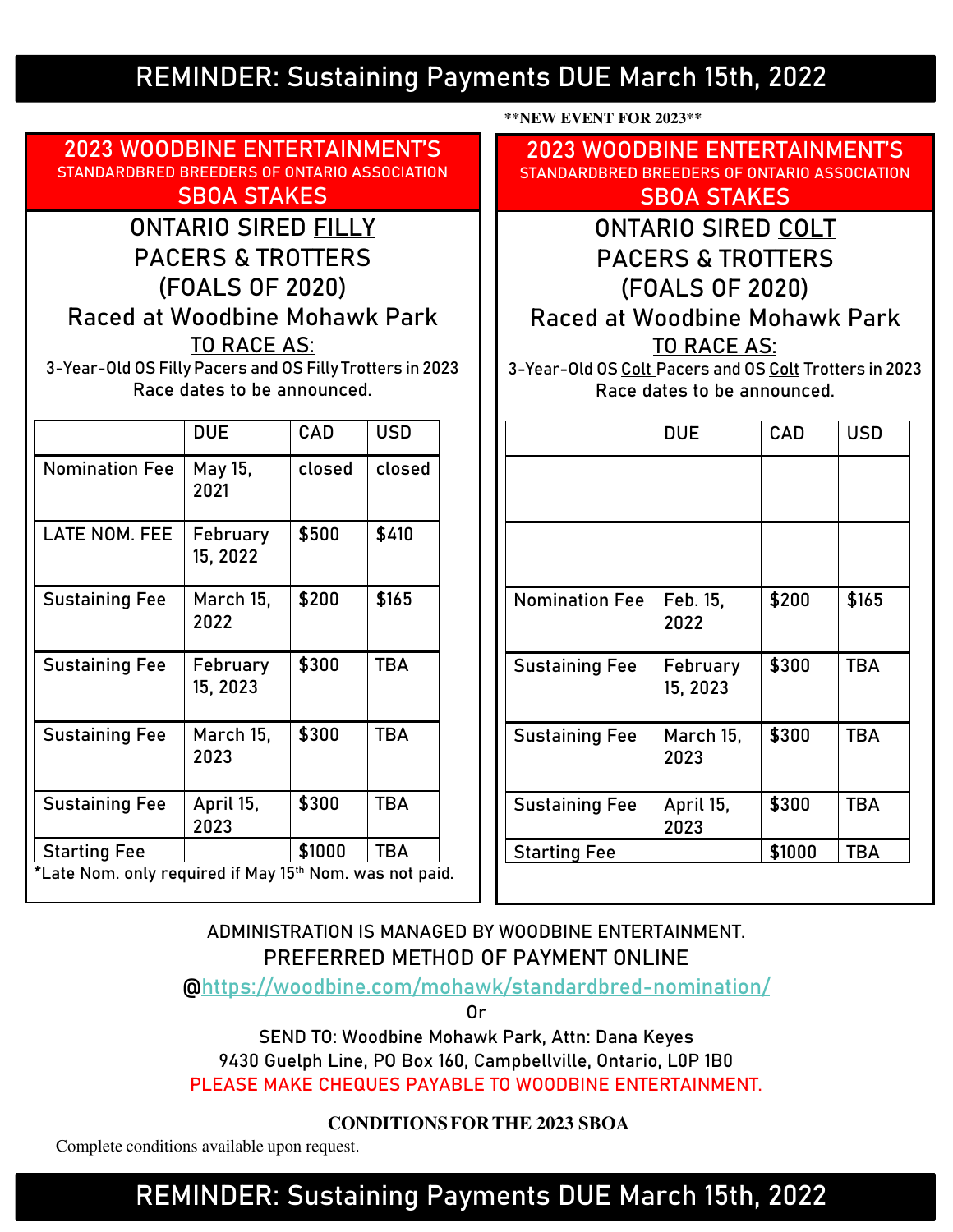# REMINDER: Sustaining Payments DUE March 15th, 2022

## 2023 WOODBINE ENTERTAINMENT'S
### STANDARDBRED BREEDERS OF ONTARIO ASSOCIATION
### SBOA STAKES

### ONTARIO SIRED FILLY PACERS & TROTTERS (FOALS OF 2020)

Raced at Woodbine Mohawk Park

TO RACE AS:

3-Year-Old OS Filly Pacers and OS Filly Trotters in 2023

Race dates to be announced.

| | DUE | CAD | USD |
|---|---|---|---|
| Nomination Fee | May 15, 2021 | closed | closed |
| LATE NOM. FEE | February 15, 2022 | $500 | $410 |
| Sustaining Fee | March 15, 2022 | $200 | $165 |
| Sustaining Fee | February 15, 2023 | $300 | TBA |
| Sustaining Fee | March 15, 2023 | $300 | TBA |
| Sustaining Fee | April 15, 2023 | $300 | TBA |
| Starting Fee | | $1000 | TBA |

*Late Nom. only required if May 15th Nom. was not paid.

**NEW EVENT FOR 2023**

## 2023 WOODBINE ENTERTAINMENT'S
### STANDARDBRED BREEDERS OF ONTARIO ASSOCIATION
### SBOA STAKES

### ONTARIO SIRED COLT PACERS & TROTTERS (FOALS OF 2020)

Raced at Woodbine Mohawk Park

TO RACE AS:

3-Year-Old OS Colt Pacers and OS Colt Trotters in 2023

Race dates to be announced.

| | DUE | CAD | USD |
|---|---|---|---|
| | | | |
| | | | |
| Nomination Fee | Feb. 15, 2022 | $200 | $165 |
| Sustaining Fee | February 15, 2023 | $300 | TBA |
| Sustaining Fee | March 15, 2023 | $300 | TBA |
| Sustaining Fee | April 15, 2023 | $300 | TBA |
| Starting Fee | | $1000 | TBA |

ADMINISTRATION IS MANAGED BY WOODBINE ENTERTAINMENT.

PREFERRED METHOD OF PAYMENT ONLINE

@https://woodbine.com/mohawk/standardbred-nomination/

Or

SEND TO: Woodbine Mohawk Park, Attn: Dana Keyes

9430 Guelph Line, PO Box 160, Campbellville, Ontario, L0P 1B0

PLEASE MAKE CHEQUES PAYABLE TO WOODBINE ENTERTAINMENT.

**CONDITIONS FOR THE 2023 SBOA**

Complete conditions available upon request.

# REMINDER: Sustaining Payments DUE March 15th, 2022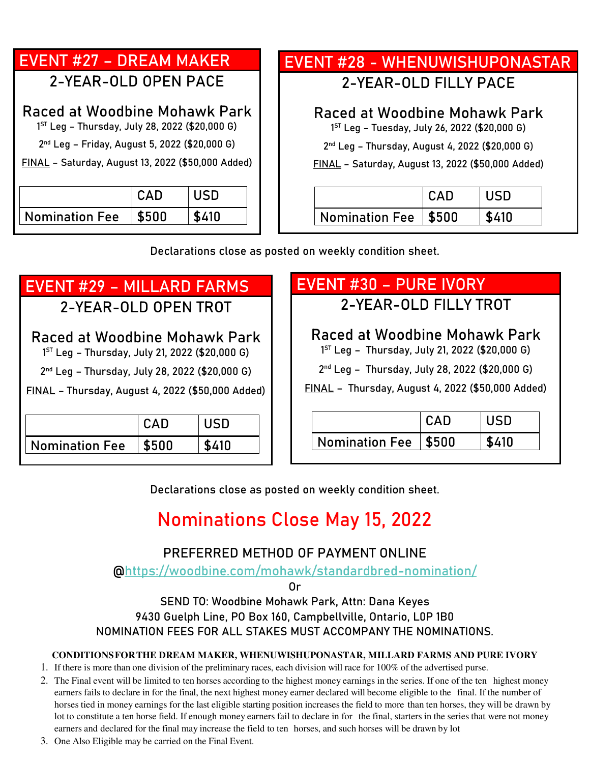## EVENT #27 – DREAM MAKER

### 2-YEAR-OLD OPEN PACE

### Raced at Woodbine Mohawk Park

1ST Leg – Thursday, July 28, 2022 ($20,000 G)

2nd Leg – Friday, August 5, 2022 ($20,000 G)

FINAL – Saturday, August 13, 2022 ($50,000 Added)

| | CAD | USD |
|---|---|---|
| Nomination Fee | $500 | $410 |

## EVENT #28 - WHENUWISHUPONASTAR

### 2-YEAR-OLD FILLY PACE

### Raced at Woodbine Mohawk Park

1ST Leg – Tuesday, July 26, 2022 ($20,000 G)

2nd Leg – Thursday, August 4, 2022 ($20,000 G)

FINAL – Saturday, August 13, 2022 ($50,000 Added)

| | CAD | USD |
|---|---|---|
| Nomination Fee | $500 | $410 |

Declarations close as posted on weekly condition sheet.

## EVENT #29 – MILLARD FARMS

### 2-YEAR-OLD OPEN TROT

### Raced at Woodbine Mohawk Park

1ST Leg – Thursday, July 21, 2022 ($20,000 G)

2nd Leg – Thursday, July 28, 2022 ($20,000 G)

FINAL – Thursday, August 4, 2022 ($50,000 Added)

| | CAD | USD |
|---|---|---|
| Nomination Fee | $500 | $410 |

## EVENT #30 – PURE IVORY

### 2-YEAR-OLD FILLY TROT

### Raced at Woodbine Mohawk Park

1ST Leg – Thursday, July 21, 2022 ($20,000 G)

2nd Leg – Thursday, July 28, 2022 ($20,000 G)

FINAL – Thursday, August 4, 2022 ($50,000 Added)

| | CAD | USD |
|---|---|---|
| Nomination Fee | $500 | $410 |

Declarations close as posted on weekly condition sheet.

## Nominations Close May 15, 2022

PREFERRED METHOD OF PAYMENT ONLINE

@https://woodbine.com/mohawk/standardbred-nomination/

Or

SEND TO: Woodbine Mohawk Park, Attn: Dana Keyes
9430 Guelph Line, PO Box 160, Campbellville, Ontario, L0P 1B0
NOMINATION FEES FOR ALL STAKES MUST ACCOMPANY THE NOMINATIONS.

**CONDITIONS FOR THE DREAM MAKER, WHENUWISHUPONASTAR, MILLARD FARMS AND PURE IVORY**

1. If there is more than one division of the preliminary races, each division will race for 100% of the advertised purse.
2. The Final event will be limited to ten horses according to the highest money earnings in the series. If one of the ten highest money earners fails to declare in for the final, the next highest money earner declared will become eligible to the final. If the number of horses tied in money earnings for the last eligible starting position increases the field to more than ten horses, they will be drawn by lot to constitute a ten horse field. If enough money earners fail to declare in for the final, starters in the series that were not money earners and declared for the final may increase the field to ten horses, and such horses will be drawn by lot
3. One Also Eligible may be carried on the Final Event.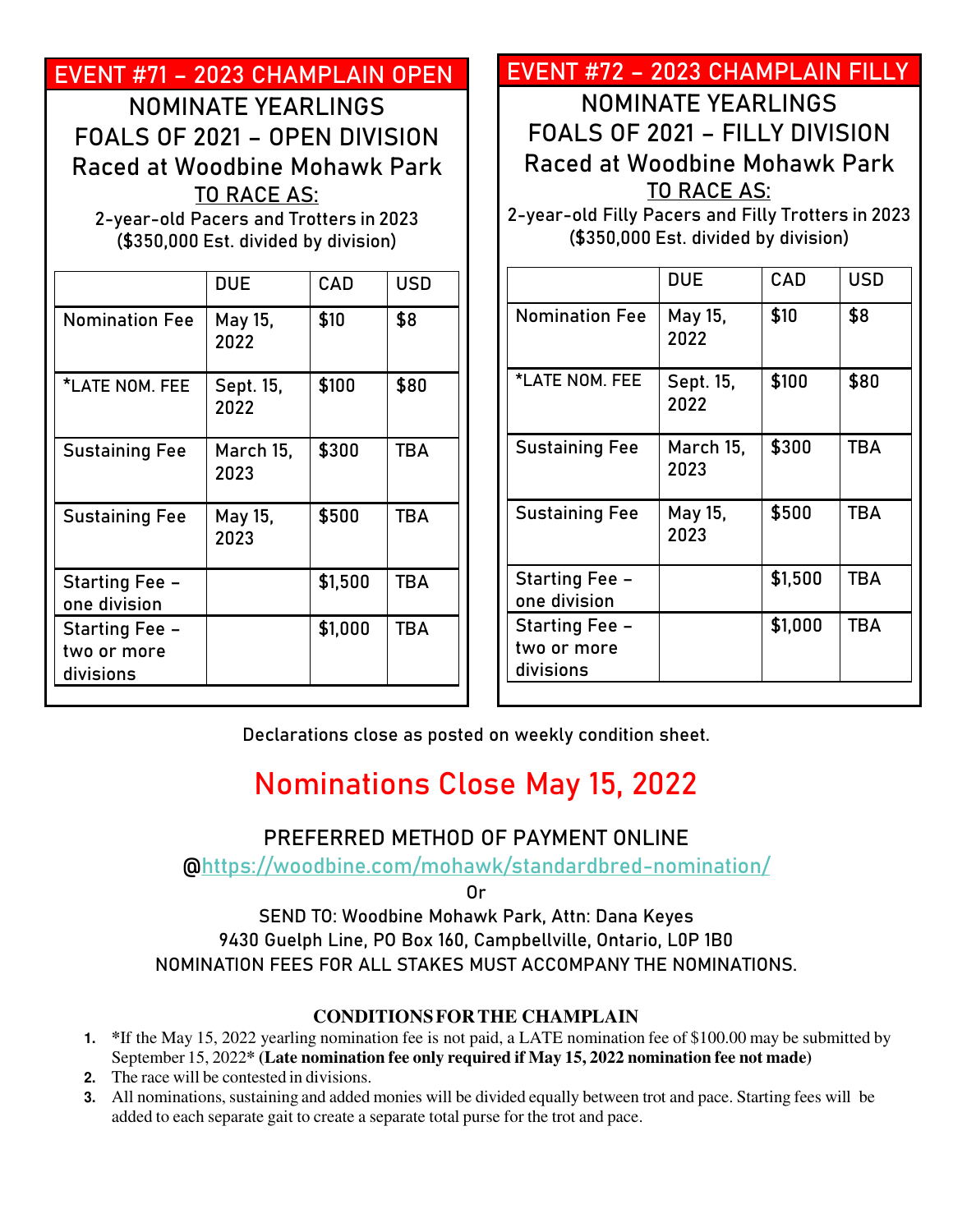## EVENT #71 – 2023 CHAMPLAIN OPEN

NOMINATE YEARLINGS
FOALS OF 2021 – OPEN DIVISION
Raced at Woodbine Mohawk Park
TO RACE AS:
2-year-old Pacers and Trotters in 2023
($350,000 Est. divided by division)

| | DUE | CAD | USD |
|---|---|---|---|
| Nomination Fee | May 15, 2022 | $10 | $8 |
| *LATE NOM. FEE | Sept. 15, 2022 | $100 | $80 |
| Sustaining Fee | March 15, 2023 | $300 | TBA |
| Sustaining Fee | May 15, 2023 | $500 | TBA |
| Starting Fee – one division | | $1,500 | TBA |
| Starting Fee – two or more divisions | | $1,000 | TBA |

## EVENT #72 – 2023 CHAMPLAIN FILLY

NOMINATE YEARLINGS
FOALS OF 2021 – FILLY DIVISION
Raced at Woodbine Mohawk Park
TO RACE AS:
2-year-old Filly Pacers and Filly Trotters in 2023
($350,000 Est. divided by division)

| | DUE | CAD | USD |
|---|---|---|---|
| Nomination Fee | May 15, 2022 | $10 | $8 |
| *LATE NOM. FEE | Sept. 15, 2022 | $100 | $80 |
| Sustaining Fee | March 15, 2023 | $300 | TBA |
| Sustaining Fee | May 15, 2023 | $500 | TBA |
| Starting Fee – one division | | $1,500 | TBA |
| Starting Fee – two or more divisions | | $1,000 | TBA |

Declarations close as posted on weekly condition sheet.

## Nominations Close May 15, 2022

PREFERRED METHOD OF PAYMENT ONLINE
@https://woodbine.com/mohawk/standardbred-nomination/
Or
SEND TO: Woodbine Mohawk Park, Attn: Dana Keyes
9430 Guelph Line, PO Box 160, Campbellville, Ontario, L0P 1B0
NOMINATION FEES FOR ALL STAKES MUST ACCOMPANY THE NOMINATIONS.

### CONDITIONS FOR THE CHAMPLAIN

1. *If the May 15, 2022 yearling nomination fee is not paid, a LATE nomination fee of $100.00 may be submitted by September 15, 2022* **(Late nomination fee only required if May 15, 2022 nomination fee not made)**
2. The race will be contested in divisions.
3. All nominations, sustaining and added monies will be divided equally between trot and pace. Starting fees will be added to each separate gait to create a separate total purse for the trot and pace.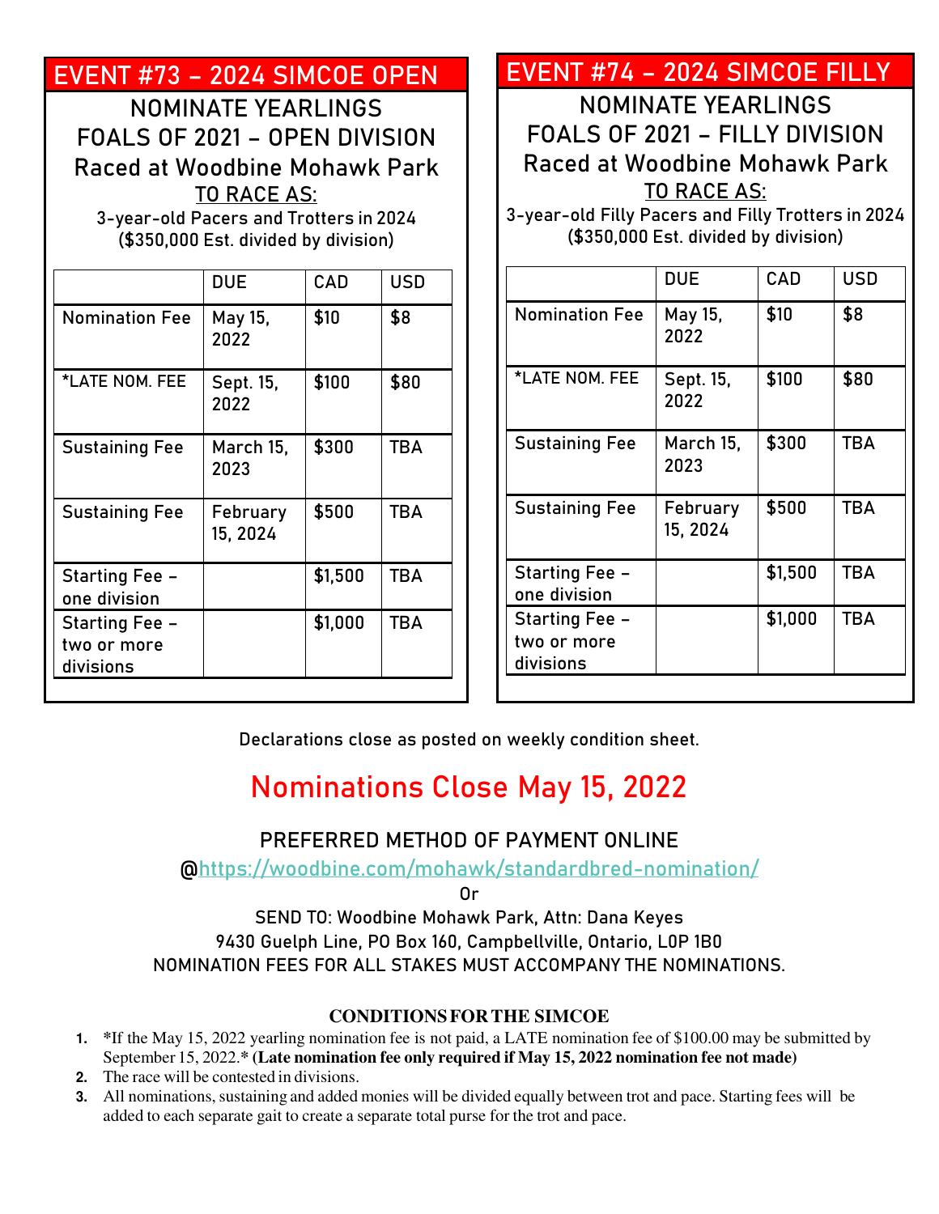## EVENT #73 – 2024 SIMCOE OPEN

NOMINATE YEARLINGS
FOALS OF 2021 – OPEN DIVISION
Raced at Woodbine Mohawk Park
TO RACE AS:
3-year-old Pacers and Trotters in 2024
($350,000 Est. divided by division)

| | DUE | CAD | USD |
|---|---|---|---|
| Nomination Fee | May 15, 2022 | $10 | $8 |
| *LATE NOM. FEE | Sept. 15, 2022 | $100 | $80 |
| Sustaining Fee | March 15, 2023 | $300 | TBA |
| Sustaining Fee | February 15, 2024 | $500 | TBA |
| Starting Fee – one division | | $1,500 | TBA |
| Starting Fee – two or more divisions | | $1,000 | TBA |

## EVENT #74 – 2024 SIMCOE FILLY

NOMINATE YEARLINGS
FOALS OF 2021 – FILLY DIVISION
Raced at Woodbine Mohawk Park
TO RACE AS:
3-year-old Filly Pacers and Filly Trotters in 2024
($350,000 Est. divided by division)

| | DUE | CAD | USD |
|---|---|---|---|
| Nomination Fee | May 15, 2022 | $10 | $8 |
| *LATE NOM. FEE | Sept. 15, 2022 | $100 | $80 |
| Sustaining Fee | March 15, 2023 | $300 | TBA |
| Sustaining Fee | February 15, 2024 | $500 | TBA |
| Starting Fee – one division | | $1,500 | TBA |
| Starting Fee – two or more divisions | | $1,000 | TBA |

Declarations close as posted on weekly condition sheet.

## Nominations Close May 15, 2022

PREFERRED METHOD OF PAYMENT ONLINE
@https://woodbine.com/mohawk/standardbred-nomination/
Or
SEND TO: Woodbine Mohawk Park, Attn: Dana Keyes
9430 Guelph Line, PO Box 160, Campbellville, Ontario, L0P 1B0
NOMINATION FEES FOR ALL STAKES MUST ACCOMPANY THE NOMINATIONS.

### CONDITIONS FOR THE SIMCOE

1. *If the May 15, 2022 yearling nomination fee is not paid, a LATE nomination fee of $100.00 may be submitted by September 15, 2022.* **(Late nomination fee only required if May 15, 2022 nomination fee not made)**
2. The race will be contested in divisions.
3. All nominations, sustaining and added monies will be divided equally between trot and pace. Starting fees will be added to each separate gait to create a separate total purse for the trot and pace.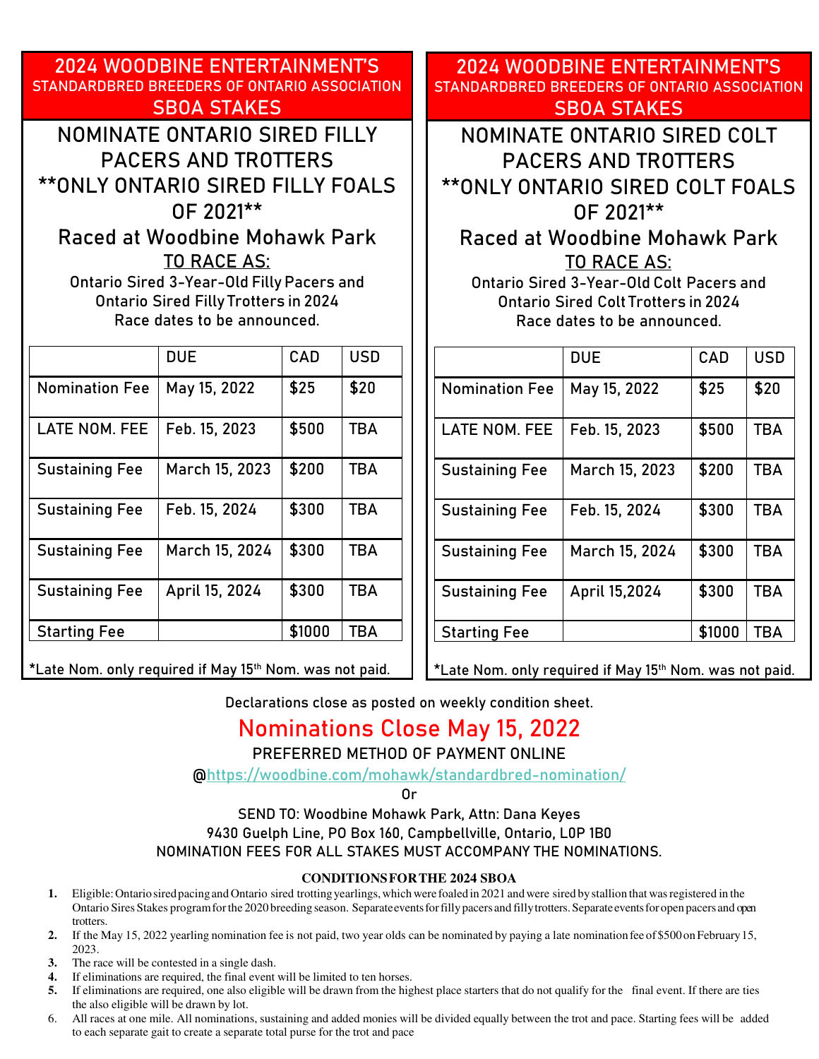## 2024 WOODBINE ENTERTAINMENT'S STANDARDBRED BREEDERS OF ONTARIO ASSOCIATION SBOA STAKES

### NOMINATE ONTARIO SIRED FILLY PACERS AND TROTTERS

### **ONLY ONTARIO SIRED FILLY FOALS OF 2021**

### Raced at Woodbine Mohawk Park

TO RACE AS:

Ontario Sired 3-Year-Old Filly Pacers and Ontario Sired Filly Trotters in 2024

Race dates to be announced.

| | DUE | CAD | USD |
|---|---|---|---|
| Nomination Fee | May 15, 2022 | $25 | $20 |
| LATE NOM. FEE | Feb. 15, 2023 | $500 | TBA |
| Sustaining Fee | March 15, 2023 | $200 | TBA |
| Sustaining Fee | Feb. 15, 2024 | $300 | TBA |
| Sustaining Fee | March 15, 2024 | $300 | TBA |
| Sustaining Fee | April 15, 2024 | $300 | TBA |
| Starting Fee | | $1000 | TBA |

*Late Nom. only required if May 15th Nom. was not paid.

## 2024 WOODBINE ENTERTAINMENT'S STANDARDBRED BREEDERS OF ONTARIO ASSOCIATION SBOA STAKES

### NOMINATE ONTARIO SIRED COLT PACERS AND TROTTERS

### **ONLY ONTARIO SIRED COLT FOALS OF 2021**

### Raced at Woodbine Mohawk Park

TO RACE AS:

Ontario Sired 3-Year-Old Colt Pacers and Ontario Sired Colt Trotters in 2024

Race dates to be announced.

| | DUE | CAD | USD |
|---|---|---|---|
| Nomination Fee | May 15, 2022 | $25 | $20 |
| LATE NOM. FEE | Feb. 15, 2023 | $500 | TBA |
| Sustaining Fee | March 15, 2023 | $200 | TBA |
| Sustaining Fee | Feb. 15, 2024 | $300 | TBA |
| Sustaining Fee | March 15, 2024 | $300 | TBA |
| Sustaining Fee | April 15,2024 | $300 | TBA |
| Starting Fee | | $1000 | TBA |

*Late Nom. only required if May 15th Nom. was not paid.

Declarations close as posted on weekly condition sheet.

## Nominations Close May 15, 2022

PREFERRED METHOD OF PAYMENT ONLINE

@https://woodbine.com/mohawk/standardbred-nomination/

Or

SEND TO: Woodbine Mohawk Park, Attn: Dana Keyes
9430 Guelph Line, PO Box 160, Campbellville, Ontario, L0P 1B0
NOMINATION FEES FOR ALL STAKES MUST ACCOMPANY THE NOMINATIONS.

### CONDITIONS FOR THE 2024 SBOA

1. Eligible: Ontario sired pacing and Ontario sired trotting yearlings, which were foaled in 2021 and were sired by stallion that was registered in the Ontario Sires Stakes program for the 2020 breeding season. Separate events for filly pacers and filly trotters. Separate events for open pacers and open trotters.
2. If the May 15, 2022 yearling nomination fee is not paid, two year olds can be nominated by paying a late nomination fee of $500 on February 15, 2023.
3. The race will be contested in a single dash.
4. If eliminations are required, the final event will be limited to ten horses.
5. If eliminations are required, one also eligible will be drawn from the highest place starters that do not qualify for the final event. If there are ties the also eligible will be drawn by lot.
6. All races at one mile. All nominations, sustaining and added monies will be divided equally between the trot and pace. Starting fees will be added to each separate gait to create a separate total purse for the trot and pace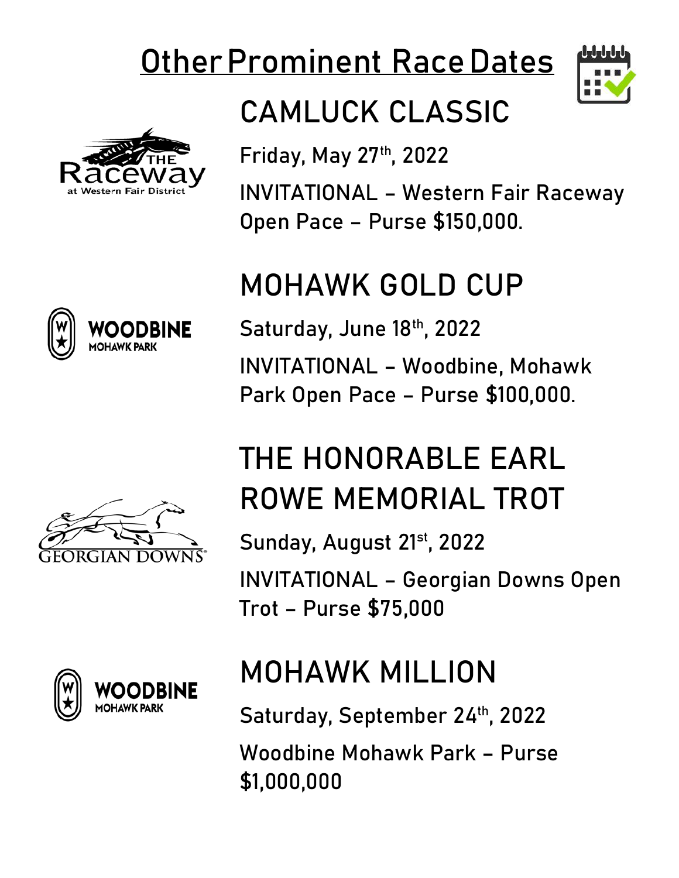# Other Prominent Race Dates

## CAMLUCK CLASSIC

Friday, May 27th, 2022

INVITATIONAL – Western Fair Raceway Open Pace – Purse $150,000.

## MOHAWK GOLD CUP

Saturday, June 18th, 2022

INVITATIONAL – Woodbine, Mohawk Park Open Pace – Purse $100,000.

## THE HONORABLE EARL ROWE MEMORIAL TROT

Sunday, August 21st, 2022

INVITATIONAL – Georgian Downs Open Trot – Purse $75,000

## MOHAWK MILLION

Saturday, September 24th, 2022

Woodbine Mohawk Park – Purse $1,000,000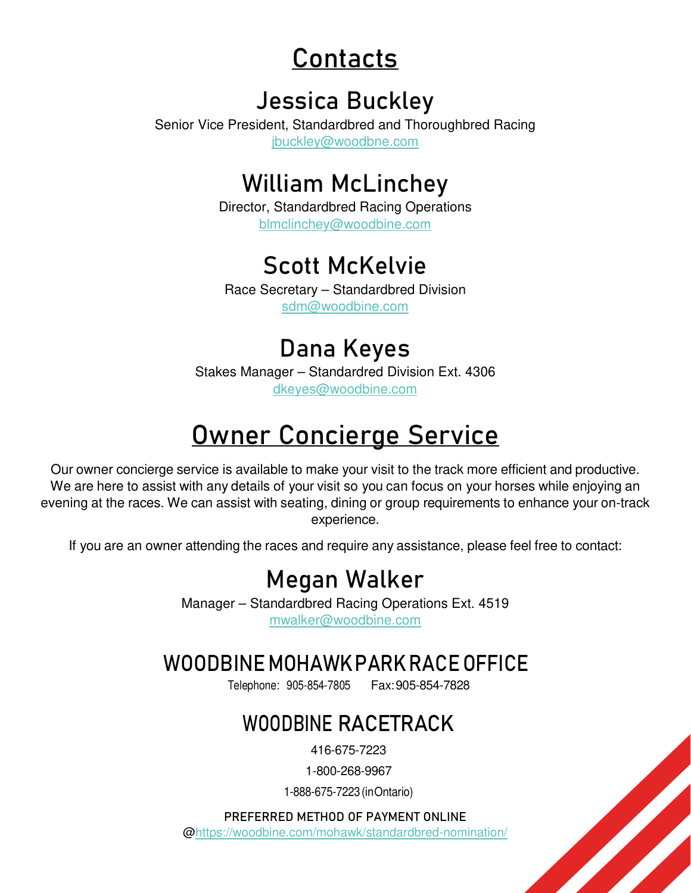# Contacts

## Jessica Buckley

Senior Vice President, Standardbred and Thoroughbred Racing
jbuckley@woodbne.com

## William McLinchey

Director, Standardbred Racing Operations
blmclinchey@woodbine.com

## Scott McKelvie

Race Secretary – Standardbred Division
sdm@woodbine.com

## Dana Keyes

Stakes Manager – Standardred Division Ext. 4306
dkeyes@woodbine.com

# Owner Concierge Service

Our owner concierge service is available to make your visit to the track more efficient and productive. We are here to assist with any details of your visit so you can focus on your horses while enjoying an evening at the races. We can assist with seating, dining or group requirements to enhance your on-track experience.

If you are an owner attending the races and require any assistance, please feel free to contact:

## Megan Walker

Manager – Standardbred Racing Operations Ext. 4519
mwalker@woodbine.com

## WOODBINE MOHAWK PARK RACE OFFICE

Telephone: 905-854-7805 Fax: 905-854-7828

## WOODBINE RACETRACK

416-675-7223

1-800-268-9967

1-888-675-7223 (in Ontario)

PREFERRED METHOD OF PAYMENT ONLINE
@https://woodbine.com/mohawk/standardbred-nomination/